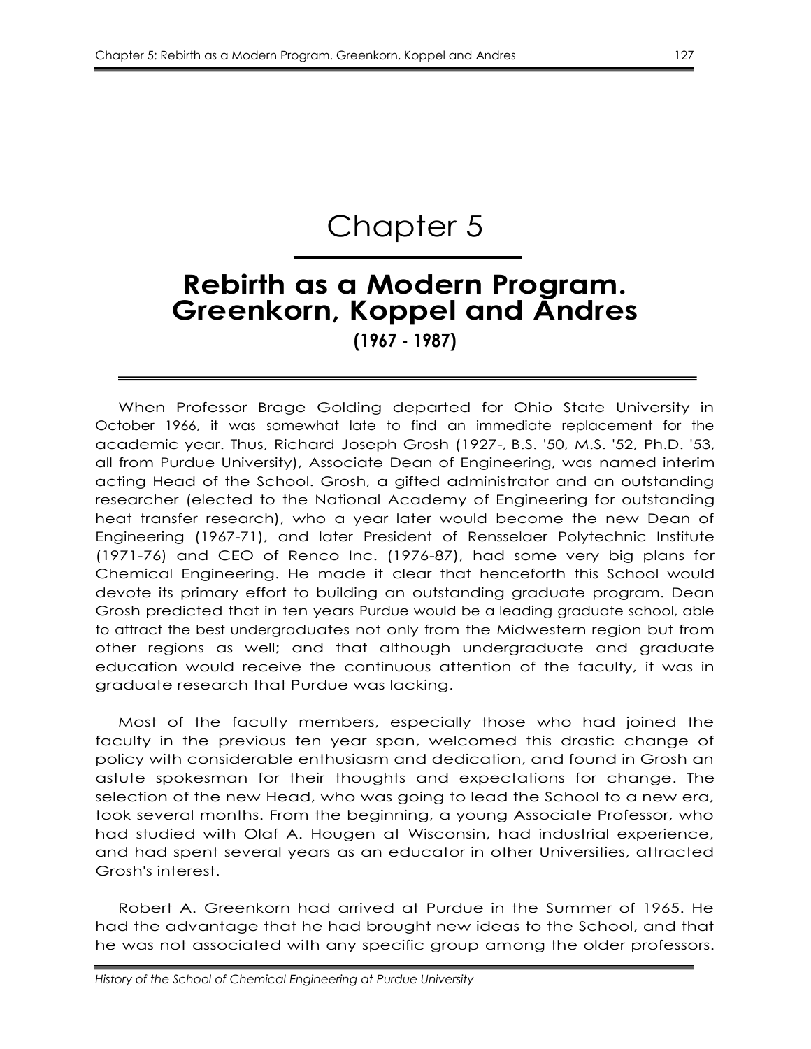# Chapter 5

## Rebirth as a Modern Program. Greenkorn, Koppel and Andres

**(1967 - 1987)**

When Professor Brage Golding departed for Ohio State University in October 1966, it was somewhat late to find an immediate replacement for the academic year. Thus, Richard Joseph Grosh (1927-, B.S. '50, M.S. '52, Ph.D. '53, all from Purdue University), Associate Dean of Engineering, was named interim acting Head of the School. Grosh, a gifted administrator and an outstanding researcher (elected to the National Academy of Engineering for outstanding heat transfer research), who a year later would become the new Dean of Engineering (1967-71), and later President of Rensselaer Polytechnic Institute (1971-76) and CEO of Renco Inc. (1976-87), had some very big plans for Chemical Engineering. He made it clear that henceforth this School would devote its primary effort to building an outstanding graduate program. Dean Grosh predicted that in ten years Purdue would be a leading graduate school, able to attract the best undergraduates not only from the Midwestern region but from other regions as well; and that although undergraduate and graduate education would receive the continuous attention of the faculty, it was in graduate research that Purdue was lacking.

Most of the faculty members, especially those who had joined the faculty in the previous ten year span, welcomed this drastic change of policy with considerable enthusiasm and dedication, and found in Grosh an astute spokesman for their thoughts and expectations for change. The selection of the new Head, who was going to lead the School to a new era, took several months. From the beginning, a young Associate Professor, who had studied with Olaf A. Hougen at Wisconsin, had industrial experience, and had spent several years as an educator in other Universities, attracted Grosh's interest.

Robert A. Greenkorn had arrived at Purdue in the Summer of 1965. He had the advantage that he had brought new ideas to the School, and that he was not associated with any specific group among the older professors.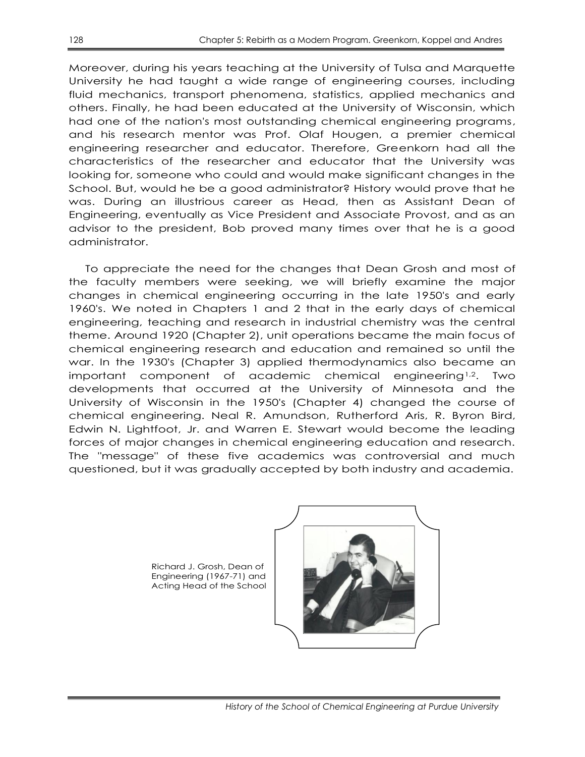Moreover, during his years teaching at the University of Tulsa and Marquette University he had taught a wide range of engineering courses, including fluid mechanics, transport phenomena, statistics, applied mechanics and others. Finally, he had been educated at the University of Wisconsin, which had one of the nation's most outstanding chemical engineering programs, and his research mentor was Prof. Olaf Hougen, a premier chemical engineering researcher and educator. Therefore, Greenkorn had all the characteristics of the researcher and educator that the University was looking for, someone who could and would make significant changes in the School. But, would he be a good administrator? History would prove that he was. During an illustrious career as Head, then as Assistant Dean of Engineering, eventually as Vice President and Associate Provost, and as an advisor to the president, Bob proved many times over that he is a good administrator.

To appreciate the need for the changes that Dean Grosh and most of the faculty members were seeking, we will briefly examine the major changes in chemical engineering occurring in the late 1950's and early 1960's. We noted in Chapters 1 and 2 that in the early days of chemical engineering, teaching and research in industrial chemistry was the central theme. Around 1920 (Chapter 2), unit operations became the main focus of chemical engineering research and education and remained so until the war. In the 1930's (Chapter 3) applied thermodynamics also became an important component of academic chemical engineering[1,2]. Two developments that occurred at the University of Minnesota and the University of Wisconsin in the 1950's (Chapter 4) changed the course of chemical engineering. Neal R. Amundson, Rutherford Aris, R. Byron Bird, Edwin N. Lightfoot, Jr. and Warren E. Stewart would become the leading forces of major changes in chemical engineering education and research. The "message" of these five academics was controversial and much questioned, but it was gradually accepted by both industry and academia.

Richard J. Grosh, Dean of Engineering (1967-71) and Acting Head of the School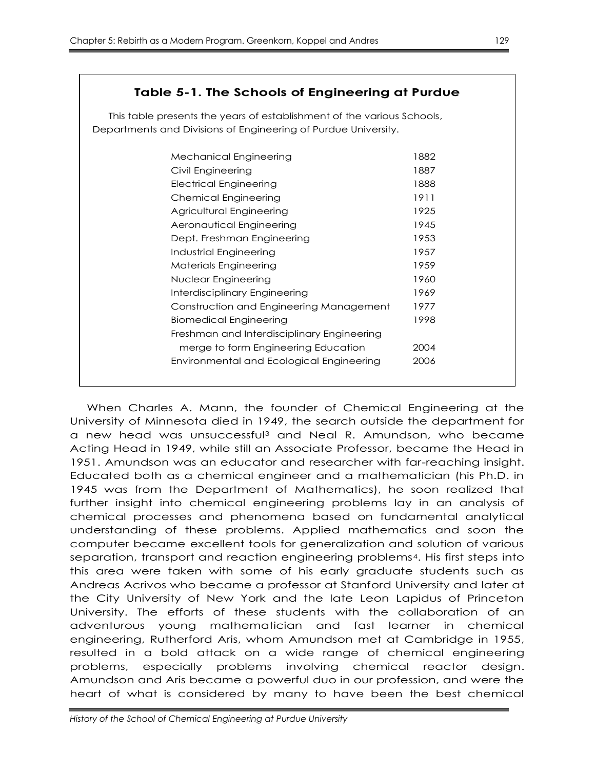## Table 5-1. The Schools of Engineering at Purdue

This table presents the years of establishment of the various Schools, Departments and Divisions of Engineering of Purdue University.

| School/Department/Division | Year |
|---|---|
| Mechanical Engineering | 1882 |
| Civil Engineering | 1887 |
| Electrical Engineering | 1888 |
| Chemical Engineering | 1911 |
| Agricultural Engineering | 1925 |
| Aeronautical Engineering | 1945 |
| Dept. Freshman Engineering | 1953 |
| Industrial Engineering | 1957 |
| Materials Engineering | 1959 |
| Nuclear Engineering | 1960 |
| Interdisciplinary Engineering | 1969 |
| Construction and Engineering Management | 1977 |
| Biomedical Engineering | 1998 |
| Freshman and Interdisciplinary Engineering merge to form Engineering Education | 2004 |
| Environmental and Ecological Engineering | 2006 |

When Charles A. Mann, the founder of Chemical Engineering at the University of Minnesota died in 1949, the search outside the department for a new head was unsuccessful[3] and Neal R. Amundson, who became Acting Head in 1949, while still an Associate Professor, became the Head in 1951. Amundson was an educator and researcher with far-reaching insight. Educated both as a chemical engineer and a mathematician (his Ph.D. in 1945 was from the Department of Mathematics), he soon realized that further insight into chemical engineering problems lay in an analysis of chemical processes and phenomena based on fundamental analytical understanding of these problems. Applied mathematics and soon the computer became excellent tools for generalization and solution of various separation, transport and reaction engineering problems[4]. His first steps into this area were taken with some of his early graduate students such as Andreas Acrivos who became a professor at Stanford University and later at the City University of New York and the late Leon Lapidus of Princeton University. The efforts of these students with the collaboration of an adventurous young mathematician and fast learner in chemical engineering, Rutherford Aris, whom Amundson met at Cambridge in 1955, resulted in a bold attack on a wide range of chemical engineering problems, especially problems involving chemical reactor design. Amundson and Aris became a powerful duo in our profession, and were the heart of what is considered by many to have been the best chemical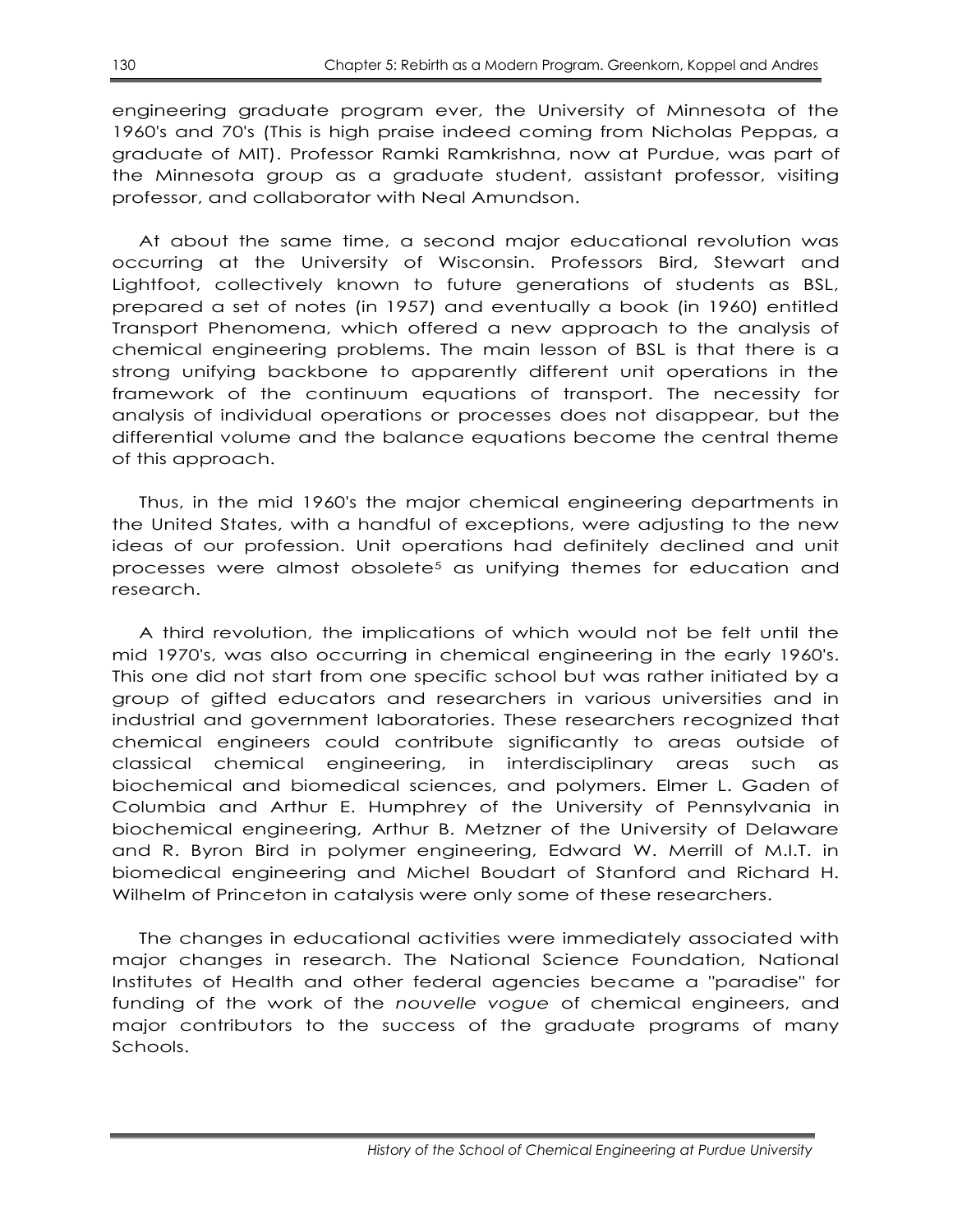engineering graduate program ever, the University of Minnesota of the 1960's and 70's (This is high praise indeed coming from Nicholas Peppas, a graduate of MIT). Professor Ramki Ramkrishna, now at Purdue, was part of the Minnesota group as a graduate student, assistant professor, visiting professor, and collaborator with Neal Amundson.

At about the same time, a second major educational revolution was occurring at the University of Wisconsin. Professors Bird, Stewart and Lightfoot, collectively known to future generations of students as BSL, prepared a set of notes (in 1957) and eventually a book (in 1960) entitled Transport Phenomena, which offered a new approach to the analysis of chemical engineering problems. The main lesson of BSL is that there is a strong unifying backbone to apparently different unit operations in the framework of the continuum equations of transport. The necessity for analysis of individual operations or processes does not disappear, but the differential volume and the balance equations become the central theme of this approach.

Thus, in the mid 1960's the major chemical engineering departments in the United States, with a handful of exceptions, were adjusting to the new ideas of our profession. Unit operations had definitely declined and unit processes were almost obsolete[5] as unifying themes for education and research.

A third revolution, the implications of which would not be felt until the mid 1970's, was also occurring in chemical engineering in the early 1960's. This one did not start from one specific school but was rather initiated by a group of gifted educators and researchers in various universities and in industrial and government laboratories. These researchers recognized that chemical engineers could contribute significantly to areas outside of classical chemical engineering, in interdisciplinary areas such as biochemical and biomedical sciences, and polymers. Elmer L. Gaden of Columbia and Arthur E. Humphrey of the University of Pennsylvania in biochemical engineering, Arthur B. Metzner of the University of Delaware and R. Byron Bird in polymer engineering, Edward W. Merrill of M.I.T. in biomedical engineering and Michel Boudart of Stanford and Richard H. Wilhelm of Princeton in catalysis were only some of these researchers.

The changes in educational activities were immediately associated with major changes in research. The National Science Foundation, National Institutes of Health and other federal agencies became a "paradise" for funding of the work of the *nouvelle vogue* of chemical engineers, and major contributors to the success of the graduate programs of many Schools.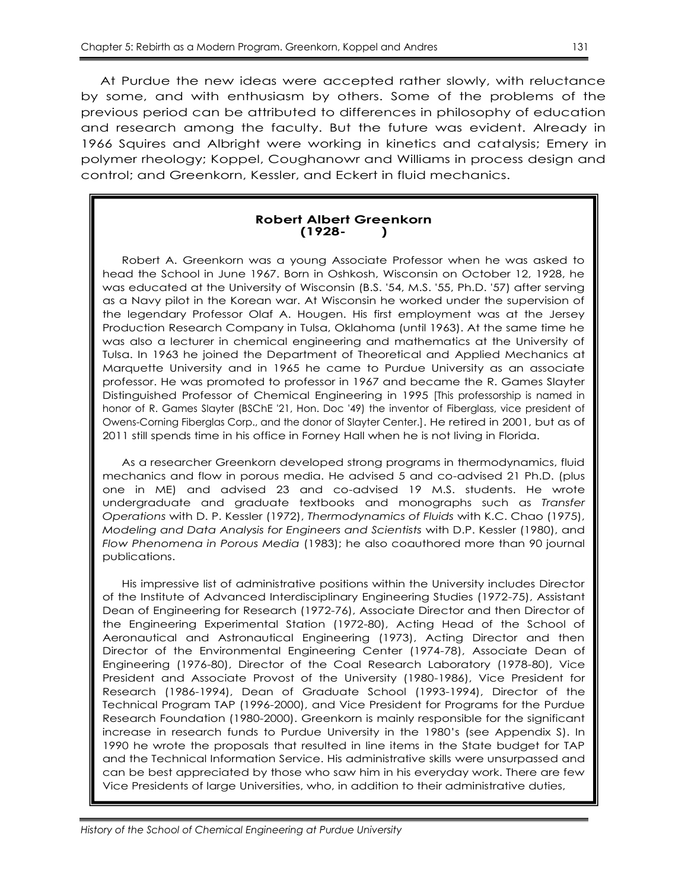At Purdue the new ideas were accepted rather slowly, with reluctance by some, and with enthusiasm by others. Some of the problems of the previous period can be attributed to differences in philosophy of education and research among the faculty. But the future was evident. Already in 1966 Squires and Albright were working in kinetics and catalysis; Emery in polymer rheology; Koppel, Coughanowr and Williams in process design and control; and Greenkorn, Kessler, and Eckert in fluid mechanics.

### Robert Albert Greenkorn
### (1928- )

Robert A. Greenkorn was a young Associate Professor when he was asked to head the School in June 1967. Born in Oshkosh, Wisconsin on October 12, 1928, he was educated at the University of Wisconsin (B.S. '54, M.S. '55, Ph.D. '57) after serving as a Navy pilot in the Korean war. At Wisconsin he worked under the supervision of the legendary Professor Olaf A. Hougen. His first employment was at the Jersey Production Research Company in Tulsa, Oklahoma (until 1963). At the same time he was also a lecturer in chemical engineering and mathematics at the University of Tulsa. In 1963 he joined the Department of Theoretical and Applied Mechanics at Marquette University and in 1965 he came to Purdue University as an associate professor. He was promoted to professor in 1967 and became the R. Games Slayter Distinguished Professor of Chemical Engineering in 1995 [This professorship is named in honor of R. Games Slayter (BSChE '21, Hon. Doc '49) the inventor of Fiberglass, vice president of Owens-Corning Fiberglas Corp., and the donor of Slayter Center.]. He retired in 2001, but as of 2011 still spends time in his office in Forney Hall when he is not living in Florida.

As a researcher Greenkorn developed strong programs in thermodynamics, fluid mechanics and flow in porous media. He advised 5 and co-advised 21 Ph.D. (plus one in ME) and advised 23 and co-advised 19 M.S. students. He wrote undergraduate and graduate textbooks and monographs such as *Transfer Operations* with D. P. Kessler (1972), *Thermodynamics of Fluids* with K.C. Chao (1975), *Modeling and Data Analysis for Engineers and Scientists* with D.P. Kessler (1980), and *Flow Phenomena in Porous Media* (1983); he also coauthored more than 90 journal publications.

His impressive list of administrative positions within the University includes Director of the Institute of Advanced Interdisciplinary Engineering Studies (1972-75), Assistant Dean of Engineering for Research (1972-76), Associate Director and then Director of the Engineering Experimental Station (1972-80), Acting Head of the School of Aeronautical and Astronautical Engineering (1973), Acting Director and then Director of the Environmental Engineering Center (1974-78), Associate Dean of Engineering (1976-80), Director of the Coal Research Laboratory (1978-80), Vice President and Associate Provost of the University (1980-1986), Vice President for Research (1986-1994), Dean of Graduate School (1993-1994), Director of the Technical Program TAP (1996-2000), and Vice President for Programs for the Purdue Research Foundation (1980-2000). Greenkorn is mainly responsible for the significant increase in research funds to Purdue University in the 1980's (see Appendix S). In 1990 he wrote the proposals that resulted in line items in the State budget for TAP and the Technical Information Service. His administrative skills were unsurpassed and can be best appreciated by those who saw him in his everyday work. There are few Vice Presidents of large Universities, who, in addition to their administrative duties,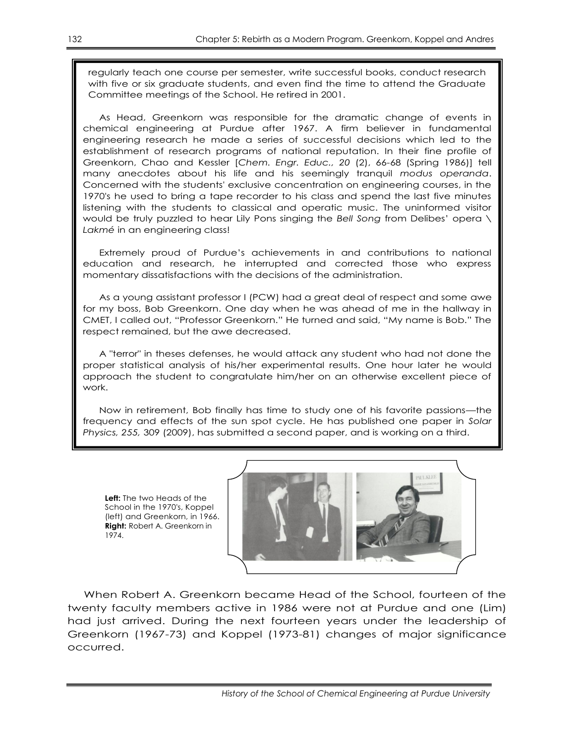regularly teach one course per semester, write successful books, conduct research with five or six graduate students, and even find the time to attend the Graduate Committee meetings of the School. He retired in 2001.

As Head, Greenkorn was responsible for the dramatic change of events in chemical engineering at Purdue after 1967. A firm believer in fundamental engineering research he made a series of successful decisions which led to the establishment of research programs of national reputation. In their fine profile of Greenkorn, Chao and Kessler [*Chem. Engr. Educ., 20* (2), 66-68 (Spring 1986)] tell many anecdotes about his life and his seemingly tranquil *modus operanda*. Concerned with the students' exclusive concentration on engineering courses, in the 1970's he used to bring a tape recorder to his class and spend the last five minutes listening with the students to classical and operatic music. The uninformed visitor would be truly puzzled to hear Lily Pons singing the *Bell Song* from Delibes' opera \ *Lakmé* in an engineering class!

Extremely proud of Purdue's achievements in and contributions to national education and research, he interrupted and corrected those who express momentary dissatisfactions with the decisions of the administration.

As a young assistant professor I (PCW) had a great deal of respect and some awe for my boss, Bob Greenkorn. One day when he was ahead of me in the hallway in CMET, I called out, "Professor Greenkorn." He turned and said, "My name is Bob." The respect remained, but the awe decreased.

A "terror" in theses defenses, he would attack any student who had not done the proper statistical analysis of his/her experimental results. One hour later he would approach the student to congratulate him/her on an otherwise excellent piece of work.

Now in retirement, Bob finally has time to study one of his favorite passions—the frequency and effects of the sun spot cycle. He has published one paper in *Solar Physics, 255,* 309 (2009), has submitted a second paper, and is working on a third.

**Left:** The two Heads of the School in the 1970's, Koppel (left) and Greenkorn, in 1966. **Right:** Robert A. Greenkorn in 1974.

When Robert A. Greenkorn became Head of the School, fourteen of the twenty faculty members active in 1986 were not at Purdue and one (Lim) had just arrived. During the next fourteen years under the leadership of Greenkorn (1967-73) and Koppel (1973-81) changes of major significance occurred.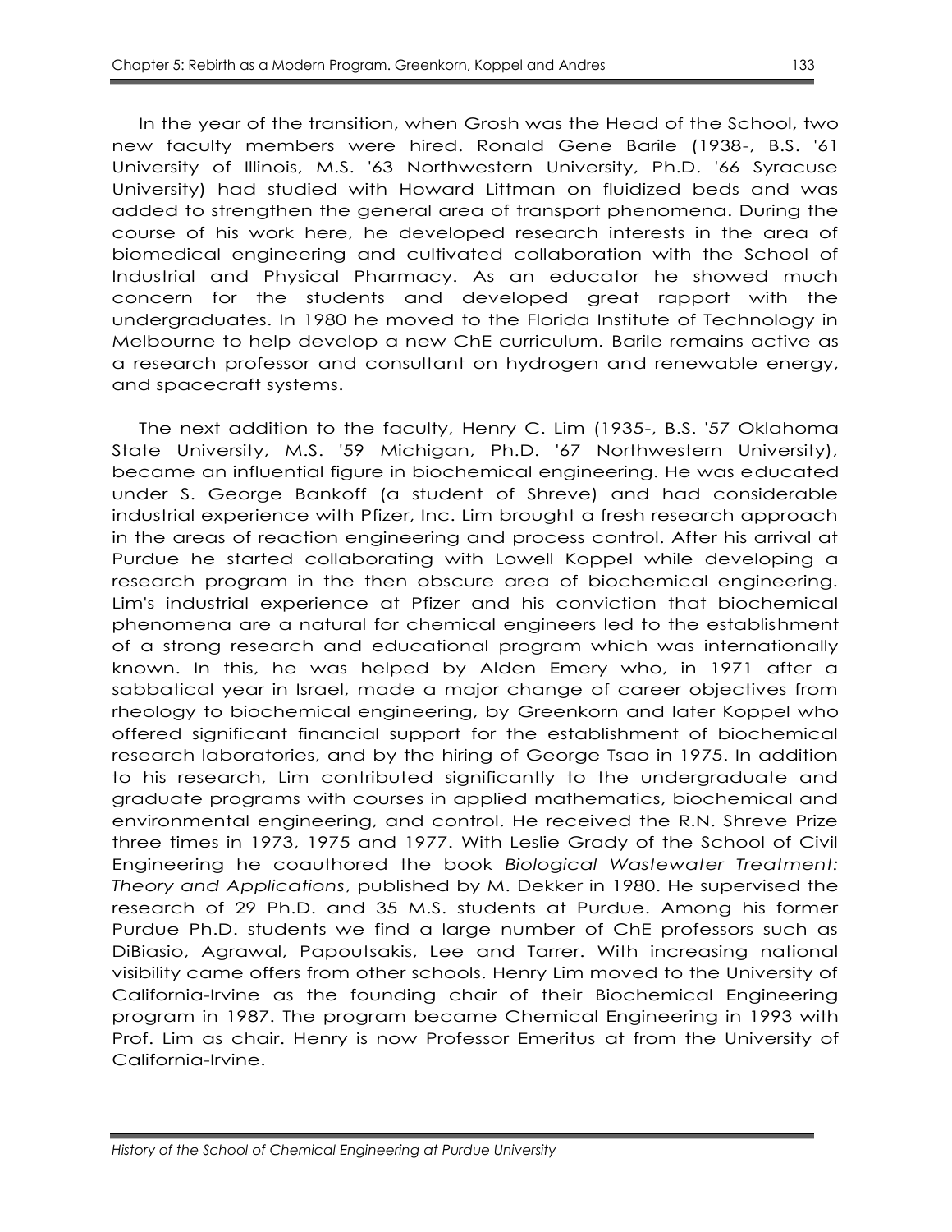In the year of the transition, when Grosh was the Head of the School, two new faculty members were hired. Ronald Gene Barile (1938-, B.S. '61 University of Illinois, M.S. '63 Northwestern University, Ph.D. '66 Syracuse University) had studied with Howard Littman on fluidized beds and was added to strengthen the general area of transport phenomena. During the course of his work here, he developed research interests in the area of biomedical engineering and cultivated collaboration with the School of Industrial and Physical Pharmacy. As an educator he showed much concern for the students and developed great rapport with the undergraduates. In 1980 he moved to the Florida Institute of Technology in Melbourne to help develop a new ChE curriculum. Barile remains active as a research professor and consultant on hydrogen and renewable energy, and spacecraft systems.

The next addition to the faculty, Henry C. Lim (1935-, B.S. '57 Oklahoma State University, M.S. '59 Michigan, Ph.D. '67 Northwestern University), became an influential figure in biochemical engineering. He was educated under S. George Bankoff (a student of Shreve) and had considerable industrial experience with Pfizer, Inc. Lim brought a fresh research approach in the areas of reaction engineering and process control. After his arrival at Purdue he started collaborating with Lowell Koppel while developing a research program in the then obscure area of biochemical engineering. Lim's industrial experience at Pfizer and his conviction that biochemical phenomena are a natural for chemical engineers led to the establishment of a strong research and educational program which was internationally known. In this, he was helped by Alden Emery who, in 1971 after a sabbatical year in Israel, made a major change of career objectives from rheology to biochemical engineering, by Greenkorn and later Koppel who offered significant financial support for the establishment of biochemical research laboratories, and by the hiring of George Tsao in 1975. In addition to his research, Lim contributed significantly to the undergraduate and graduate programs with courses in applied mathematics, biochemical and environmental engineering, and control. He received the R.N. Shreve Prize three times in 1973, 1975 and 1977. With Leslie Grady of the School of Civil Engineering he coauthored the book *Biological Wastewater Treatment: Theory and Applications*, published by M. Dekker in 1980. He supervised the research of 29 Ph.D. and 35 M.S. students at Purdue. Among his former Purdue Ph.D. students we find a large number of ChE professors such as DiBiasio, Agrawal, Papoutsakis, Lee and Tarrer. With increasing national visibility came offers from other schools. Henry Lim moved to the University of California-Irvine as the founding chair of their Biochemical Engineering program in 1987. The program became Chemical Engineering in 1993 with Prof. Lim as chair. Henry is now Professor Emeritus at from the University of California-Irvine.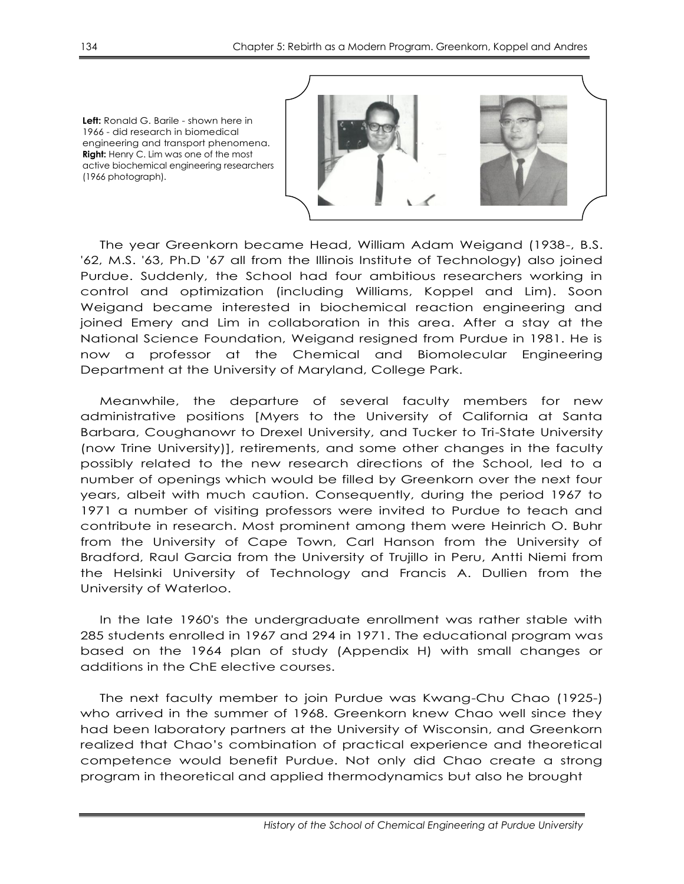**Left:** Ronald G. Barile - shown here in 1966 - did research in biomedical engineering and transport phenomena. **Right:** Henry C. Lim was one of the most active biochemical engineering researchers (1966 photograph).

The year Greenkorn became Head, William Adam Weigand (1938-, B.S. '62, M.S. '63, Ph.D '67 all from the Illinois Institute of Technology) also joined Purdue. Suddenly, the School had four ambitious researchers working in control and optimization (including Williams, Koppel and Lim). Soon Weigand became interested in biochemical reaction engineering and joined Emery and Lim in collaboration in this area. After a stay at the National Science Foundation, Weigand resigned from Purdue in 1981. He is now a professor at the Chemical and Biomolecular Engineering Department at the University of Maryland, College Park.

Meanwhile, the departure of several faculty members for new administrative positions [Myers to the University of California at Santa Barbara, Coughanowr to Drexel University, and Tucker to Tri-State University (now Trine University)], retirements, and some other changes in the faculty possibly related to the new research directions of the School, led to a number of openings which would be filled by Greenkorn over the next four years, albeit with much caution. Consequently, during the period 1967 to 1971 a number of visiting professors were invited to Purdue to teach and contribute in research. Most prominent among them were Heinrich O. Buhr from the University of Cape Town, Carl Hanson from the University of Bradford, Raul Garcia from the University of Trujillo in Peru, Antti Niemi from the Helsinki University of Technology and Francis A. Dullien from the University of Waterloo.

In the late 1960's the undergraduate enrollment was rather stable with 285 students enrolled in 1967 and 294 in 1971. The educational program was based on the 1964 plan of study (Appendix H) with small changes or additions in the ChE elective courses.

The next faculty member to join Purdue was Kwang-Chu Chao (1925-) who arrived in the summer of 1968. Greenkorn knew Chao well since they had been laboratory partners at the University of Wisconsin, and Greenkorn realized that Chao's combination of practical experience and theoretical competence would benefit Purdue. Not only did Chao create a strong program in theoretical and applied thermodynamics but also he brought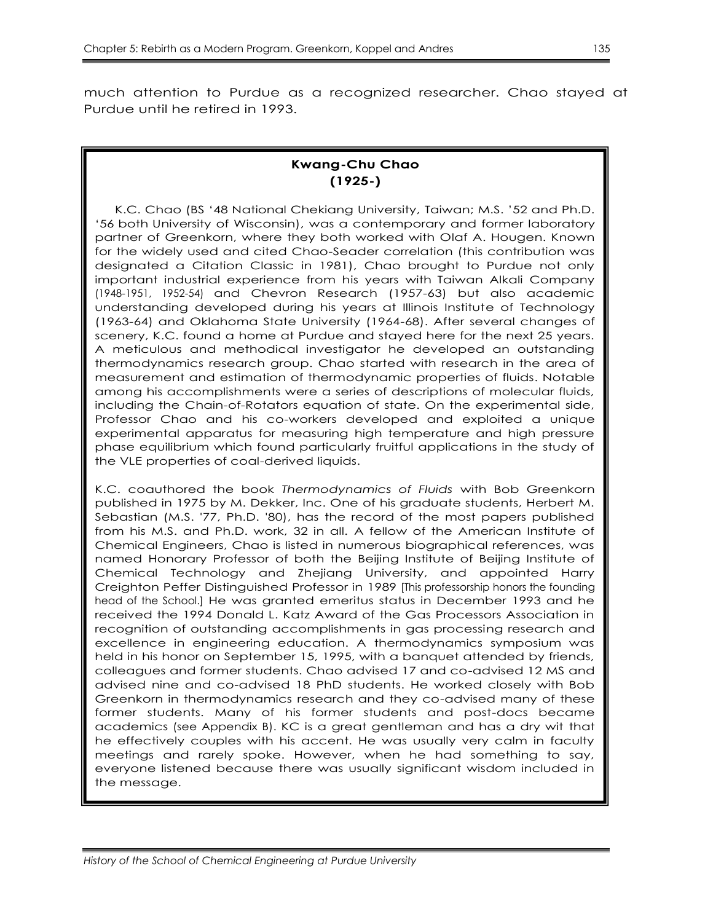much attention to Purdue as a recognized researcher. Chao stayed at Purdue until he retired in 1993.

### Kwang-Chu Chao
### (1925-)

K.C. Chao (BS '48 National Chekiang University, Taiwan; M.S. '52 and Ph.D. '56 both University of Wisconsin), was a contemporary and former laboratory partner of Greenkorn, where they both worked with Olaf A. Hougen. Known for the widely used and cited Chao-Seader correlation (this contribution was designated a Citation Classic in 1981), Chao brought to Purdue not only important industrial experience from his years with Taiwan Alkali Company (1948-1951, 1952-54) and Chevron Research (1957-63) but also academic understanding developed during his years at Illinois Institute of Technology (1963-64) and Oklahoma State University (1964-68). After several changes of scenery, K.C. found a home at Purdue and stayed here for the next 25 years. A meticulous and methodical investigator he developed an outstanding thermodynamics research group. Chao started with research in the area of measurement and estimation of thermodynamic properties of fluids. Notable among his accomplishments were a series of descriptions of molecular fluids, including the Chain-of-Rotators equation of state. On the experimental side, Professor Chao and his co-workers developed and exploited a unique experimental apparatus for measuring high temperature and high pressure phase equilibrium which found particularly fruitful applications in the study of the VLE properties of coal-derived liquids.

K.C. coauthored the book *Thermodynamics of Fluids* with Bob Greenkorn published in 1975 by M. Dekker, Inc. One of his graduate students, Herbert M. Sebastian (M.S. '77, Ph.D. '80), has the record of the most papers published from his M.S. and Ph.D. work, 32 in all. A fellow of the American Institute of Chemical Engineers, Chao is listed in numerous biographical references, was named Honorary Professor of both the Beijing Institute of Beijing Institute of Chemical Technology and Zhejiang University, and appointed Harry Creighton Peffer Distinguished Professor in 1989 [This professorship honors the founding head of the School.] He was granted emeritus status in December 1993 and he received the 1994 Donald L. Katz Award of the Gas Processors Association in recognition of outstanding accomplishments in gas processing research and excellence in engineering education. A thermodynamics symposium was held in his honor on September 15, 1995, with a banquet attended by friends, colleagues and former students. Chao advised 17 and co-advised 12 MS and advised nine and co-advised 18 PhD students. He worked closely with Bob Greenkorn in thermodynamics research and they co-advised many of these former students. Many of his former students and post-docs became academics (see Appendix B). KC is a great gentleman and has a dry wit that he effectively couples with his accent. He was usually very calm in faculty meetings and rarely spoke. However, when he had something to say, everyone listened because there was usually significant wisdom included in the message.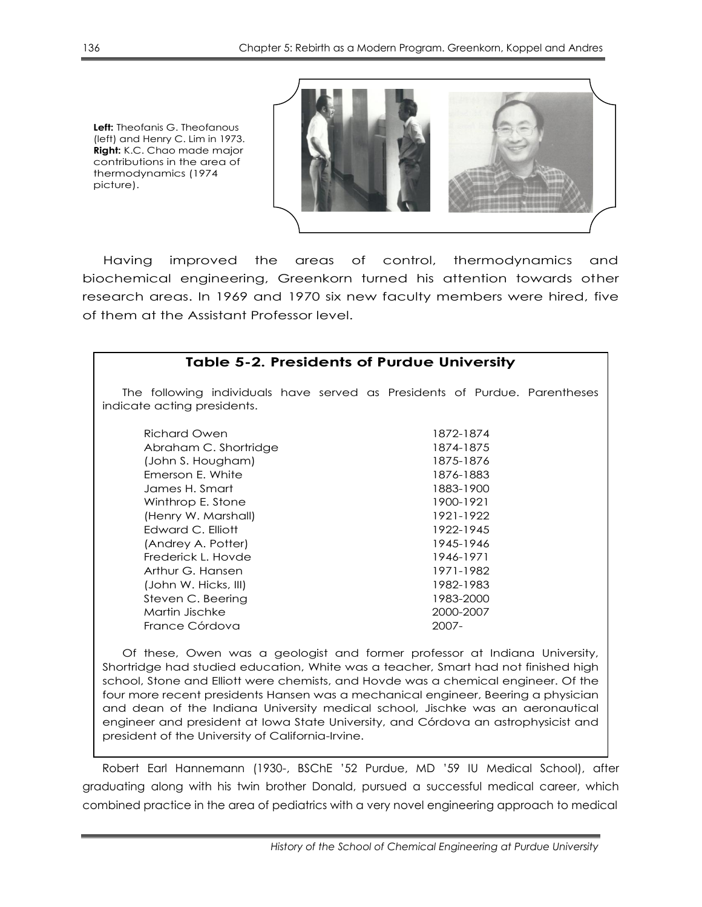**Left:** Theofanis G. Theofanous (left) and Henry C. Lim in 1973. **Right:** K.C. Chao made major contributions in the area of thermodynamics (1974 picture).

Having improved the areas of control, thermodynamics and biochemical engineering, Greenkorn turned his attention towards other research areas. In 1969 and 1970 six new faculty members were hired, five of them at the Assistant Professor level.

### Table 5-2. Presidents of Purdue University

The following individuals have served as Presidents of Purdue. Parentheses indicate acting presidents.

| | |
|---|---|
| Richard Owen | 1872-1874 |
| Abraham C. Shortridge | 1874-1875 |
| (John S. Hougham) | 1875-1876 |
| Emerson E. White | 1876-1883 |
| James H. Smart | 1883-1900 |
| Winthrop E. Stone | 1900-1921 |
| (Henry W. Marshall) | 1921-1922 |
| Edward C. Elliott | 1922-1945 |
| (Andrey A. Potter) | 1945-1946 |
| Frederick L. Hovde | 1946-1971 |
| Arthur G. Hansen | 1971-1982 |
| (John W. Hicks, III) | 1982-1983 |
| Steven C. Beering | 1983-2000 |
| Martin Jischke | 2000-2007 |
| France Córdova | 2007- |

Of these, Owen was a geologist and former professor at Indiana University, Shortridge had studied education, White was a teacher, Smart had not finished high school, Stone and Elliott were chemists, and Hovde was a chemical engineer. Of the four more recent presidents Hansen was a mechanical engineer, Beering a physician and dean of the Indiana University medical school, Jischke was an aeronautical engineer and president at Iowa State University, and Córdova an astrophysicist and president of the University of California-Irvine.

Robert Earl Hannemann (1930-, BSChE '52 Purdue, MD '59 IU Medical School), after graduating along with his twin brother Donald, pursued a successful medical career, which combined practice in the area of pediatrics with a very novel engineering approach to medical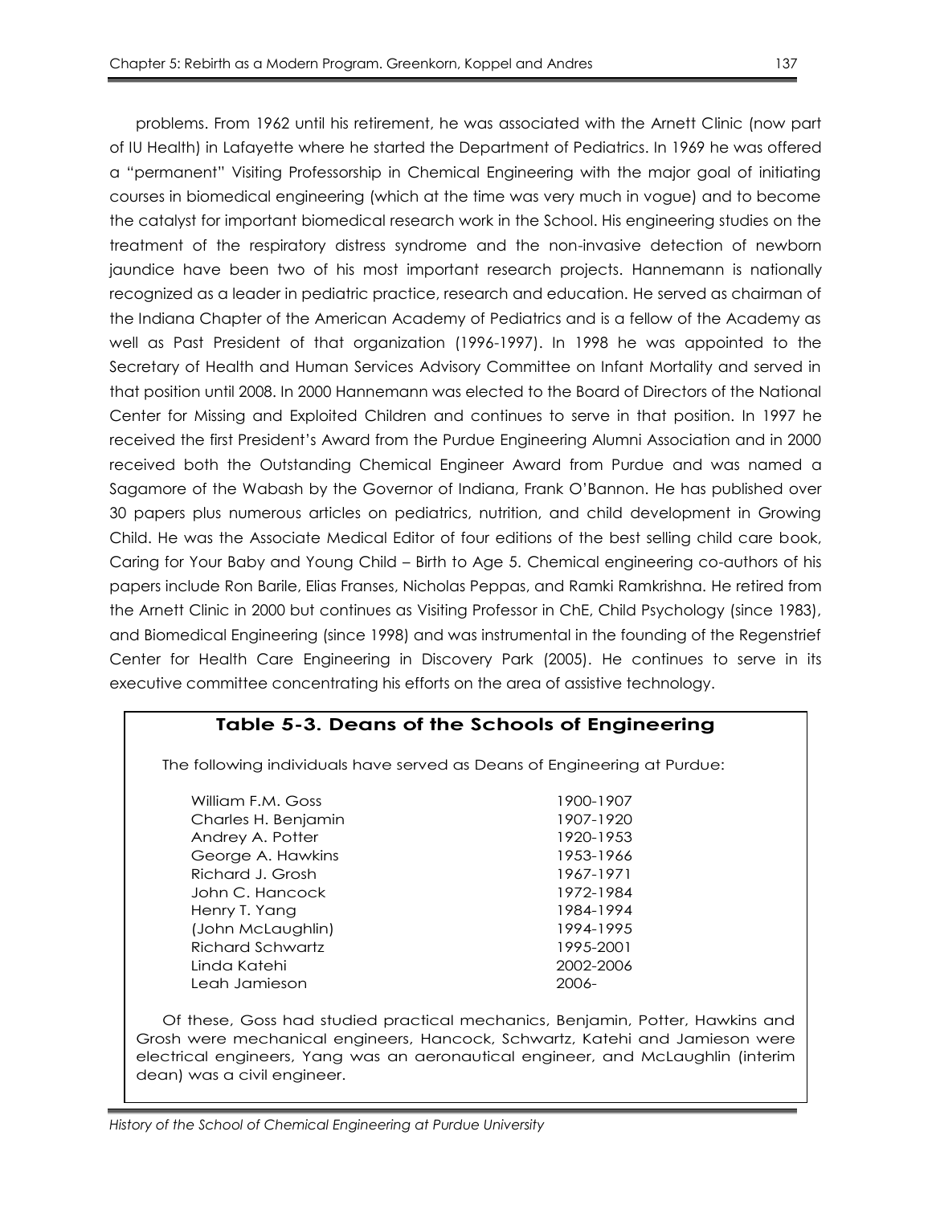problems. From 1962 until his retirement, he was associated with the Arnett Clinic (now part of IU Health) in Lafayette where he started the Department of Pediatrics. In 1969 he was offered a "permanent" Visiting Professorship in Chemical Engineering with the major goal of initiating courses in biomedical engineering (which at the time was very much in vogue) and to become the catalyst for important biomedical research work in the School. His engineering studies on the treatment of the respiratory distress syndrome and the non-invasive detection of newborn jaundice have been two of his most important research projects. Hannemann is nationally recognized as a leader in pediatric practice, research and education. He served as chairman of the Indiana Chapter of the American Academy of Pediatrics and is a fellow of the Academy as well as Past President of that organization (1996-1997). In 1998 he was appointed to the Secretary of Health and Human Services Advisory Committee on Infant Mortality and served in that position until 2008. In 2000 Hannemann was elected to the Board of Directors of the National Center for Missing and Exploited Children and continues to serve in that position. In 1997 he received the first President's Award from the Purdue Engineering Alumni Association and in 2000 received both the Outstanding Chemical Engineer Award from Purdue and was named a Sagamore of the Wabash by the Governor of Indiana, Frank O'Bannon. He has published over 30 papers plus numerous articles on pediatrics, nutrition, and child development in Growing Child. He was the Associate Medical Editor of four editions of the best selling child care book, Caring for Your Baby and Young Child – Birth to Age 5. Chemical engineering co-authors of his papers include Ron Barile, Elias Franses, Nicholas Peppas, and Ramki Ramkrishna. He retired from the Arnett Clinic in 2000 but continues as Visiting Professor in ChE, Child Psychology (since 1983), and Biomedical Engineering (since 1998) and was instrumental in the founding of the Regenstrief Center for Health Care Engineering in Discovery Park (2005). He continues to serve in its executive committee concentrating his efforts on the area of assistive technology.

### Table 5-3. Deans of the Schools of Engineering

The following individuals have served as Deans of Engineering at Purdue:

| Name | Years |
|---|---|
| William F.M. Goss | 1900-1907 |
| Charles H. Benjamin | 1907-1920 |
| Andrey A. Potter | 1920-1953 |
| George A. Hawkins | 1953-1966 |
| Richard J. Grosh | 1967-1971 |
| John C. Hancock | 1972-1984 |
| Henry T. Yang | 1984-1994 |
| (John McLaughlin) | 1994-1995 |
| Richard Schwartz | 1995-2001 |
| Linda Katehi | 2002-2006 |
| Leah Jamieson | 2006- |

Of these, Goss had studied practical mechanics, Benjamin, Potter, Hawkins and Grosh were mechanical engineers, Hancock, Schwartz, Katehi and Jamieson were electrical engineers, Yang was an aeronautical engineer, and McLaughlin (interim dean) was a civil engineer.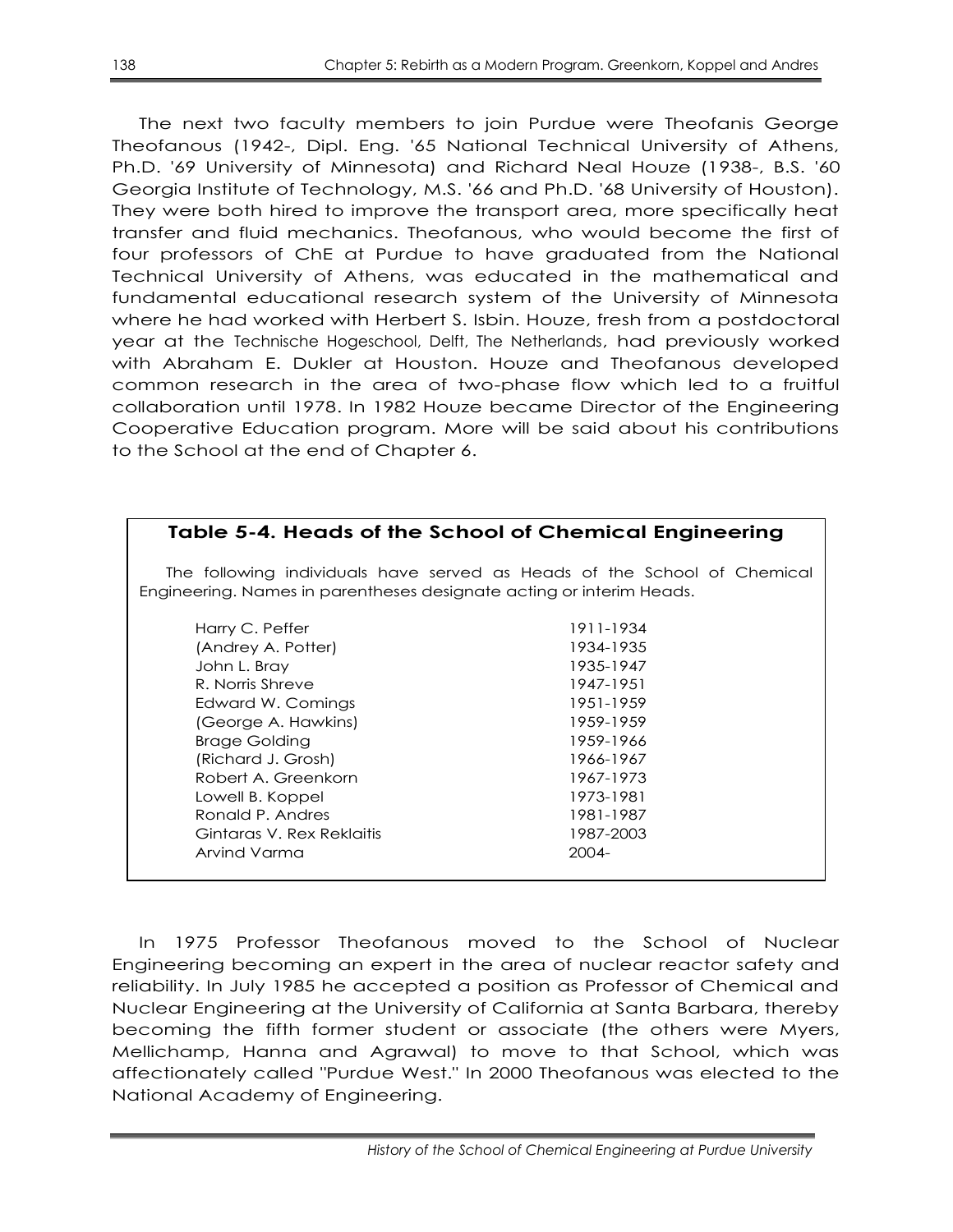The next two faculty members to join Purdue were Theofanis George Theofanous (1942-, Dipl. Eng. '65 National Technical University of Athens, Ph.D. '69 University of Minnesota) and Richard Neal Houze (1938-, B.S. '60 Georgia Institute of Technology, M.S. '66 and Ph.D. '68 University of Houston). They were both hired to improve the transport area, more specifically heat transfer and fluid mechanics. Theofanous, who would become the first of four professors of ChE at Purdue to have graduated from the National Technical University of Athens, was educated in the mathematical and fundamental educational research system of the University of Minnesota where he had worked with Herbert S. Isbin. Houze, fresh from a postdoctoral year at the Technische Hogeschool, Delft, The Netherlands, had previously worked with Abraham E. Dukler at Houston. Houze and Theofanous developed common research in the area of two-phase flow which led to a fruitful collaboration until 1978. In 1982 Houze became Director of the Engineering Cooperative Education program. More will be said about his contributions to the School at the end of Chapter 6.

### Table 5-4. Heads of the School of Chemical Engineering

The following individuals have served as Heads of the School of Chemical Engineering. Names in parentheses designate acting or interim Heads.

| Name | Years |
|---|---|
| Harry C. Peffer | 1911-1934 |
| (Andrey A. Potter) | 1934-1935 |
| John L. Bray | 1935-1947 |
| R. Norris Shreve | 1947-1951 |
| Edward W. Comings | 1951-1959 |
| (George A. Hawkins) | 1959-1959 |
| Brage Golding | 1959-1966 |
| (Richard J. Grosh) | 1966-1967 |
| Robert A. Greenkorn | 1967-1973 |
| Lowell B. Koppel | 1973-1981 |
| Ronald P. Andres | 1981-1987 |
| Gintaras V. Rex Reklaitis | 1987-2003 |
| Arvind Varma | 2004- |

In 1975 Professor Theofanous moved to the School of Nuclear Engineering becoming an expert in the area of nuclear reactor safety and reliability. In July 1985 he accepted a position as Professor of Chemical and Nuclear Engineering at the University of California at Santa Barbara, thereby becoming the fifth former student or associate (the others were Myers, Mellichamp, Hanna and Agrawal) to move to that School, which was affectionately called "Purdue West." In 2000 Theofanous was elected to the National Academy of Engineering.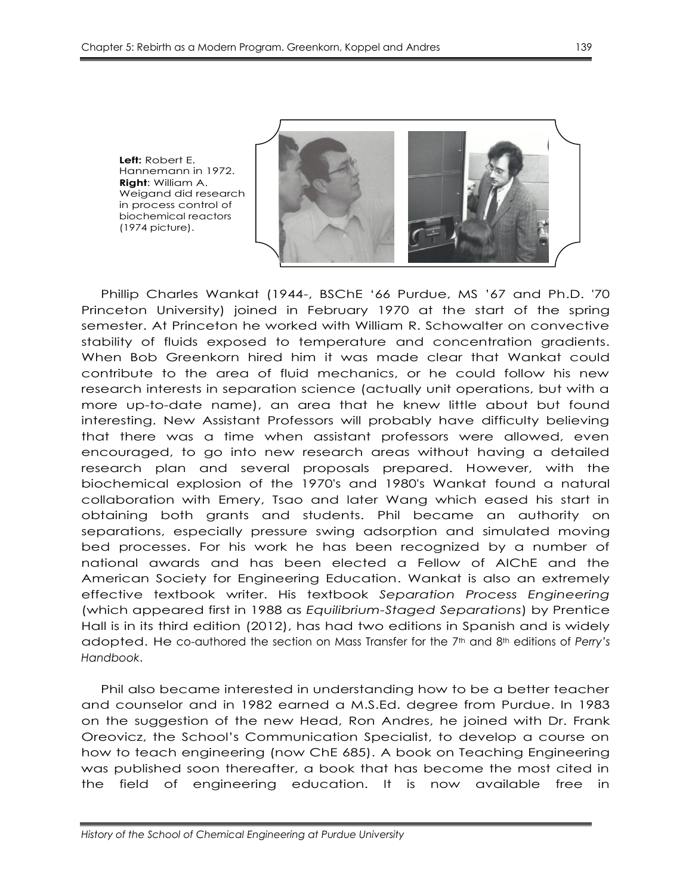**Left:** Robert E. Hannemann in 1972. **Right**: William A. Weigand did research in process control of biochemical reactors (1974 picture).

Phillip Charles Wankat (1944-, BSChE '66 Purdue, MS '67 and Ph.D. '70 Princeton University) joined in February 1970 at the start of the spring semester. At Princeton he worked with William R. Schowalter on convective stability of fluids exposed to temperature and concentration gradients. When Bob Greenkorn hired him it was made clear that Wankat could contribute to the area of fluid mechanics, or he could follow his new research interests in separation science (actually unit operations, but with a more up-to-date name), an area that he knew little about but found interesting. New Assistant Professors will probably have difficulty believing that there was a time when assistant professors were allowed, even encouraged, to go into new research areas without having a detailed research plan and several proposals prepared. However, with the biochemical explosion of the 1970's and 1980's Wankat found a natural collaboration with Emery, Tsao and later Wang which eased his start in obtaining both grants and students. Phil became an authority on separations, especially pressure swing adsorption and simulated moving bed processes. For his work he has been recognized by a number of national awards and has been elected a Fellow of AIChE and the American Society for Engineering Education. Wankat is also an extremely effective textbook writer. His textbook *Separation Process Engineering* (which appeared first in 1988 as *Equilibrium-Staged Separations*) by Prentice Hall is in its third edition (2012), has had two editions in Spanish and is widely adopted. He co-authored the section on Mass Transfer for the 7th and 8th editions of *Perry's Handbook*.

Phil also became interested in understanding how to be a better teacher and counselor and in 1982 earned a M.S.Ed. degree from Purdue. In 1983 on the suggestion of the new Head, Ron Andres, he joined with Dr. Frank Oreovicz, the School's Communication Specialist, to develop a course on how to teach engineering (now ChE 685). A book on Teaching Engineering was published soon thereafter, a book that has become the most cited in the field of engineering education. It is now available free in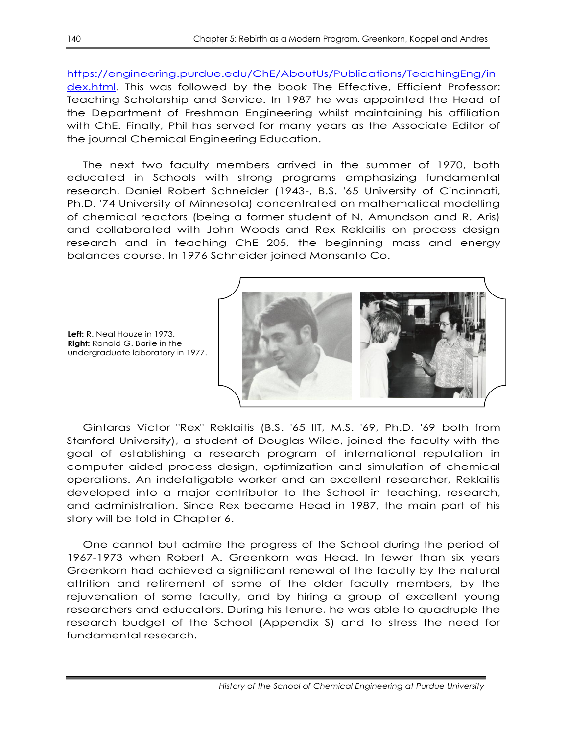https://engineering.purdue.edu/ChE/AboutUs/Publications/TeachingEng/index.html. This was followed by the book The Effective, Efficient Professor: Teaching Scholarship and Service. In 1987 he was appointed the Head of the Department of Freshman Engineering whilst maintaining his affiliation with ChE. Finally, Phil has served for many years as the Associate Editor of the journal Chemical Engineering Education.

The next two faculty members arrived in the summer of 1970, both educated in Schools with strong programs emphasizing fundamental research. Daniel Robert Schneider (1943-, B.S. '65 University of Cincinnati, Ph.D. '74 University of Minnesota) concentrated on mathematical modelling of chemical reactors (being a former student of N. Amundson and R. Aris) and collaborated with John Woods and Rex Reklaitis on process design research and in teaching ChE 205, the beginning mass and energy balances course. In 1976 Schneider joined Monsanto Co.

**Left:** R. Neal Houze in 1973.
**Right:** Ronald G. Barile in the undergraduate laboratory in 1977.

Gintaras Victor "Rex" Reklaitis (B.S. '65 IIT, M.S. '69, Ph.D. '69 both from Stanford University), a student of Douglas Wilde, joined the faculty with the goal of establishing a research program of international reputation in computer aided process design, optimization and simulation of chemical operations. An indefatigable worker and an excellent researcher, Reklaitis developed into a major contributor to the School in teaching, research, and administration. Since Rex became Head in 1987, the main part of his story will be told in Chapter 6.

One cannot but admire the progress of the School during the period of 1967-1973 when Robert A. Greenkorn was Head. In fewer than six years Greenkorn had achieved a significant renewal of the faculty by the natural attrition and retirement of some of the older faculty members, by the rejuvenation of some faculty, and by hiring a group of excellent young researchers and educators. During his tenure, he was able to quadruple the research budget of the School (Appendix S) and to stress the need for fundamental research.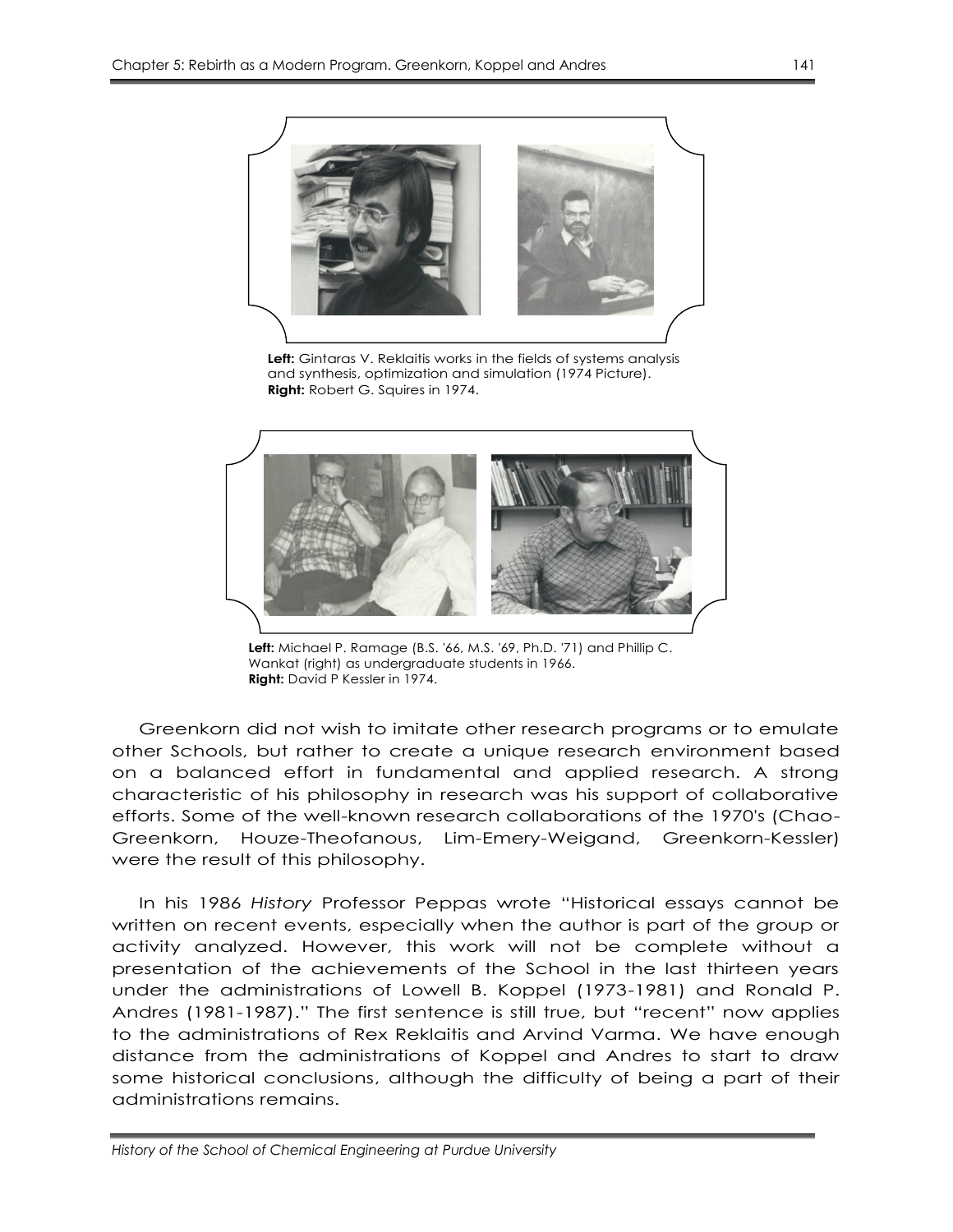**Left:** Gintaras V. Reklaitis works in the fields of systems analysis and synthesis, optimization and simulation (1974 Picture).
**Right:** Robert G. Squires in 1974.

**Left:** Michael P. Ramage (B.S. '66, M.S. '69, Ph.D. '71) and Phillip C. Wankat (right) as undergraduate students in 1966.
**Right:** David P Kessler in 1974.

Greenkorn did not wish to imitate other research programs or to emulate other Schools, but rather to create a unique research environment based on a balanced effort in fundamental and applied research. A strong characteristic of his philosophy in research was his support of collaborative efforts. Some of the well-known research collaborations of the 1970's (Chao-Greenkorn, Houze-Theofanous, Lim-Emery-Weigand, Greenkorn-Kessler) were the result of this philosophy.

In his 1986 *History* Professor Peppas wrote "Historical essays cannot be written on recent events, especially when the author is part of the group or activity analyzed. However, this work will not be complete without a presentation of the achievements of the School in the last thirteen years under the administrations of Lowell B. Koppel (1973-1981) and Ronald P. Andres (1981-1987)." The first sentence is still true, but "recent" now applies to the administrations of Rex Reklaitis and Arvind Varma. We have enough distance from the administrations of Koppel and Andres to start to draw some historical conclusions, although the difficulty of being a part of their administrations remains.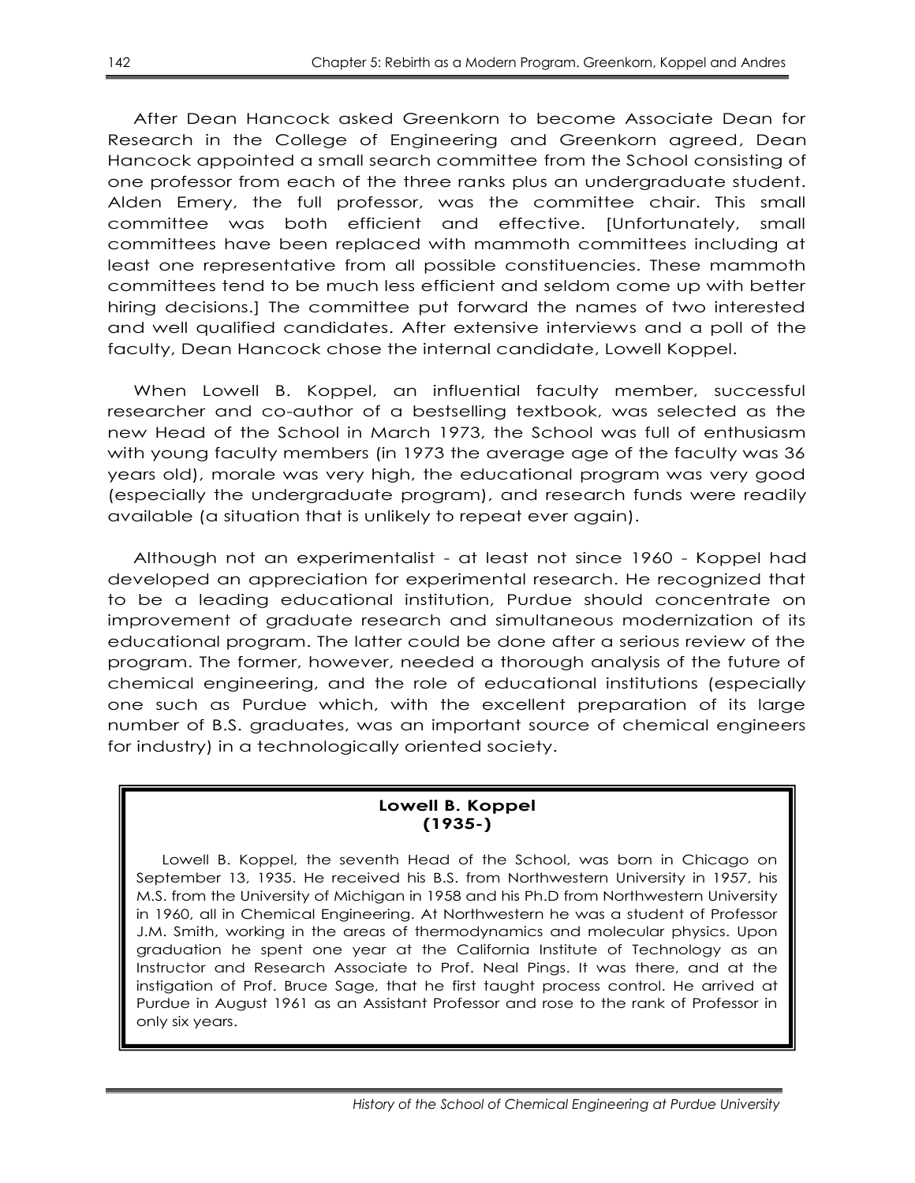After Dean Hancock asked Greenkorn to become Associate Dean for Research in the College of Engineering and Greenkorn agreed, Dean Hancock appointed a small search committee from the School consisting of one professor from each of the three ranks plus an undergraduate student. Alden Emery, the full professor, was the committee chair. This small committee was both efficient and effective. [Unfortunately, small committees have been replaced with mammoth committees including at least one representative from all possible constituencies. These mammoth committees tend to be much less efficient and seldom come up with better hiring decisions.] The committee put forward the names of two interested and well qualified candidates. After extensive interviews and a poll of the faculty, Dean Hancock chose the internal candidate, Lowell Koppel.

When Lowell B. Koppel, an influential faculty member, successful researcher and co-author of a bestselling textbook, was selected as the new Head of the School in March 1973, the School was full of enthusiasm with young faculty members (in 1973 the average age of the faculty was 36 years old), morale was very high, the educational program was very good (especially the undergraduate program), and research funds were readily available (a situation that is unlikely to repeat ever again).

Although not an experimentalist - at least not since 1960 - Koppel had developed an appreciation for experimental research. He recognized that to be a leading educational institution, Purdue should concentrate on improvement of graduate research and simultaneous modernization of its educational program. The latter could be done after a serious review of the program. The former, however, needed a thorough analysis of the future of chemical engineering, and the role of educational institutions (especially one such as Purdue which, with the excellent preparation of its large number of B.S. graduates, was an important source of chemical engineers for industry) in a technologically oriented society.

**Lowell B. Koppel**
**(1935-)**

Lowell B. Koppel, the seventh Head of the School, was born in Chicago on September 13, 1935. He received his B.S. from Northwestern University in 1957, his M.S. from the University of Michigan in 1958 and his Ph.D from Northwestern University in 1960, all in Chemical Engineering. At Northwestern he was a student of Professor J.M. Smith, working in the areas of thermodynamics and molecular physics. Upon graduation he spent one year at the California Institute of Technology as an Instructor and Research Associate to Prof. Neal Pings. It was there, and at the instigation of Prof. Bruce Sage, that he first taught process control. He arrived at Purdue in August 1961 as an Assistant Professor and rose to the rank of Professor in only six years.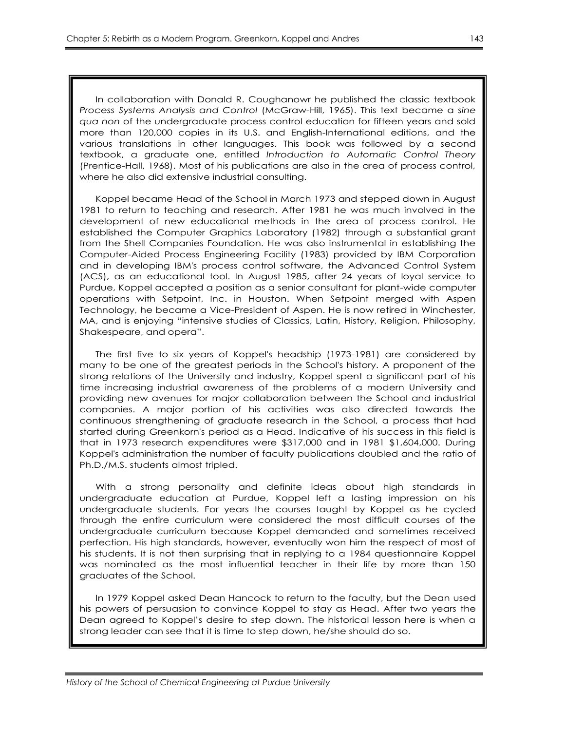In collaboration with Donald R. Coughanowr he published the classic textbook *Process Systems Analysis and Control* (McGraw-Hill, 1965). This text became a *sine qua non* of the undergraduate process control education for fifteen years and sold more than 120,000 copies in its U.S. and English-International editions, and the various translations in other languages. This book was followed by a second textbook, a graduate one, entitled *Introduction to Automatic Control Theory* (Prentice-Hall, 1968). Most of his publications are also in the area of process control, where he also did extensive industrial consulting.

Koppel became Head of the School in March 1973 and stepped down in August 1981 to return to teaching and research. After 1981 he was much involved in the development of new educational methods in the area of process control. He established the Computer Graphics Laboratory (1982) through a substantial grant from the Shell Companies Foundation. He was also instrumental in establishing the Computer-Aided Process Engineering Facility (1983) provided by IBM Corporation and in developing IBM's process control software, the Advanced Control System (ACS), as an educational tool. In August 1985, after 24 years of loyal service to Purdue, Koppel accepted a position as a senior consultant for plant-wide computer operations with Setpoint, Inc. in Houston. When Setpoint merged with Aspen Technology, he became a Vice-President of Aspen. He is now retired in Winchester, MA, and is enjoying "intensive studies of Classics, Latin, History, Religion, Philosophy, Shakespeare, and opera".

The first five to six years of Koppel's headship (1973-1981) are considered by many to be one of the greatest periods in the School's history. A proponent of the strong relations of the University and industry, Koppel spent a significant part of his time increasing industrial awareness of the problems of a modern University and providing new avenues for major collaboration between the School and industrial companies. A major portion of his activities was also directed towards the continuous strengthening of graduate research in the School, a process that had started during Greenkorn's period as a Head. Indicative of his success in this field is that in 1973 research expenditures were $317,000 and in 1981 $1,604,000. During Koppel's administration the number of faculty publications doubled and the ratio of Ph.D./M.S. students almost tripled.

With a strong personality and definite ideas about high standards in undergraduate education at Purdue, Koppel left a lasting impression on his undergraduate students. For years the courses taught by Koppel as he cycled through the entire curriculum were considered the most difficult courses of the undergraduate curriculum because Koppel demanded and sometimes received perfection. His high standards, however, eventually won him the respect of most of his students. It is not then surprising that in replying to a 1984 questionnaire Koppel was nominated as the most influential teacher in their life by more than 150 graduates of the School.

In 1979 Koppel asked Dean Hancock to return to the faculty, but the Dean used his powers of persuasion to convince Koppel to stay as Head. After two years the Dean agreed to Koppel's desire to step down. The historical lesson here is when a strong leader can see that it is time to step down, he/she should do so.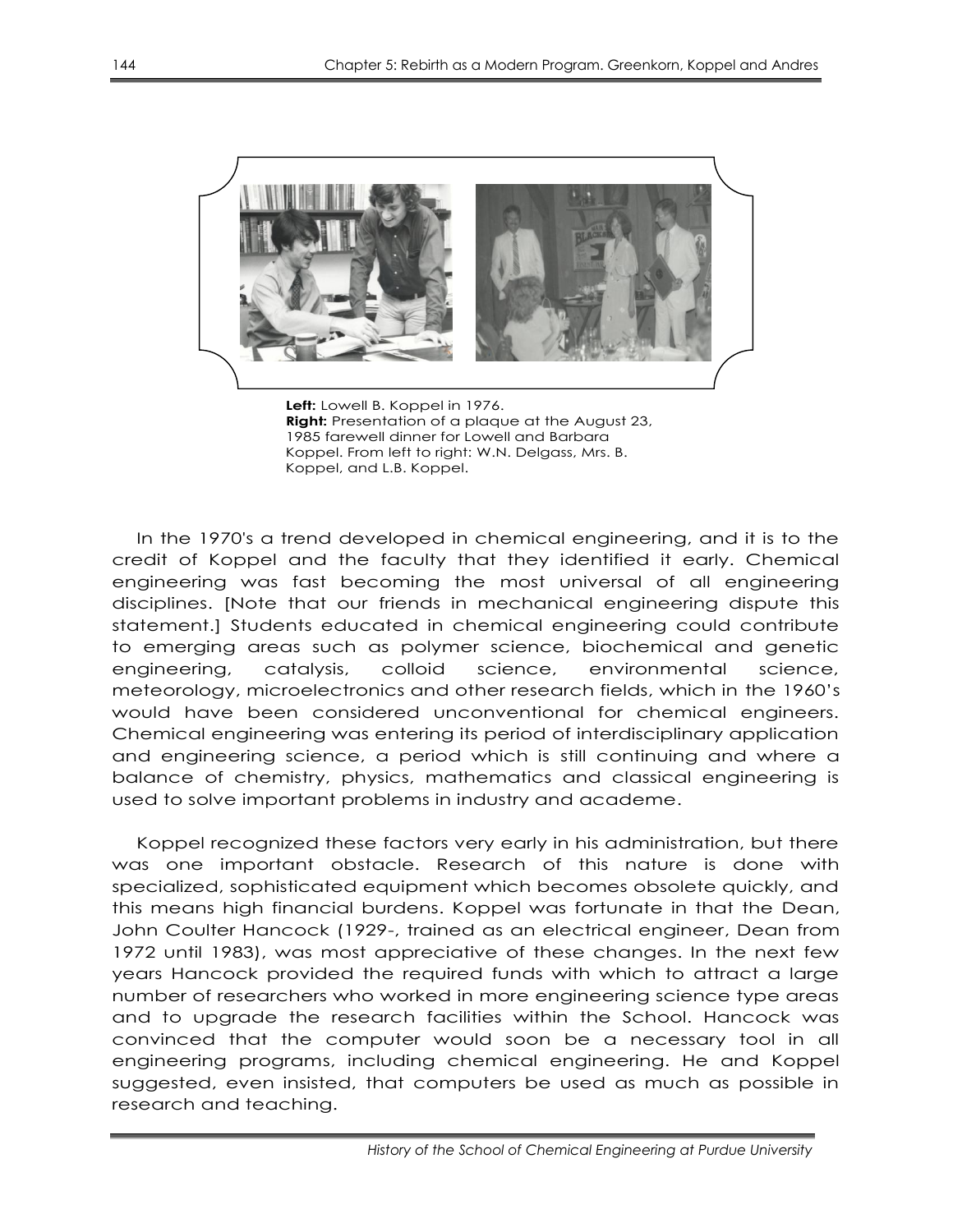**Left:** Lowell B. Koppel in 1976.
**Right:** Presentation of a plaque at the August 23, 1985 farewell dinner for Lowell and Barbara Koppel. From left to right: W.N. Delgass, Mrs. B. Koppel, and L.B. Koppel.

In the 1970's a trend developed in chemical engineering, and it is to the credit of Koppel and the faculty that they identified it early. Chemical engineering was fast becoming the most universal of all engineering disciplines. [Note that our friends in mechanical engineering dispute this statement.] Students educated in chemical engineering could contribute to emerging areas such as polymer science, biochemical and genetic engineering, catalysis, colloid science, environmental science, meteorology, microelectronics and other research fields, which in the 1960's would have been considered unconventional for chemical engineers. Chemical engineering was entering its period of interdisciplinary application and engineering science, a period which is still continuing and where a balance of chemistry, physics, mathematics and classical engineering is used to solve important problems in industry and academe.

Koppel recognized these factors very early in his administration, but there was one important obstacle. Research of this nature is done with specialized, sophisticated equipment which becomes obsolete quickly, and this means high financial burdens. Koppel was fortunate in that the Dean, John Coulter Hancock (1929-, trained as an electrical engineer, Dean from 1972 until 1983), was most appreciative of these changes. In the next few years Hancock provided the required funds with which to attract a large number of researchers who worked in more engineering science type areas and to upgrade the research facilities within the School. Hancock was convinced that the computer would soon be a necessary tool in all engineering programs, including chemical engineering. He and Koppel suggested, even insisted, that computers be used as much as possible in research and teaching.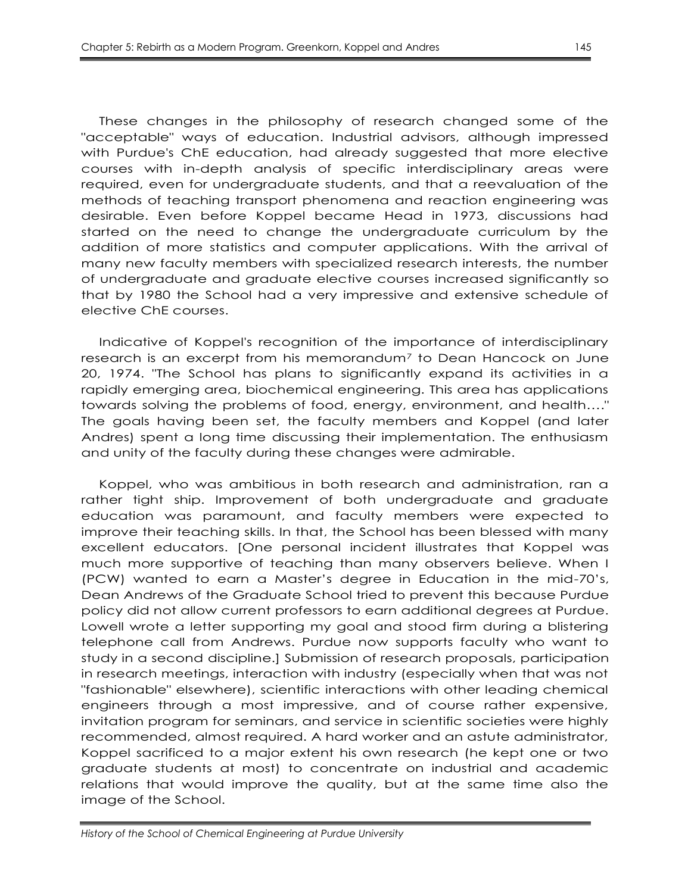These changes in the philosophy of research changed some of the "acceptable" ways of education. Industrial advisors, although impressed with Purdue's ChE education, had already suggested that more elective courses with in-depth analysis of specific interdisciplinary areas were required, even for undergraduate students, and that a reevaluation of the methods of teaching transport phenomena and reaction engineering was desirable. Even before Koppel became Head in 1973, discussions had started on the need to change the undergraduate curriculum by the addition of more statistics and computer applications. With the arrival of many new faculty members with specialized research interests, the number of undergraduate and graduate elective courses increased significantly so that by 1980 the School had a very impressive and extensive schedule of elective ChE courses.

Indicative of Koppel's recognition of the importance of interdisciplinary research is an excerpt from his memorandum[7] to Dean Hancock on June 20, 1974. "The School has plans to significantly expand its activities in a rapidly emerging area, biochemical engineering. This area has applications towards solving the problems of food, energy, environment, and health…." The goals having been set, the faculty members and Koppel (and later Andres) spent a long time discussing their implementation. The enthusiasm and unity of the faculty during these changes were admirable.

Koppel, who was ambitious in both research and administration, ran a rather tight ship. Improvement of both undergraduate and graduate education was paramount, and faculty members were expected to improve their teaching skills. In that, the School has been blessed with many excellent educators. [One personal incident illustrates that Koppel was much more supportive of teaching than many observers believe. When I (PCW) wanted to earn a Master's degree in Education in the mid-70's, Dean Andrews of the Graduate School tried to prevent this because Purdue policy did not allow current professors to earn additional degrees at Purdue. Lowell wrote a letter supporting my goal and stood firm during a blistering telephone call from Andrews. Purdue now supports faculty who want to study in a second discipline.] Submission of research proposals, participation in research meetings, interaction with industry (especially when that was not "fashionable" elsewhere), scientific interactions with other leading chemical engineers through a most impressive, and of course rather expensive, invitation program for seminars, and service in scientific societies were highly recommended, almost required. A hard worker and an astute administrator, Koppel sacrificed to a major extent his own research (he kept one or two graduate students at most) to concentrate on industrial and academic relations that would improve the quality, but at the same time also the image of the School.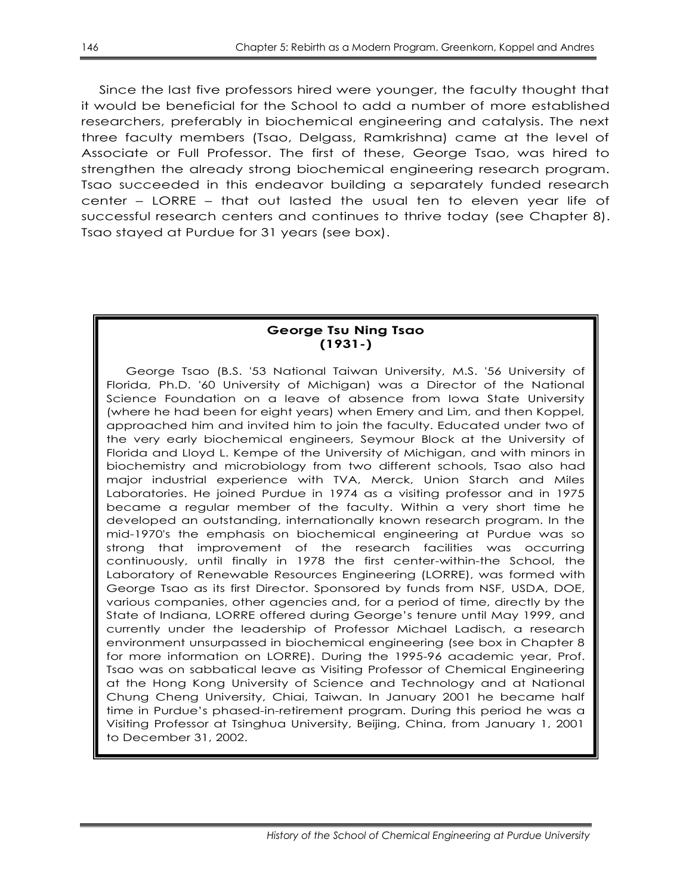Since the last five professors hired were younger, the faculty thought that it would be beneficial for the School to add a number of more established researchers, preferably in biochemical engineering and catalysis. The next three faculty members (Tsao, Delgass, Ramkrishna) came at the level of Associate or Full Professor. The first of these, George Tsao, was hired to strengthen the already strong biochemical engineering research program. Tsao succeeded in this endeavor building a separately funded research center – LORRE – that out lasted the usual ten to eleven year life of successful research centers and continues to thrive today (see Chapter 8). Tsao stayed at Purdue for 31 years (see box).

### George Tsu Ning Tsao
### (1931-)

George Tsao (B.S. '53 National Taiwan University, M.S. '56 University of Florida, Ph.D. '60 University of Michigan) was a Director of the National Science Foundation on a leave of absence from Iowa State University (where he had been for eight years) when Emery and Lim, and then Koppel, approached him and invited him to join the faculty. Educated under two of the very early biochemical engineers, Seymour Block at the University of Florida and Lloyd L. Kempe of the University of Michigan, and with minors in biochemistry and microbiology from two different schools, Tsao also had major industrial experience with TVA, Merck, Union Starch and Miles Laboratories. He joined Purdue in 1974 as a visiting professor and in 1975 became a regular member of the faculty. Within a very short time he developed an outstanding, internationally known research program. In the mid-1970's the emphasis on biochemical engineering at Purdue was so strong that improvement of the research facilities was occurring continuously, until finally in 1978 the first center-within-the School, the Laboratory of Renewable Resources Engineering (LORRE), was formed with George Tsao as its first Director. Sponsored by funds from NSF, USDA, DOE, various companies, other agencies and, for a period of time, directly by the State of Indiana, LORRE offered during George's tenure until May 1999, and currently under the leadership of Professor Michael Ladisch, a research environment unsurpassed in biochemical engineering (see box in Chapter 8 for more information on LORRE). During the 1995-96 academic year, Prof. Tsao was on sabbatical leave as Visiting Professor of Chemical Engineering at the Hong Kong University of Science and Technology and at National Chung Cheng University, Chiai, Taiwan. In January 2001 he became half time in Purdue's phased-in-retirement program. During this period he was a Visiting Professor at Tsinghua University, Beijing, China, from January 1, 2001 to December 31, 2002.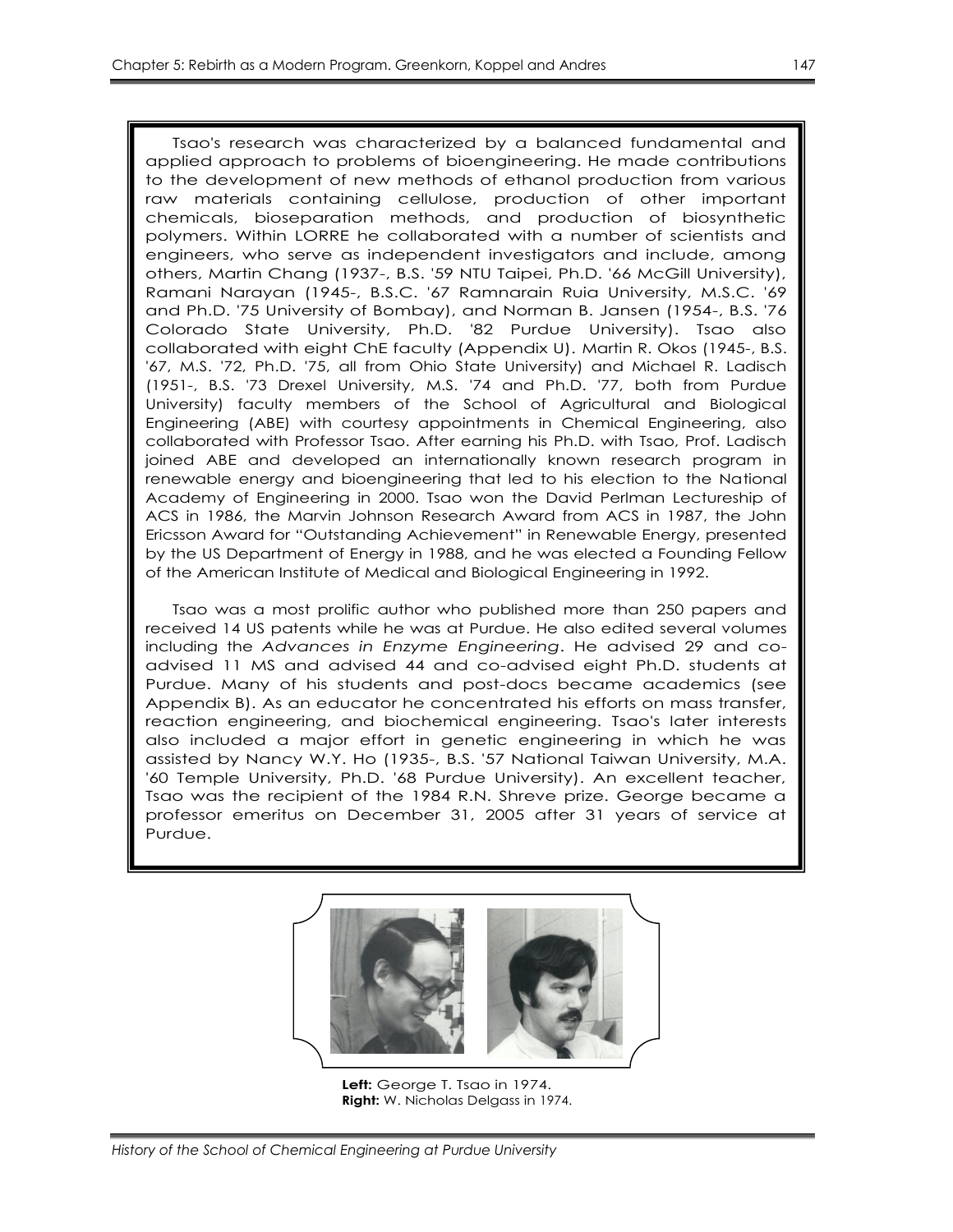Tsao's research was characterized by a balanced fundamental and applied approach to problems of bioengineering. He made contributions to the development of new methods of ethanol production from various raw materials containing cellulose, production of other important chemicals, bioseparation methods, and production of biosynthetic polymers. Within LORRE he collaborated with a number of scientists and engineers, who serve as independent investigators and include, among others, Martin Chang (1937-, B.S. '59 NTU Taipei, Ph.D. '66 McGill University), Ramani Narayan (1945-, B.S.C. '67 Ramnarain Ruia University, M.S.C. '69 and Ph.D. '75 University of Bombay), and Norman B. Jansen (1954-, B.S. '76 Colorado State University, Ph.D. '82 Purdue University). Tsao also collaborated with eight ChE faculty (Appendix U). Martin R. Okos (1945-, B.S. '67, M.S. '72, Ph.D. '75, all from Ohio State University) and Michael R. Ladisch (1951-, B.S. '73 Drexel University, M.S. '74 and Ph.D. '77, both from Purdue University) faculty members of the School of Agricultural and Biological Engineering (ABE) with courtesy appointments in Chemical Engineering, also collaborated with Professor Tsao. After earning his Ph.D. with Tsao, Prof. Ladisch joined ABE and developed an internationally known research program in renewable energy and bioengineering that led to his election to the National Academy of Engineering in 2000. Tsao won the David Perlman Lectureship of ACS in 1986, the Marvin Johnson Research Award from ACS in 1987, the John Ericsson Award for "Outstanding Achievement" in Renewable Energy, presented by the US Department of Energy in 1988, and he was elected a Founding Fellow of the American Institute of Medical and Biological Engineering in 1992.

Tsao was a most prolific author who published more than 250 papers and received 14 US patents while he was at Purdue. He also edited several volumes including the *Advances in Enzyme Engineering*. He advised 29 and co-advised 11 MS and advised 44 and co-advised eight Ph.D. students at Purdue. Many of his students and post-docs became academics (see Appendix B). As an educator he concentrated his efforts on mass transfer, reaction engineering, and biochemical engineering. Tsao's later interests also included a major effort in genetic engineering in which he was assisted by Nancy W.Y. Ho (1935-, B.S. '57 National Taiwan University, M.A. '60 Temple University, Ph.D. '68 Purdue University). An excellent teacher, Tsao was the recipient of the 1984 R.N. Shreve prize. George became a professor emeritus on December 31, 2005 after 31 years of service at Purdue.

**Left:** George T. Tsao in 1974.
**Right:** W. Nicholas Delgass in 1974.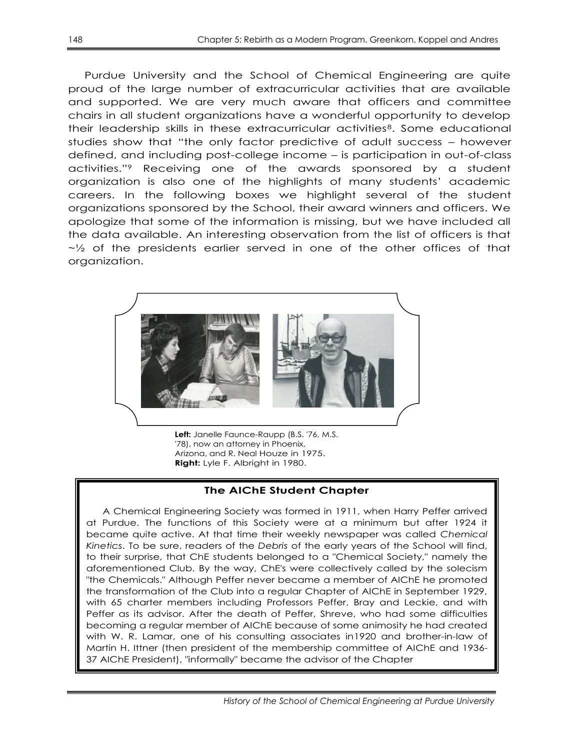Purdue University and the School of Chemical Engineering are quite proud of the large number of extracurricular activities that are available and supported. We are very much aware that officers and committee chairs in all student organizations have a wonderful opportunity to develop their leadership skills in these extracurricular activities[8]. Some educational studies show that "the only factor predictive of adult success – however defined, and including post-college income – is participation in out-of-class activities."[9] Receiving one of the awards sponsored by a student organization is also one of the highlights of many students' academic careers. In the following boxes we highlight several of the student organizations sponsored by the School, their award winners and officers. We apologize that some of the information is missing, but we have included all the data available. An interesting observation from the list of officers is that ~½ of the presidents earlier served in one of the other offices of that organization.

**Left:** Janelle Faunce-Raupp (B.S. '76, M.S. '78), now an attorney in Phoenix, Arizona, and R. Neal Houze in 1975.
**Right:** Lyle F. Albright in 1980.

### The AIChE Student Chapter

A Chemical Engineering Society was formed in 1911, when Harry Peffer arrived at Purdue. The functions of this Society were at a minimum but after 1924 it became quite active. At that time their weekly newspaper was called *Chemical Kinetics*. To be sure, readers of the *Debris* of the early years of the School will find, to their surprise, that ChE students belonged to a "Chemical Society," namely the aforementioned Club. By the way, ChE's were collectively called by the solecism "the Chemicals." Although Peffer never became a member of AIChE he promoted the transformation of the Club into a regular Chapter of AIChE in September 1929, with 65 charter members including Professors Peffer, Bray and Leckie, and with Peffer as its advisor. After the death of Peffer, Shreve, who had some difficulties becoming a regular member of AIChE because of some animosity he had created with W. R. Lamar, one of his consulting associates in1920 and brother-in-law of Martin H. Ittner (then president of the membership committee of AIChE and 1936-37 AIChE President), "informally" became the advisor of the Chapter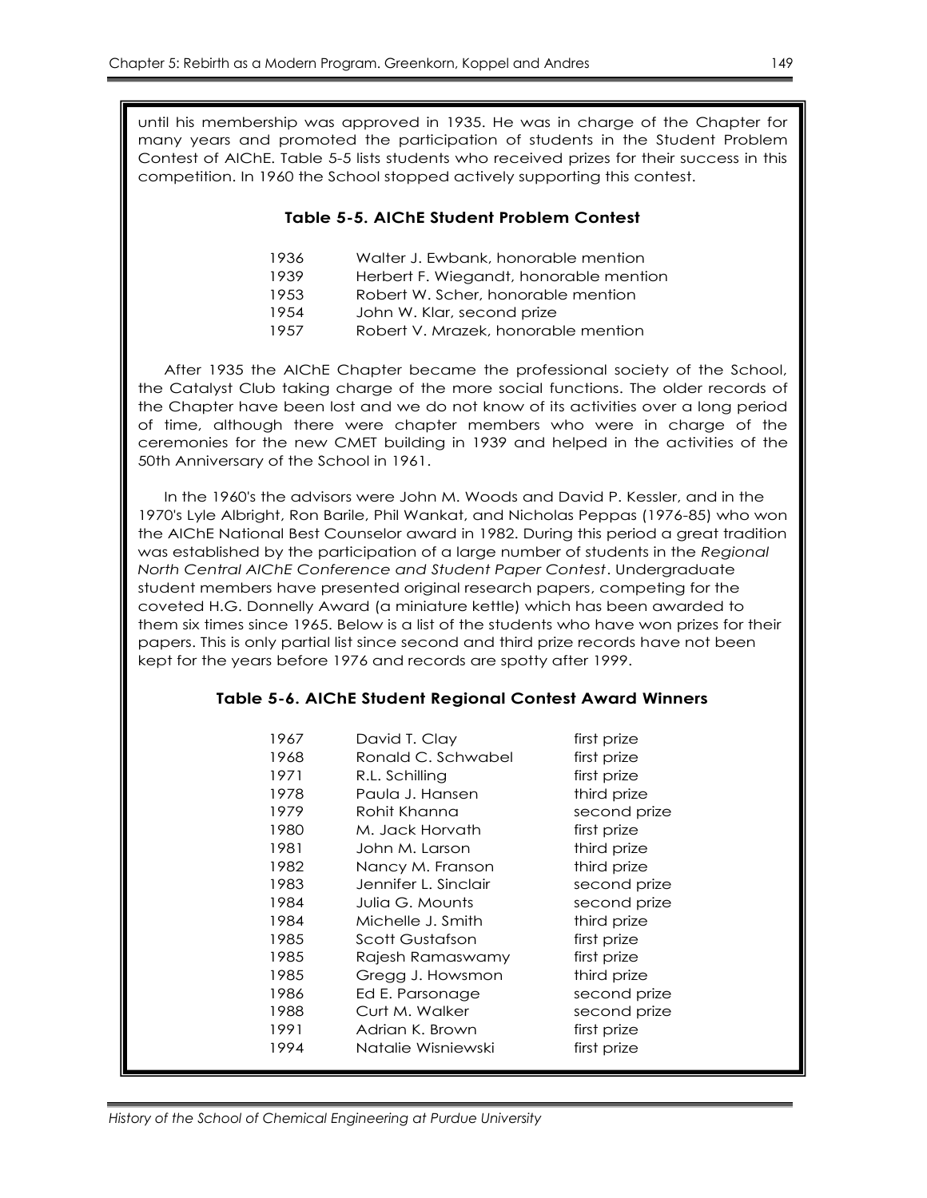until his membership was approved in 1935. He was in charge of the Chapter for many years and promoted the participation of students in the Student Problem Contest of AIChE. Table 5-5 lists students who received prizes for their success in this competition. In 1960 the School stopped actively supporting this contest.

**Table 5-5. AIChE Student Problem Contest**

| Year | Student and Award |
|---|---|
| 1936 | Walter J. Ewbank, honorable mention |
| 1939 | Herbert F. Wiegandt, honorable mention |
| 1953 | Robert W. Scher, honorable mention |
| 1954 | John W. Klar, second prize |
| 1957 | Robert V. Mrazek, honorable mention |

After 1935 the AIChE Chapter became the professional society of the School, the Catalyst Club taking charge of the more social functions. The older records of the Chapter have been lost and we do not know of its activities over a long period of time, although there were chapter members who were in charge of the ceremonies for the new CMET building in 1939 and helped in the activities of the 50th Anniversary of the School in 1961.

In the 1960's the advisors were John M. Woods and David P. Kessler, and in the 1970's Lyle Albright, Ron Barile, Phil Wankat, and Nicholas Peppas (1976-85) who won the AIChE National Best Counselor award in 1982. During this period a great tradition was established by the participation of a large number of students in the *Regional North Central AIChE Conference and Student Paper Contest*. Undergraduate student members have presented original research papers, competing for the coveted H.G. Donnelly Award (a miniature kettle) which has been awarded to them six times since 1965. Below is a list of the students who have won prizes for their papers. This is only partial list since second and third prize records have not been kept for the years before 1976 and records are spotty after 1999.

**Table 5-6. AIChE Student Regional Contest Award Winners**

| Year | Student | Prize |
|---|---|---|
| 1967 | David T. Clay | first prize |
| 1968 | Ronald C. Schwabel | first prize |
| 1971 | R.L. Schilling | first prize |
| 1978 | Paula J. Hansen | third prize |
| 1979 | Rohit Khanna | second prize |
| 1980 | M. Jack Horvath | first prize |
| 1981 | John M. Larson | third prize |
| 1982 | Nancy M. Franson | third prize |
| 1983 | Jennifer L. Sinclair | second prize |
| 1984 | Julia G. Mounts | second prize |
| 1984 | Michelle J. Smith | third prize |
| 1985 | Scott Gustafson | first prize |
| 1985 | Rajesh Ramaswamy | first prize |
| 1985 | Gregg J. Howsmon | third prize |
| 1986 | Ed E. Parsonage | second prize |
| 1988 | Curt M. Walker | second prize |
| 1991 | Adrian K. Brown | first prize |
| 1994 | Natalie Wisniewski | first prize |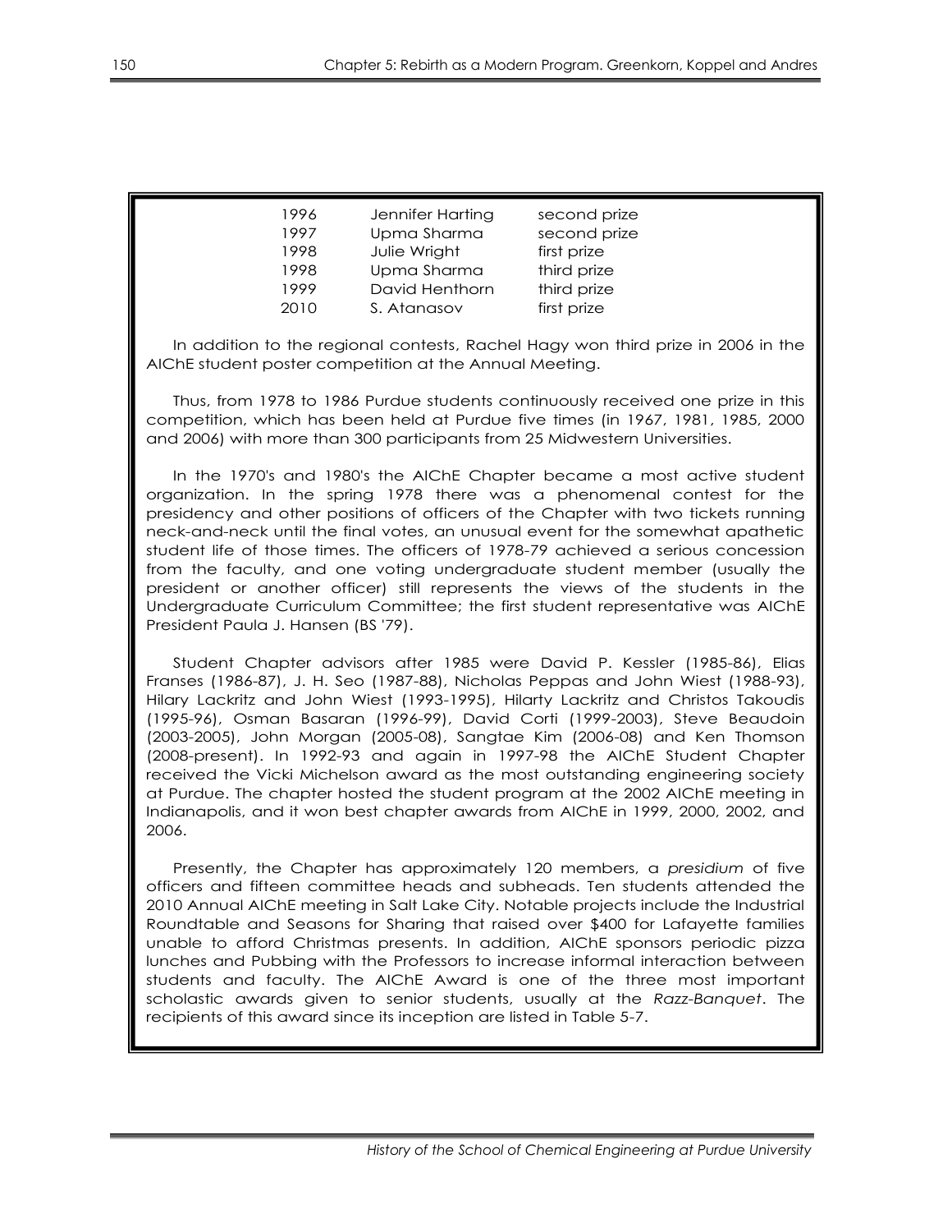| | | |
|---|---|---|
| 1996 | Jennifer Harting | second prize |
| 1997 | Upma Sharma | second prize |
| 1998 | Julie Wright | first prize |
| 1998 | Upma Sharma | third prize |
| 1999 | David Henthorn | third prize |
| 2010 | S. Atanasov | first prize |

In addition to the regional contests, Rachel Hagy won third prize in 2006 in the AIChE student poster competition at the Annual Meeting.

Thus, from 1978 to 1986 Purdue students continuously received one prize in this competition, which has been held at Purdue five times (in 1967, 1981, 1985, 2000 and 2006) with more than 300 participants from 25 Midwestern Universities.

In the 1970's and 1980's the AIChE Chapter became a most active student organization. In the spring 1978 there was a phenomenal contest for the presidency and other positions of officers of the Chapter with two tickets running neck-and-neck until the final votes, an unusual event for the somewhat apathetic student life of those times. The officers of 1978-79 achieved a serious concession from the faculty, and one voting undergraduate student member (usually the president or another officer) still represents the views of the students in the Undergraduate Curriculum Committee; the first student representative was AIChE President Paula J. Hansen (BS '79).

Student Chapter advisors after 1985 were David P. Kessler (1985-86), Elias Franses (1986-87), J. H. Seo (1987-88), Nicholas Peppas and John Wiest (1988-93), Hilary Lackritz and John Wiest (1993-1995), Hilarty Lackritz and Christos Takoudis (1995-96), Osman Basaran (1996-99), David Corti (1999-2003), Steve Beaudoin (2003-2005), John Morgan (2005-08), Sangtae Kim (2006-08) and Ken Thomson (2008-present). In 1992-93 and again in 1997-98 the AIChE Student Chapter received the Vicki Michelson award as the most outstanding engineering society at Purdue. The chapter hosted the student program at the 2002 AIChE meeting in Indianapolis, and it won best chapter awards from AIChE in 1999, 2000, 2002, and 2006.

Presently, the Chapter has approximately 120 members, a *presidium* of five officers and fifteen committee heads and subheads. Ten students attended the 2010 Annual AIChE meeting in Salt Lake City. Notable projects include the Industrial Roundtable and Seasons for Sharing that raised over $400 for Lafayette families unable to afford Christmas presents. In addition, AIChE sponsors periodic pizza lunches and Pubbing with the Professors to increase informal interaction between students and faculty. The AIChE Award is one of the three most important scholastic awards given to senior students, usually at the *Razz-Banquet*. The recipients of this award since its inception are listed in Table 5-7.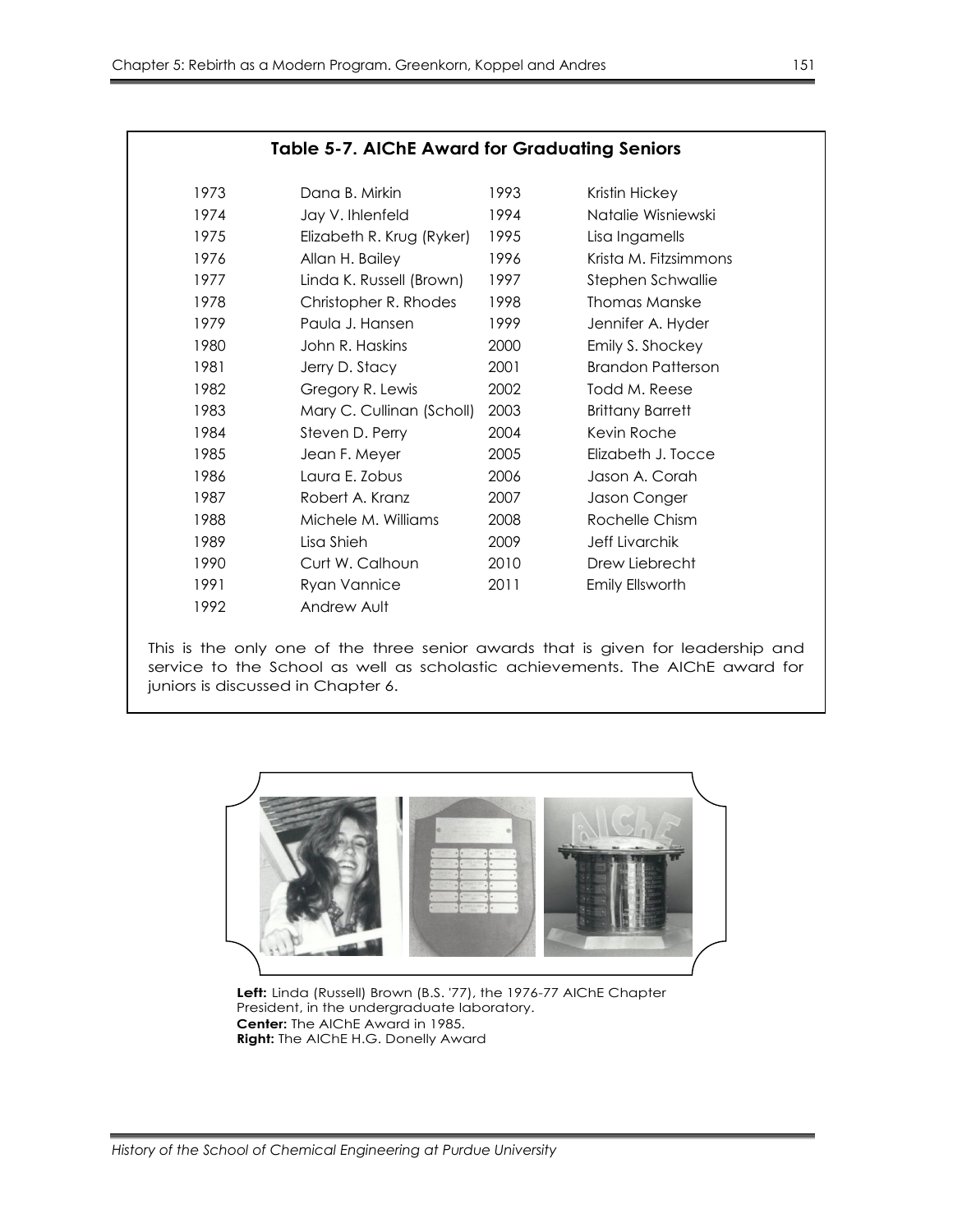### Table 5-7. AIChE Award for Graduating Seniors

| | | | |
|---|---|---|---|
| 1973 | Dana B. Mirkin | 1993 | Kristin Hickey |
| 1974 | Jay V. Ihlenfeld | 1994 | Natalie Wisniewski |
| 1975 | Elizabeth R. Krug (Ryker) | 1995 | Lisa Ingamells |
| 1976 | Allan H. Bailey | 1996 | Krista M. Fitzsimmons |
| 1977 | Linda K. Russell (Brown) | 1997 | Stephen Schwallie |
| 1978 | Christopher R. Rhodes | 1998 | Thomas Manske |
| 1979 | Paula J. Hansen | 1999 | Jennifer A. Hyder |
| 1980 | John R. Haskins | 2000 | Emily S. Shockey |
| 1981 | Jerry D. Stacy | 2001 | Brandon Patterson |
| 1982 | Gregory R. Lewis | 2002 | Todd M. Reese |
| 1983 | Mary C. Cullinan (Scholl) | 2003 | Brittany Barrett |
| 1984 | Steven D. Perry | 2004 | Kevin Roche |
| 1985 | Jean F. Meyer | 2005 | Elizabeth J. Tocce |
| 1986 | Laura E. Zobus | 2006 | Jason A. Corah |
| 1987 | Robert A. Kranz | 2007 | Jason Conger |
| 1988 | Michele M. Williams | 2008 | Rochelle Chism |
| 1989 | Lisa Shieh | 2009 | Jeff Livarchik |
| 1990 | Curt W. Calhoun | 2010 | Drew Liebrecht |
| 1991 | Ryan Vannice | 2011 | Emily Ellsworth |
| 1992 | Andrew Ault | | |

This is the only one of the three senior awards that is given for leadership and service to the School as well as scholastic achievements. The AIChE award for juniors is discussed in Chapter 6.

**Left:** Linda (Russell) Brown (B.S. '77), the 1976-77 AIChE Chapter President, in the undergraduate laboratory.
**Center:** The AIChE Award in 1985.
**Right:** The AIChE H.G. Donelly Award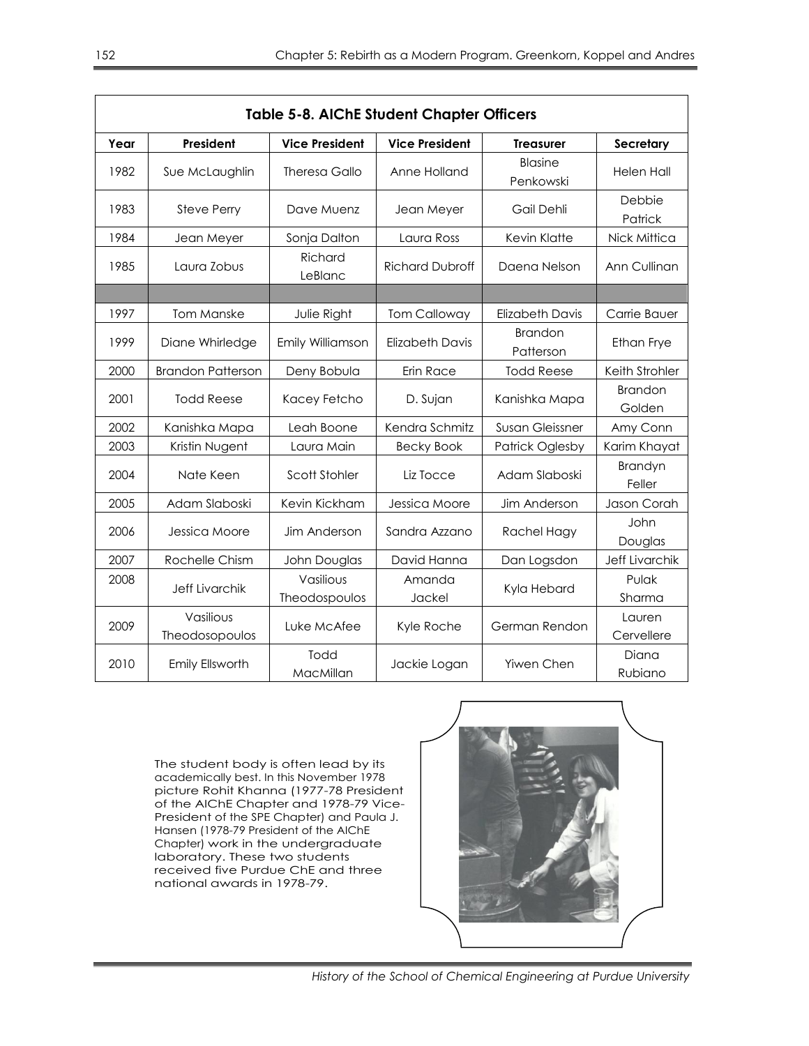**Table 5-8. AIChE Student Chapter Officers**

| Year | President | Vice President | Vice President | Treasurer | Secretary |
|---|---|---|---|---|---|
| 1982 | Sue McLaughlin | Theresa Gallo | Anne Holland | Blasine Penkowski | Helen Hall |
| 1983 | Steve Perry | Dave Muenz | Jean Meyer | Gail Dehli | Debbie Patrick |
| 1984 | Jean Meyer | Sonja Dalton | Laura Ross | Kevin Klatte | Nick Mittica |
| 1985 | Laura Zobus | Richard LeBlanc | Richard Dubroff | Daena Nelson | Ann Cullinan |
| | | | | | |
| 1997 | Tom Manske | Julie Right | Tom Calloway | Elizabeth Davis | Carrie Bauer |
| 1999 | Diane Whirledge | Emily Williamson | Elizabeth Davis | Brandon Patterson | Ethan Frye |
| 2000 | Brandon Patterson | Deny Bobula | Erin Race | Todd Reese | Keith Strohler |
| 2001 | Todd Reese | Kacey Fetcho | D. Sujan | Kanishka Mapa | Brandon Golden |
| 2002 | Kanishka Mapa | Leah Boone | Kendra Schmitz | Susan Gleissner | Amy Conn |
| 2003 | Kristin Nugent | Laura Main | Becky Book | Patrick Oglesby | Karim Khayat |
| 2004 | Nate Keen | Scott Stohler | Liz Tocce | Adam Slaboski | Brandyn Feller |
| 2005 | Adam Slaboski | Kevin Kickham | Jessica Moore | Jim Anderson | Jason Corah |
| 2006 | Jessica Moore | Jim Anderson | Sandra Azzano | Rachel Hagy | John Douglas |
| 2007 | Rochelle Chism | John Douglas | David Hanna | Dan Logsdon | Jeff Livarchik |
| 2008 | Jeff Livarchik | Vasilious Theodospoulos | Amanda Jackel | Kyla Hebard | Pulak Sharma |
| 2009 | Vasilious Theodosopoulos | Luke McAfee | Kyle Roche | German Rendon | Lauren Cervellere |
| 2010 | Emily Ellsworth | Todd MacMillan | Jackie Logan | Yiwen Chen | Diana Rubiano |

The student body is often lead by its academically best. In this November 1978 picture Rohit Khanna (1977-78 President of the AIChE Chapter and 1978-79 Vice-President of the SPE Chapter) and Paula J. Hansen (1978-79 President of the AIChE Chapter) work in the undergraduate laboratory. These two students received five Purdue ChE and three national awards in 1978-79.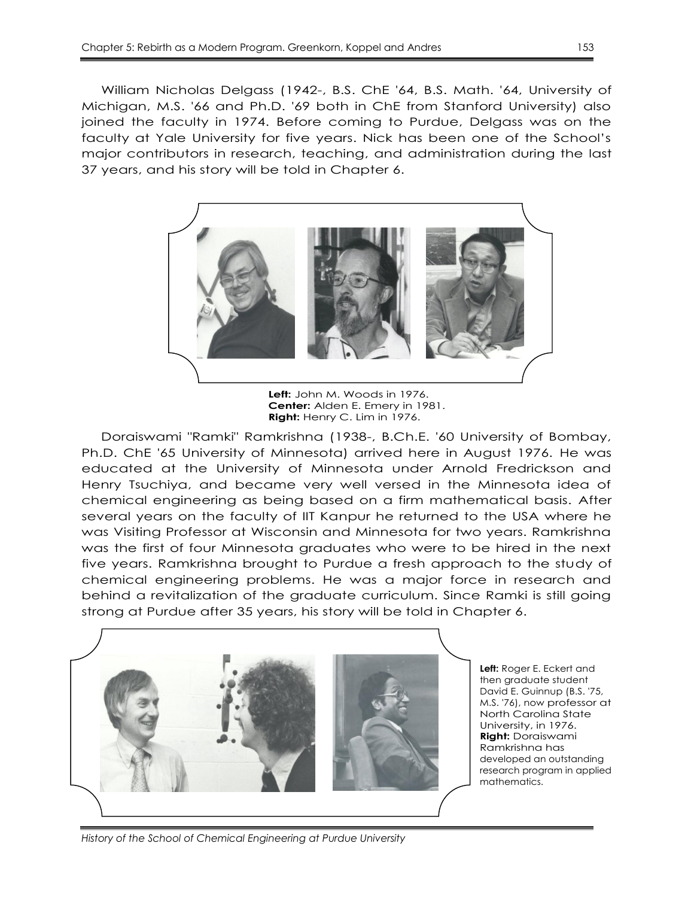William Nicholas Delgass (1942-, B.S. ChE '64, B.S. Math. '64, University of Michigan, M.S. '66 and Ph.D. '69 both in ChE from Stanford University) also joined the faculty in 1974. Before coming to Purdue, Delgass was on the faculty at Yale University for five years. Nick has been one of the School's major contributors in research, teaching, and administration during the last 37 years, and his story will be told in Chapter 6.

**Left:** John M. Woods in 1976.
**Center:** Alden E. Emery in 1981.
**Right:** Henry C. Lim in 1976.

Doraiswami "Ramki" Ramkrishna (1938-, B.Ch.E. '60 University of Bombay, Ph.D. ChE '65 University of Minnesota) arrived here in August 1976. He was educated at the University of Minnesota under Arnold Fredrickson and Henry Tsuchiya, and became very well versed in the Minnesota idea of chemical engineering as being based on a firm mathematical basis. After several years on the faculty of IIT Kanpur he returned to the USA where he was Visiting Professor at Wisconsin and Minnesota for two years. Ramkrishna was the first of four Minnesota graduates who were to be hired in the next five years. Ramkrishna brought to Purdue a fresh approach to the study of chemical engineering problems. He was a major force in research and behind a revitalization of the graduate curriculum. Since Ramki is still going strong at Purdue after 35 years, his story will be told in Chapter 6.

**Left:** Roger E. Eckert and then graduate student David E. Guinnup (B.S. '75, M.S. '76), now professor at North Carolina State University, in 1976.
**Right:** Doraiswami Ramkrishna has developed an outstanding research program in applied mathematics.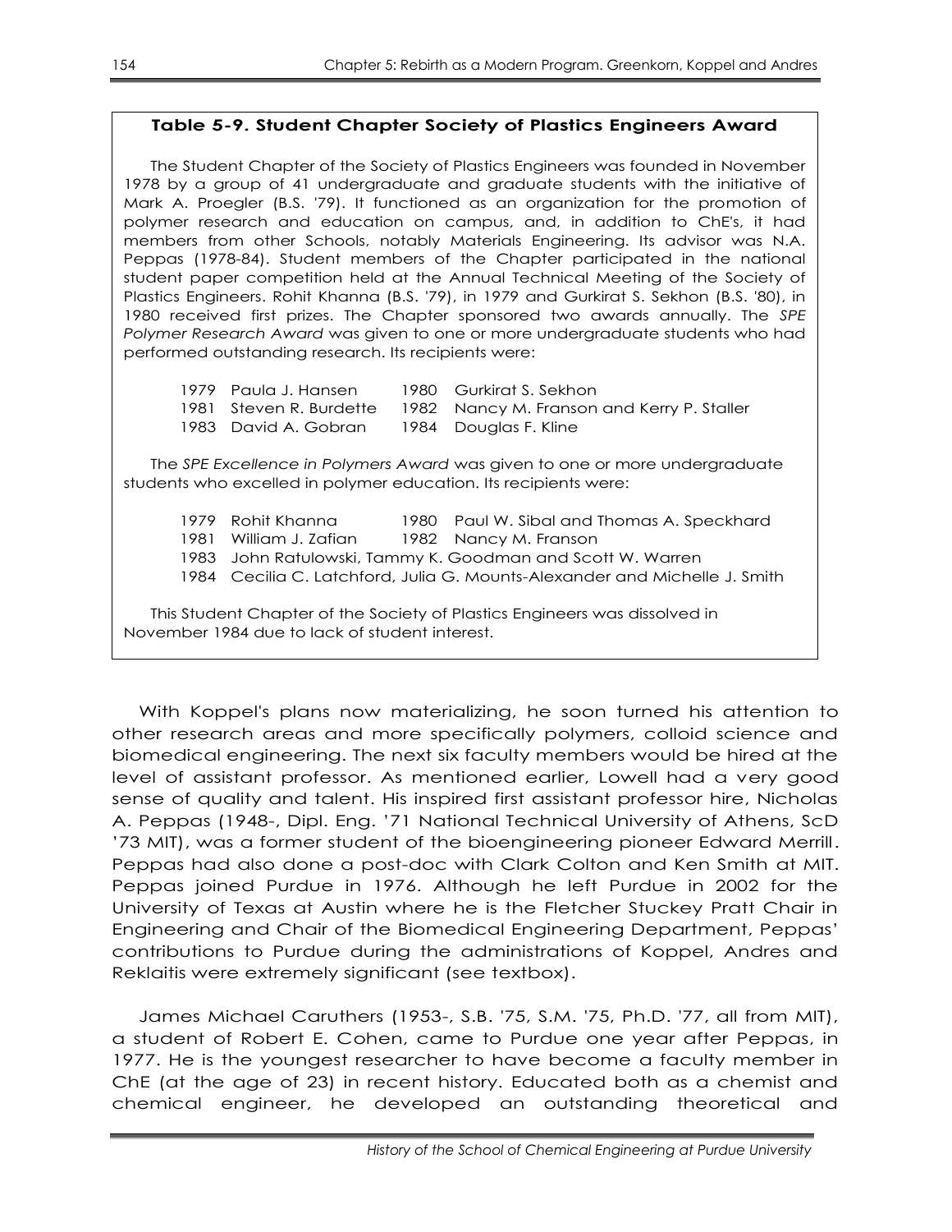### Table 5-9. Student Chapter Society of Plastics Engineers Award

The Student Chapter of the Society of Plastics Engineers was founded in November 1978 by a group of 41 undergraduate and graduate students with the initiative of Mark A. Proegler (B.S. '79). It functioned as an organization for the promotion of polymer research and education on campus, and, in addition to ChE's, it had members from other Schools, notably Materials Engineering. Its advisor was N.A. Peppas (1978-84). Student members of the Chapter participated in the national student paper competition held at the Annual Technical Meeting of the Society of Plastics Engineers. Rohit Khanna (B.S. '79), in 1979 and Gurkirat S. Sekhon (B.S. '80), in 1980 received first prizes. The Chapter sponsored two awards annually. The *SPE Polymer Research Award* was given to one or more undergraduate students who had performed outstanding research. Its recipients were:

- 1979 Paula J. Hansen
- 1980 Gurkirat S. Sekhon
- 1981 Steven R. Burdette
- 1982 Nancy M. Franson and Kerry P. Staller
- 1983 David A. Gobran
- 1984 Douglas F. Kline

The *SPE Excellence in Polymers Award* was given to one or more undergraduate students who excelled in polymer education. Its recipients were:

- 1979 Rohit Khanna
- 1980 Paul W. Sibal and Thomas A. Speckhard
- 1981 William J. Zafian
- 1982 Nancy M. Franson
- 1983 John Ratulowski, Tammy K. Goodman and Scott W. Warren
- 1984 Cecilia C. Latchford, Julia G. Mounts-Alexander and Michelle J. Smith

This Student Chapter of the Society of Plastics Engineers was dissolved in November 1984 due to lack of student interest.

With Koppel's plans now materializing, he soon turned his attention to other research areas and more specifically polymers, colloid science and biomedical engineering. The next six faculty members would be hired at the level of assistant professor. As mentioned earlier, Lowell had a very good sense of quality and talent. His inspired first assistant professor hire, Nicholas A. Peppas (1948-, Dipl. Eng. '71 National Technical University of Athens, ScD '73 MIT), was a former student of the bioengineering pioneer Edward Merrill. Peppas had also done a post-doc with Clark Colton and Ken Smith at MIT. Peppas joined Purdue in 1976. Although he left Purdue in 2002 for the University of Texas at Austin where he is the Fletcher Stuckey Pratt Chair in Engineering and Chair of the Biomedical Engineering Department, Peppas' contributions to Purdue during the administrations of Koppel, Andres and Reklaitis were extremely significant (see textbox).

James Michael Caruthers (1953-, S.B. '75, S.M. '75, Ph.D. '77, all from MIT), a student of Robert E. Cohen, came to Purdue one year after Peppas, in 1977. He is the youngest researcher to have become a faculty member in ChE (at the age of 23) in recent history. Educated both as a chemist and chemical engineer, he developed an outstanding theoretical and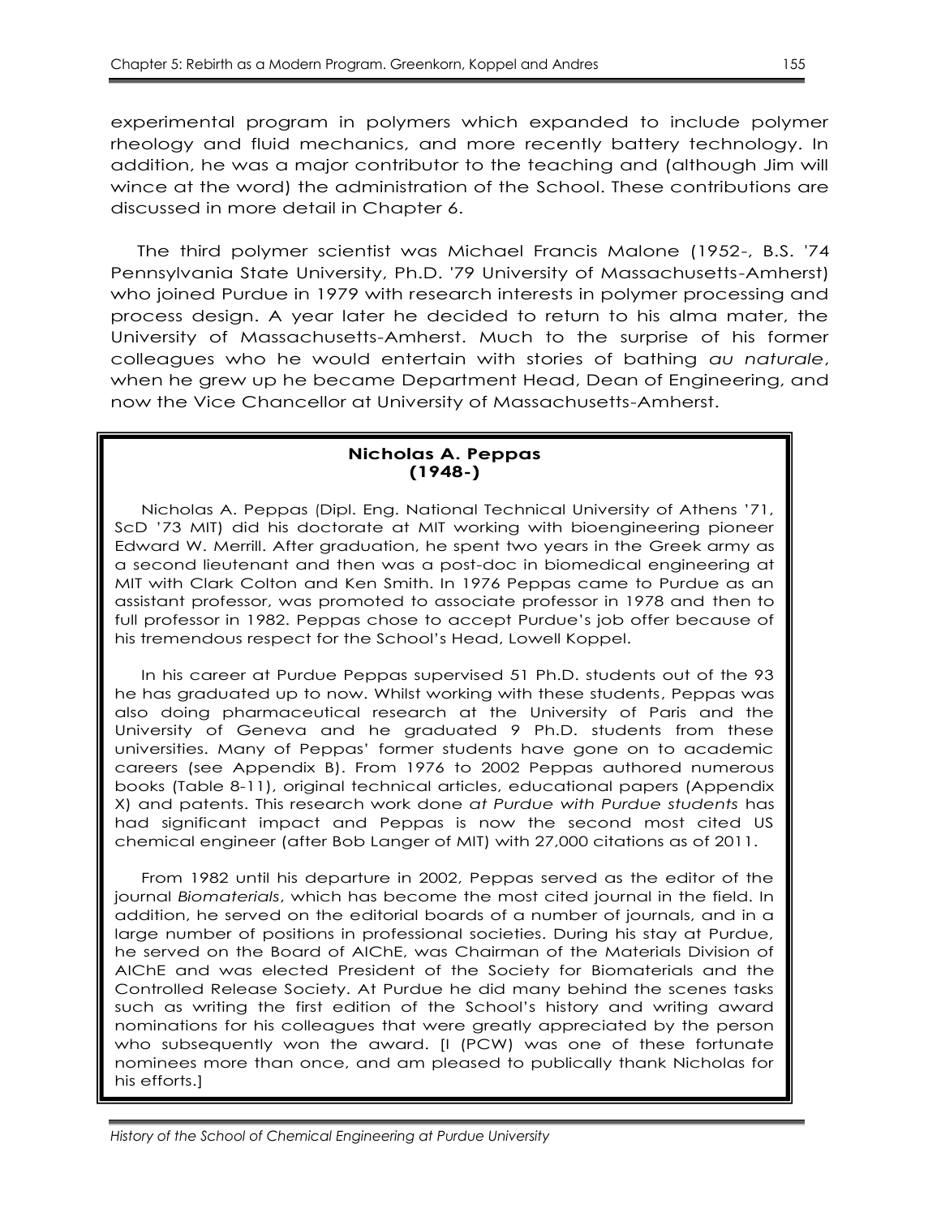experimental program in polymers which expanded to include polymer rheology and fluid mechanics, and more recently battery technology. In addition, he was a major contributor to the teaching and (although Jim will wince at the word) the administration of the School. These contributions are discussed in more detail in Chapter 6.

The third polymer scientist was Michael Francis Malone (1952-, B.S. '74 Pennsylvania State University, Ph.D. '79 University of Massachusetts-Amherst) who joined Purdue in 1979 with research interests in polymer processing and process design. A year later he decided to return to his alma mater, the University of Massachusetts-Amherst. Much to the surprise of his former colleagues who he would entertain with stories of bathing *au naturale*, when he grew up he became Department Head, Dean of Engineering, and now the Vice Chancellor at University of Massachusetts-Amherst.

### Nicholas A. Peppas (1948-)

Nicholas A. Peppas (Dipl. Eng. National Technical University of Athens '71, ScD '73 MIT) did his doctorate at MIT working with bioengineering pioneer Edward W. Merrill. After graduation, he spent two years in the Greek army as a second lieutenant and then was a post-doc in biomedical engineering at MIT with Clark Colton and Ken Smith. In 1976 Peppas came to Purdue as an assistant professor, was promoted to associate professor in 1978 and then to full professor in 1982. Peppas chose to accept Purdue's job offer because of his tremendous respect for the School's Head, Lowell Koppel.

In his career at Purdue Peppas supervised 51 Ph.D. students out of the 93 he has graduated up to now. Whilst working with these students, Peppas was also doing pharmaceutical research at the University of Paris and the University of Geneva and he graduated 9 Ph.D. students from these universities. Many of Peppas' former students have gone on to academic careers (see Appendix B). From 1976 to 2002 Peppas authored numerous books (Table 8-11), original technical articles, educational papers (Appendix X) and patents. This research work done *at Purdue with Purdue students* has had significant impact and Peppas is now the second most cited US chemical engineer (after Bob Langer of MIT) with 27,000 citations as of 2011.

From 1982 until his departure in 2002, Peppas served as the editor of the journal *Biomaterials*, which has become the most cited journal in the field. In addition, he served on the editorial boards of a number of journals, and in a large number of positions in professional societies. During his stay at Purdue, he served on the Board of AIChE, was Chairman of the Materials Division of AIChE and was elected President of the Society for Biomaterials and the Controlled Release Society. At Purdue he did many behind the scenes tasks such as writing the first edition of the School's history and writing award nominations for his colleagues that were greatly appreciated by the person who subsequently won the award. [I (PCW) was one of these fortunate nominees more than once, and am pleased to publically thank Nicholas for his efforts.]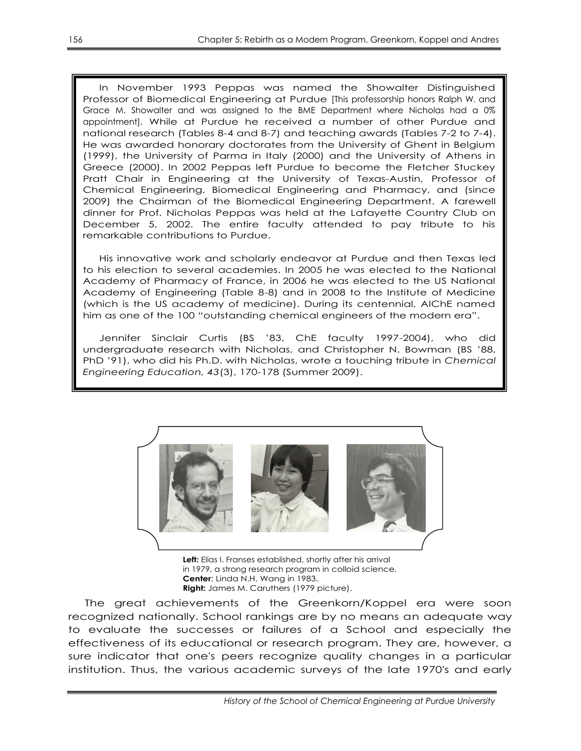In November 1993 Peppas was named the Showalter Distinguished Professor of Biomedical Engineering at Purdue [This professorship honors Ralph W. and Grace M. Showalter and was assigned to the BME Department where Nicholas had a 0% appointment]. While at Purdue he received a number of other Purdue and national research (Tables 8-4 and 8-7) and teaching awards (Tables 7-2 to 7-4). He was awarded honorary doctorates from the University of Ghent in Belgium (1999), the University of Parma in Italy (2000) and the University of Athens in Greece (2000). In 2002 Peppas left Purdue to become the Fletcher Stuckey Pratt Chair in Engineering at the University of Texas-Austin, Professor of Chemical Engineering, Biomedical Engineering and Pharmacy, and (since 2009) the Chairman of the Biomedical Engineering Department. A farewell dinner for Prof. Nicholas Peppas was held at the Lafayette Country Club on December 5, 2002. The entire faculty attended to pay tribute to his remarkable contributions to Purdue.

His innovative work and scholarly endeavor at Purdue and then Texas led to his election to several academies. In 2005 he was elected to the National Academy of Pharmacy of France, in 2006 he was elected to the US National Academy of Engineering (Table 8-8) and in 2008 to the Institute of Medicine (which is the US academy of medicine). During its centennial, AIChE named him as one of the 100 "outstanding chemical engineers of the modern era".

Jennifer Sinclair Curtis (BS '83, ChE faculty 1997-2004), who did undergraduate research with Nicholas, and Christopher N. Bowman (BS '88, PhD '91), who did his Ph.D. with Nicholas, wrote a touching tribute in *Chemical Engineering Education, 43*(3), 170-178 (Summer 2009).

**Left:** Elias I. Franses established, shortly after his arrival in 1979, a strong research program in colloid science.
**Center**: Linda N.H. Wang in 1983.
**Right:** James M. Caruthers (1979 picture).

The great achievements of the Greenkorn/Koppel era were soon recognized nationally. School rankings are by no means an adequate way to evaluate the successes or failures of a School and especially the effectiveness of its educational or research program. They are, however, a sure indicator that one's peers recognize quality changes in a particular institution. Thus, the various academic surveys of the late 1970's and early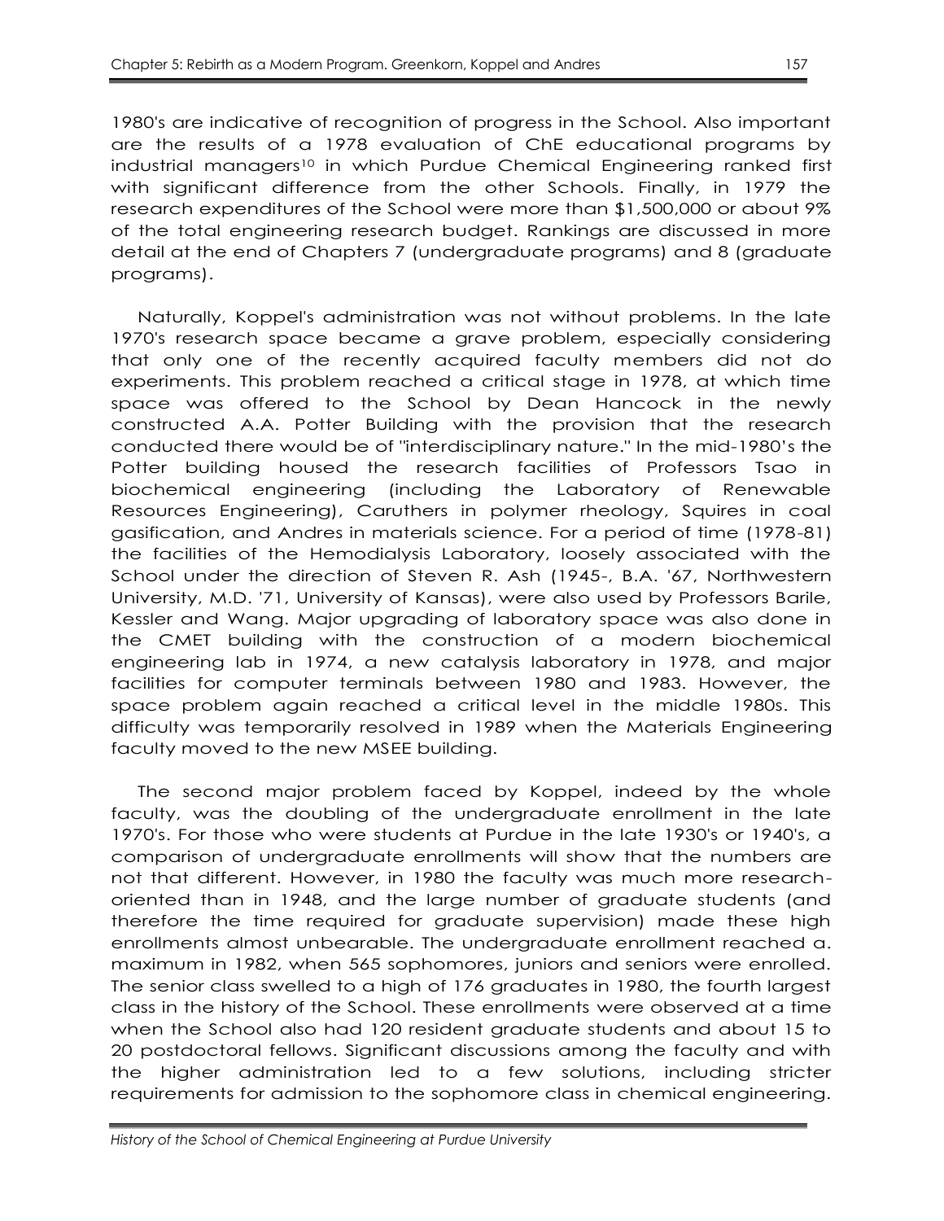1980's are indicative of recognition of progress in the School. Also important are the results of a 1978 evaluation of ChE educational programs by industrial managers[10] in which Purdue Chemical Engineering ranked first with significant difference from the other Schools. Finally, in 1979 the research expenditures of the School were more than $1,500,000 or about 9% of the total engineering research budget. Rankings are discussed in more detail at the end of Chapters 7 (undergraduate programs) and 8 (graduate programs).

Naturally, Koppel's administration was not without problems. In the late 1970's research space became a grave problem, especially considering that only one of the recently acquired faculty members did not do experiments. This problem reached a critical stage in 1978, at which time space was offered to the School by Dean Hancock in the newly constructed A.A. Potter Building with the provision that the research conducted there would be of "interdisciplinary nature." In the mid-1980's the Potter building housed the research facilities of Professors Tsao in biochemical engineering (including the Laboratory of Renewable Resources Engineering), Caruthers in polymer rheology, Squires in coal gasification, and Andres in materials science. For a period of time (1978-81) the facilities of the Hemodialysis Laboratory, loosely associated with the School under the direction of Steven R. Ash (1945-, B.A. '67, Northwestern University, M.D. '71, University of Kansas), were also used by Professors Barile, Kessler and Wang. Major upgrading of laboratory space was also done in the CMET building with the construction of a modern biochemical engineering lab in 1974, a new catalysis laboratory in 1978, and major facilities for computer terminals between 1980 and 1983. However, the space problem again reached a critical level in the middle 1980s. This difficulty was temporarily resolved in 1989 when the Materials Engineering faculty moved to the new MSEE building.

The second major problem faced by Koppel, indeed by the whole faculty, was the doubling of the undergraduate enrollment in the late 1970's. For those who were students at Purdue in the late 1930's or 1940's, a comparison of undergraduate enrollments will show that the numbers are not that different. However, in 1980 the faculty was much more research-oriented than in 1948, and the large number of graduate students (and therefore the time required for graduate supervision) made these high enrollments almost unbearable. The undergraduate enrollment reached a. maximum in 1982, when 565 sophomores, juniors and seniors were enrolled. The senior class swelled to a high of 176 graduates in 1980, the fourth largest class in the history of the School. These enrollments were observed at a time when the School also had 120 resident graduate students and about 15 to 20 postdoctoral fellows. Significant discussions among the faculty and with the higher administration led to a few solutions, including stricter requirements for admission to the sophomore class in chemical engineering.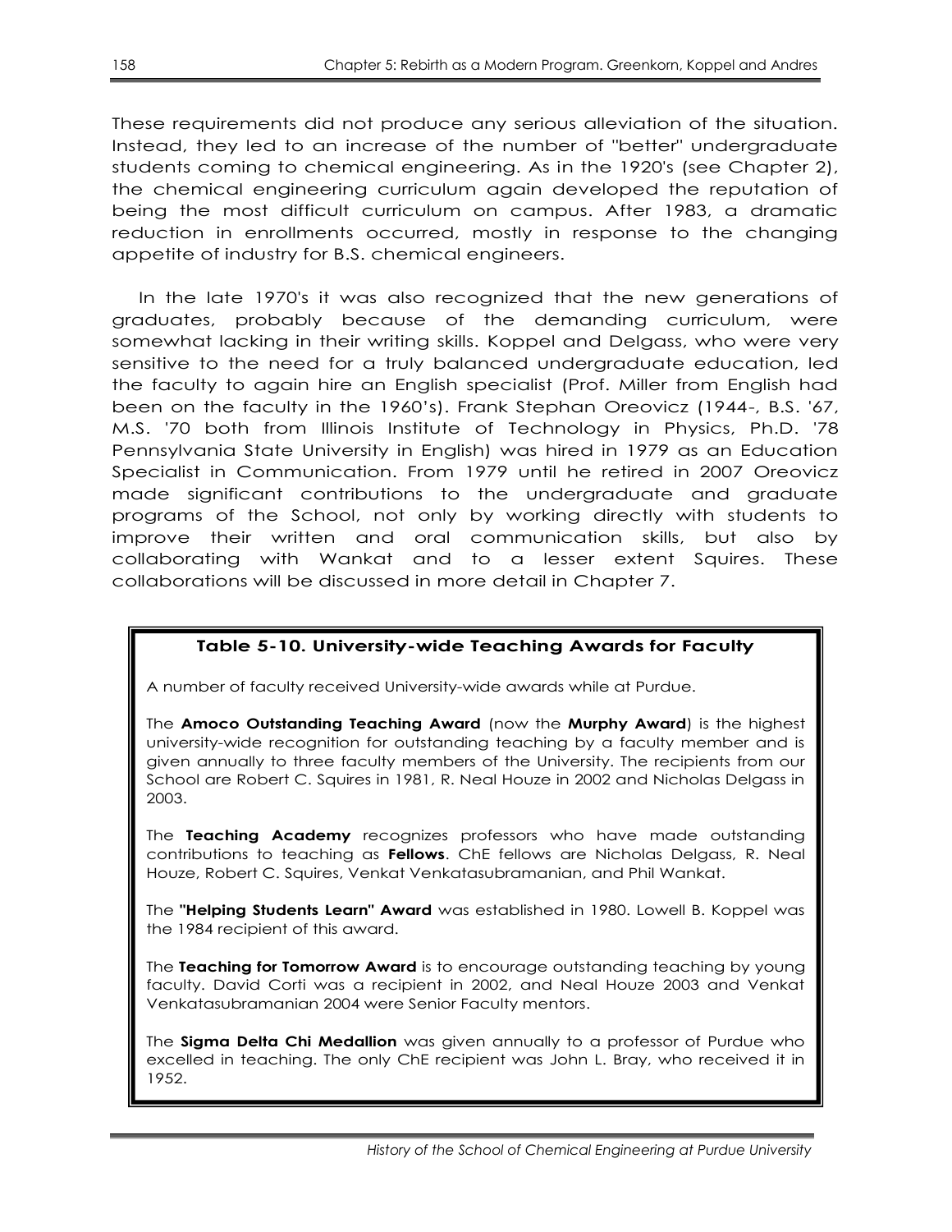These requirements did not produce any serious alleviation of the situation. Instead, they led to an increase of the number of "better" undergraduate students coming to chemical engineering. As in the 1920's (see Chapter 2), the chemical engineering curriculum again developed the reputation of being the most difficult curriculum on campus. After 1983, a dramatic reduction in enrollments occurred, mostly in response to the changing appetite of industry for B.S. chemical engineers.

In the late 1970's it was also recognized that the new generations of graduates, probably because of the demanding curriculum, were somewhat lacking in their writing skills. Koppel and Delgass, who were very sensitive to the need for a truly balanced undergraduate education, led the faculty to again hire an English specialist (Prof. Miller from English had been on the faculty in the 1960's). Frank Stephan Oreovicz (1944-, B.S. '67, M.S. '70 both from Illinois Institute of Technology in Physics, Ph.D. '78 Pennsylvania State University in English) was hired in 1979 as an Education Specialist in Communication. From 1979 until he retired in 2007 Oreovicz made significant contributions to the undergraduate and graduate programs of the School, not only by working directly with students to improve their written and oral communication skills, but also by collaborating with Wankat and to a lesser extent Squires. These collaborations will be discussed in more detail in Chapter 7.

**Table 5-10. University-wide Teaching Awards for Faculty**

A number of faculty received University-wide awards while at Purdue.

The **Amoco Outstanding Teaching Award** (now the **Murphy Award**) is the highest university-wide recognition for outstanding teaching by a faculty member and is given annually to three faculty members of the University. The recipients from our School are Robert C. Squires in 1981, R. Neal Houze in 2002 and Nicholas Delgass in 2003.

The **Teaching Academy** recognizes professors who have made outstanding contributions to teaching as **Fellows**. ChE fellows are Nicholas Delgass, R. Neal Houze, Robert C. Squires, Venkat Venkatasubramanian, and Phil Wankat.

The **"Helping Students Learn" Award** was established in 1980. Lowell B. Koppel was the 1984 recipient of this award.

The **Teaching for Tomorrow Award** is to encourage outstanding teaching by young faculty. David Corti was a recipient in 2002, and Neal Houze 2003 and Venkat Venkatasubramanian 2004 were Senior Faculty mentors.

The **Sigma Delta Chi Medallion** was given annually to a professor of Purdue who excelled in teaching. The only ChE recipient was John L. Bray, who received it in 1952.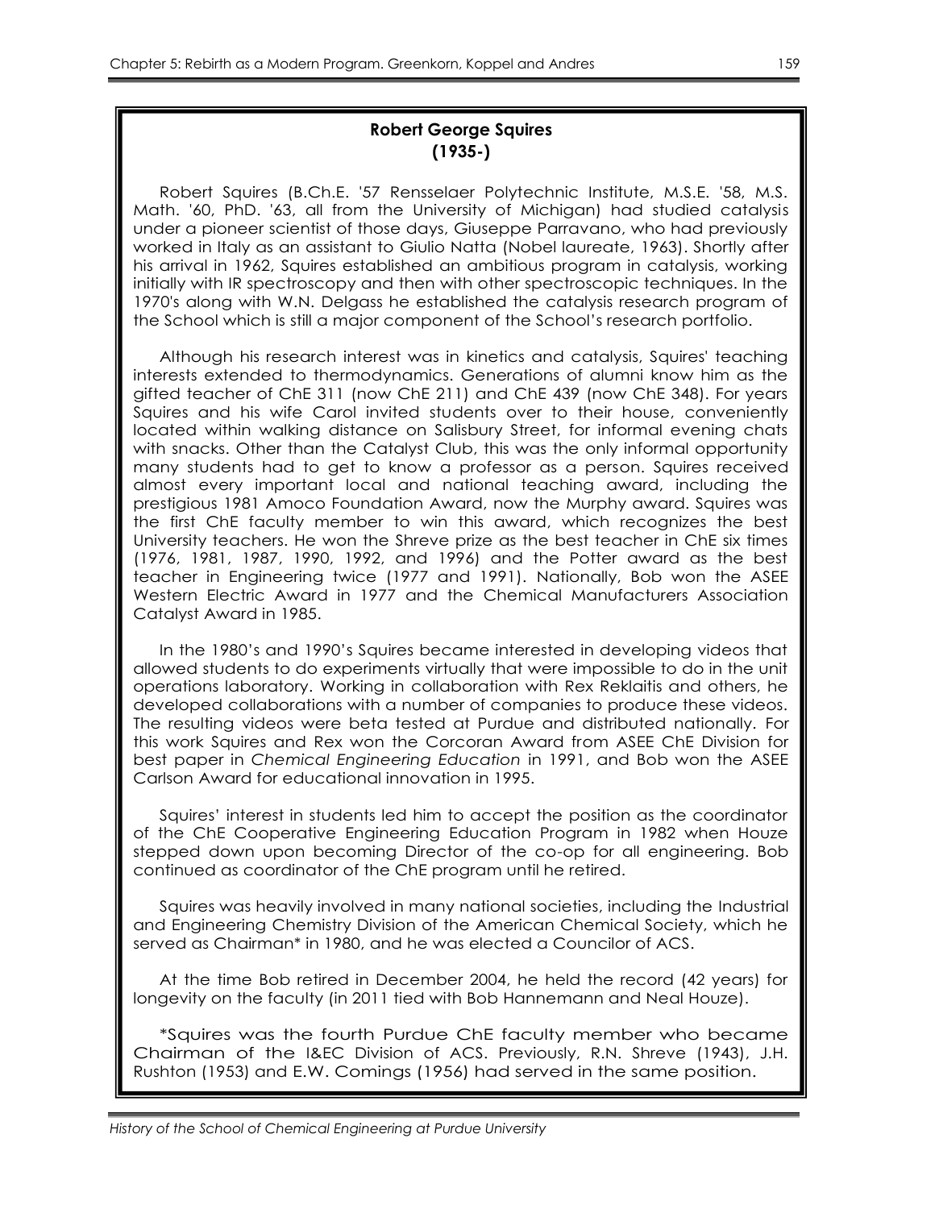## Robert George Squires
## (1935-)

Robert Squires (B.Ch.E. '57 Rensselaer Polytechnic Institute, M.S.E. '58, M.S. Math. '60, PhD. '63, all from the University of Michigan) had studied catalysis under a pioneer scientist of those days, Giuseppe Parravano, who had previously worked in Italy as an assistant to Giulio Natta (Nobel laureate, 1963). Shortly after his arrival in 1962, Squires established an ambitious program in catalysis, working initially with IR spectroscopy and then with other spectroscopic techniques. In the 1970's along with W.N. Delgass he established the catalysis research program of the School which is still a major component of the School's research portfolio.

Although his research interest was in kinetics and catalysis, Squires' teaching interests extended to thermodynamics. Generations of alumni know him as the gifted teacher of ChE 311 (now ChE 211) and ChE 439 (now ChE 348). For years Squires and his wife Carol invited students over to their house, conveniently located within walking distance on Salisbury Street, for informal evening chats with snacks. Other than the Catalyst Club, this was the only informal opportunity many students had to get to know a professor as a person. Squires received almost every important local and national teaching award, including the prestigious 1981 Amoco Foundation Award, now the Murphy award. Squires was the first ChE faculty member to win this award, which recognizes the best University teachers. He won the Shreve prize as the best teacher in ChE six times (1976, 1981, 1987, 1990, 1992, and 1996) and the Potter award as the best teacher in Engineering twice (1977 and 1991). Nationally, Bob won the ASEE Western Electric Award in 1977 and the Chemical Manufacturers Association Catalyst Award in 1985.

In the 1980's and 1990's Squires became interested in developing videos that allowed students to do experiments virtually that were impossible to do in the unit operations laboratory. Working in collaboration with Rex Reklaitis and others, he developed collaborations with a number of companies to produce these videos. The resulting videos were beta tested at Purdue and distributed nationally. For this work Squires and Rex won the Corcoran Award from ASEE ChE Division for best paper in *Chemical Engineering Education* in 1991, and Bob won the ASEE Carlson Award for educational innovation in 1995.

Squires' interest in students led him to accept the position as the coordinator of the ChE Cooperative Engineering Education Program in 1982 when Houze stepped down upon becoming Director of the co-op for all engineering. Bob continued as coordinator of the ChE program until he retired.

Squires was heavily involved in many national societies, including the Industrial and Engineering Chemistry Division of the American Chemical Society, which he served as Chairman* in 1980, and he was elected a Councilor of ACS.

At the time Bob retired in December 2004, he held the record (42 years) for longevity on the faculty (in 2011 tied with Bob Hannemann and Neal Houze).

*Squires was the fourth Purdue ChE faculty member who became Chairman of the I&EC Division of ACS. Previously, R.N. Shreve (1943), J.H. Rushton (1953) and E.W. Comings (1956) had served in the same position.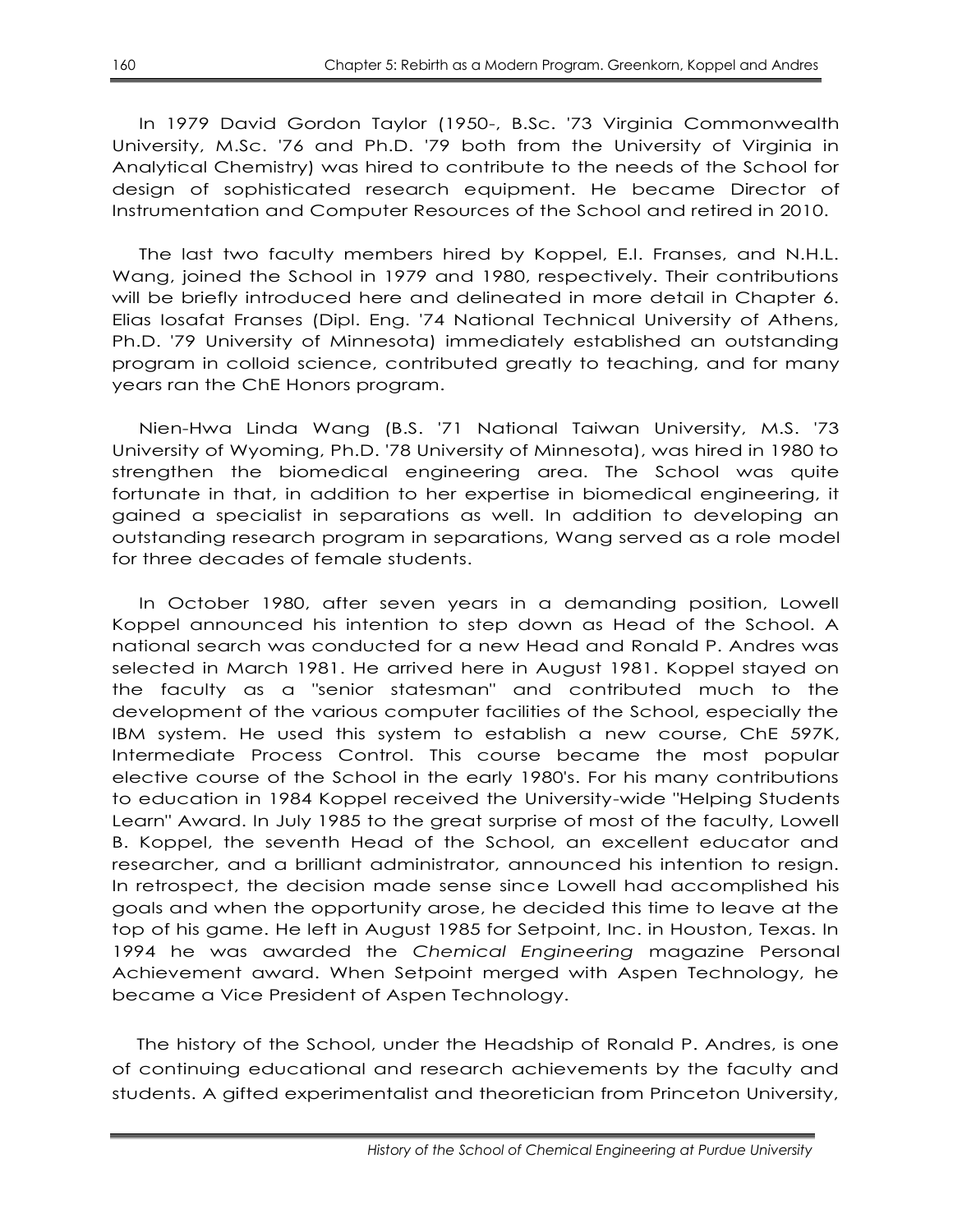In 1979 David Gordon Taylor (1950-, B.Sc. '73 Virginia Commonwealth University, M.Sc. '76 and Ph.D. '79 both from the University of Virginia in Analytical Chemistry) was hired to contribute to the needs of the School for design of sophisticated research equipment. He became Director of Instrumentation and Computer Resources of the School and retired in 2010.

The last two faculty members hired by Koppel, E.I. Franses, and N.H.L. Wang, joined the School in 1979 and 1980, respectively. Their contributions will be briefly introduced here and delineated in more detail in Chapter 6. Elias Iosafat Franses (Dipl. Eng. '74 National Technical University of Athens, Ph.D. '79 University of Minnesota) immediately established an outstanding program in colloid science, contributed greatly to teaching, and for many years ran the ChE Honors program.

Nien-Hwa Linda Wang (B.S. '71 National Taiwan University, M.S. '73 University of Wyoming, Ph.D. '78 University of Minnesota), was hired in 1980 to strengthen the biomedical engineering area. The School was quite fortunate in that, in addition to her expertise in biomedical engineering, it gained a specialist in separations as well. In addition to developing an outstanding research program in separations, Wang served as a role model for three decades of female students.

In October 1980, after seven years in a demanding position, Lowell Koppel announced his intention to step down as Head of the School. A national search was conducted for a new Head and Ronald P. Andres was selected in March 1981. He arrived here in August 1981. Koppel stayed on the faculty as a "senior statesman" and contributed much to the development of the various computer facilities of the School, especially the IBM system. He used this system to establish a new course, ChE 597K, Intermediate Process Control. This course became the most popular elective course of the School in the early 1980's. For his many contributions to education in 1984 Koppel received the University-wide "Helping Students Learn" Award. In July 1985 to the great surprise of most of the faculty, Lowell B. Koppel, the seventh Head of the School, an excellent educator and researcher, and a brilliant administrator, announced his intention to resign. In retrospect, the decision made sense since Lowell had accomplished his goals and when the opportunity arose, he decided this time to leave at the top of his game. He left in August 1985 for Setpoint, Inc. in Houston, Texas. In 1994 he was awarded the *Chemical Engineering* magazine Personal Achievement award. When Setpoint merged with Aspen Technology, he became a Vice President of Aspen Technology.

The history of the School, under the Headship of Ronald P. Andres, is one of continuing educational and research achievements by the faculty and students. A gifted experimentalist and theoretician from Princeton University,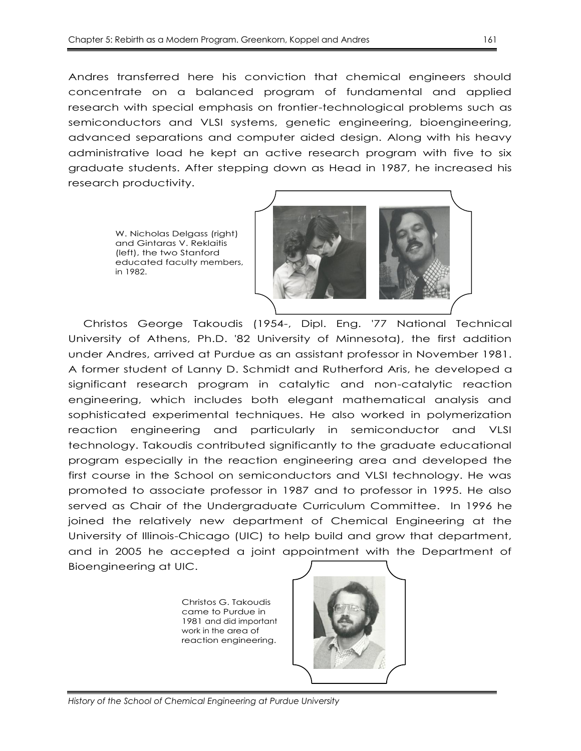Andres transferred here his conviction that chemical engineers should concentrate on a balanced program of fundamental and applied research with special emphasis on frontier-technological problems such as semiconductors and VLSI systems, genetic engineering, bioengineering, advanced separations and computer aided design. Along with his heavy administrative load he kept an active research program with five to six graduate students. After stepping down as Head in 1987, he increased his research productivity.

W. Nicholas Delgass (right) and Gintaras V. Reklaitis (left), the two Stanford educated faculty members, in 1982.

Christos George Takoudis (1954-, Dipl. Eng. '77 National Technical University of Athens, Ph.D. '82 University of Minnesota), the first addition under Andres, arrived at Purdue as an assistant professor in November 1981. A former student of Lanny D. Schmidt and Rutherford Aris, he developed a significant research program in catalytic and non-catalytic reaction engineering, which includes both elegant mathematical analysis and sophisticated experimental techniques. He also worked in polymerization reaction engineering and particularly in semiconductor and VLSI technology. Takoudis contributed significantly to the graduate educational program especially in the reaction engineering area and developed the first course in the School on semiconductors and VLSI technology. He was promoted to associate professor in 1987 and to professor in 1995. He also served as Chair of the Undergraduate Curriculum Committee. In 1996 he joined the relatively new department of Chemical Engineering at the University of Illinois-Chicago (UIC) to help build and grow that department, and in 2005 he accepted a joint appointment with the Department of Bioengineering at UIC.

Christos G. Takoudis came to Purdue in 1981 and did important work in the area of reaction engineering.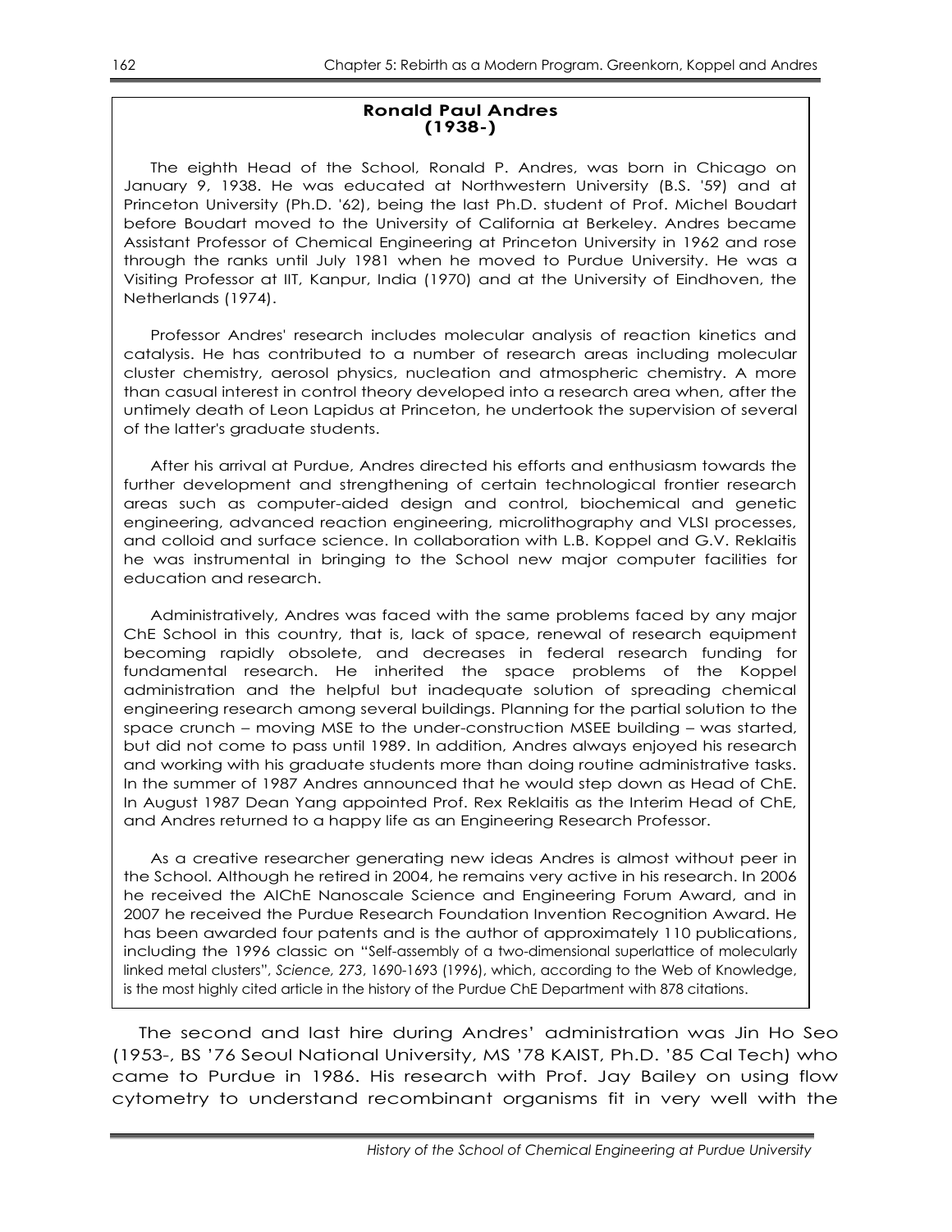**Ronald Paul Andres**
**(1938-)**

The eighth Head of the School, Ronald P. Andres, was born in Chicago on January 9, 1938. He was educated at Northwestern University (B.S. '59) and at Princeton University (Ph.D. '62), being the last Ph.D. student of Prof. Michel Boudart before Boudart moved to the University of California at Berkeley. Andres became Assistant Professor of Chemical Engineering at Princeton University in 1962 and rose through the ranks until July 1981 when he moved to Purdue University. He was a Visiting Professor at IIT, Kanpur, India (1970) and at the University of Eindhoven, the Netherlands (1974).

Professor Andres' research includes molecular analysis of reaction kinetics and catalysis. He has contributed to a number of research areas including molecular cluster chemistry, aerosol physics, nucleation and atmospheric chemistry. A more than casual interest in control theory developed into a research area when, after the untimely death of Leon Lapidus at Princeton, he undertook the supervision of several of the latter's graduate students.

After his arrival at Purdue, Andres directed his efforts and enthusiasm towards the further development and strengthening of certain technological frontier research areas such as computer-aided design and control, biochemical and genetic engineering, advanced reaction engineering, microlithography and VLSI processes, and colloid and surface science. In collaboration with L.B. Koppel and G.V. Reklaitis he was instrumental in bringing to the School new major computer facilities for education and research.

Administratively, Andres was faced with the same problems faced by any major ChE School in this country, that is, lack of space, renewal of research equipment becoming rapidly obsolete, and decreases in federal research funding for fundamental research. He inherited the space problems of the Koppel administration and the helpful but inadequate solution of spreading chemical engineering research among several buildings. Planning for the partial solution to the space crunch – moving MSE to the under-construction MSEE building – was started, but did not come to pass until 1989. In addition, Andres always enjoyed his research and working with his graduate students more than doing routine administrative tasks. In the summer of 1987 Andres announced that he would step down as Head of ChE. In August 1987 Dean Yang appointed Prof. Rex Reklaitis as the Interim Head of ChE, and Andres returned to a happy life as an Engineering Research Professor.

As a creative researcher generating new ideas Andres is almost without peer in the School. Although he retired in 2004, he remains very active in his research. In 2006 he received the AIChE Nanoscale Science and Engineering Forum Award, and in 2007 he received the Purdue Research Foundation Invention Recognition Award. He has been awarded four patents and is the author of approximately 110 publications, including the 1996 classic on "Self-assembly of a two-dimensional superlattice of molecularly linked metal clusters", *Science, 273*, 1690-1693 (1996), which, according to the Web of Knowledge, is the most highly cited article in the history of the Purdue ChE Department with 878 citations.

The second and last hire during Andres' administration was Jin Ho Seo (1953-, BS '76 Seoul National University, MS '78 KAIST, Ph.D. '85 Cal Tech) who came to Purdue in 1986. His research with Prof. Jay Bailey on using flow cytometry to understand recombinant organisms fit in very well with the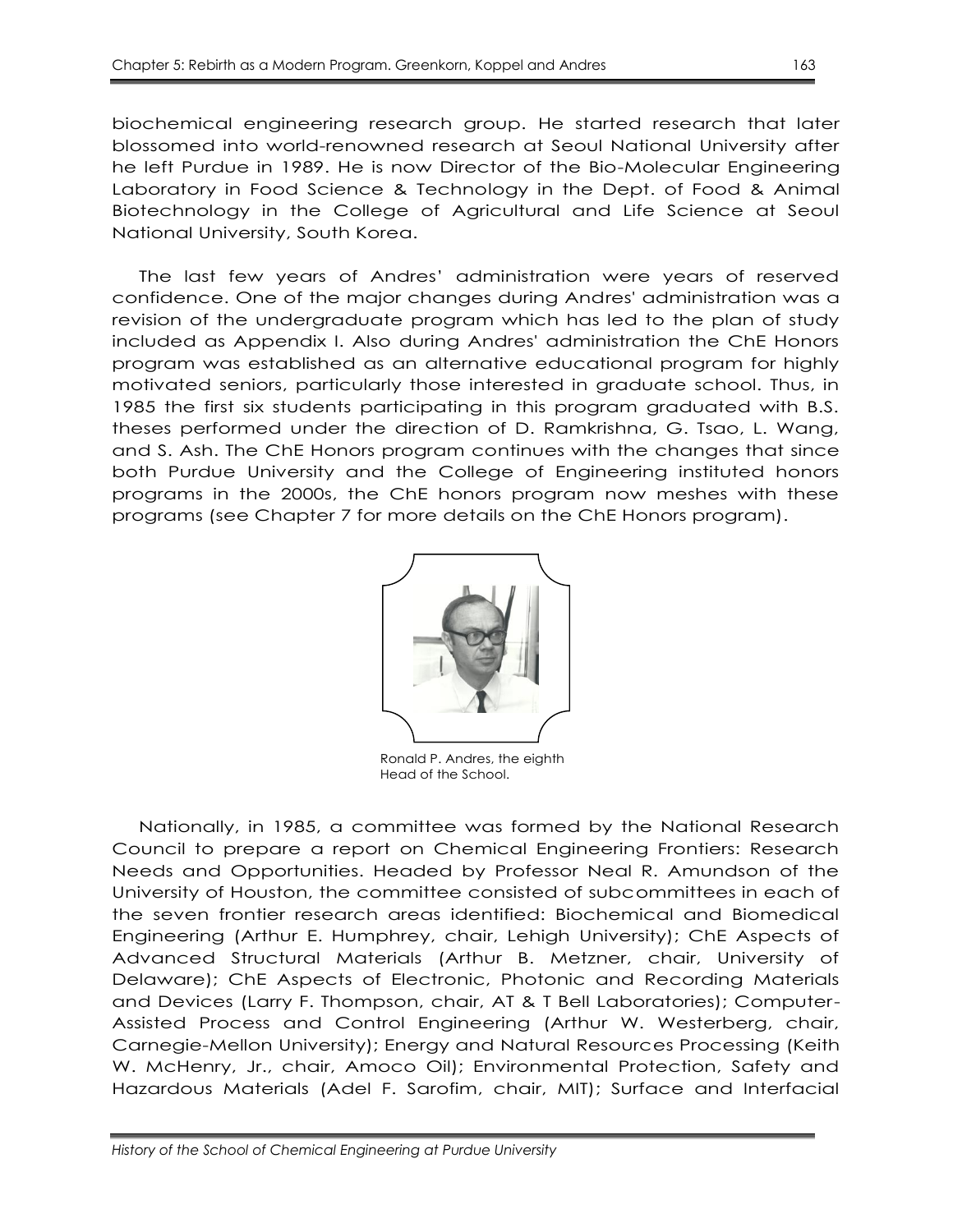biochemical engineering research group. He started research that later blossomed into world-renowned research at Seoul National University after he left Purdue in 1989. He is now Director of the Bio-Molecular Engineering Laboratory in Food Science & Technology in the Dept. of Food & Animal Biotechnology in the College of Agricultural and Life Science at Seoul National University, South Korea.

The last few years of Andres' administration were years of reserved confidence. One of the major changes during Andres' administration was a revision of the undergraduate program which has led to the plan of study included as Appendix I. Also during Andres' administration the ChE Honors program was established as an alternative educational program for highly motivated seniors, particularly those interested in graduate school. Thus, in 1985 the first six students participating in this program graduated with B.S. theses performed under the direction of D. Ramkrishna, G. Tsao, L. Wang, and S. Ash. The ChE Honors program continues with the changes that since both Purdue University and the College of Engineering instituted honors programs in the 2000s, the ChE honors program now meshes with these programs (see Chapter 7 for more details on the ChE Honors program).

Ronald P. Andres, the eighth Head of the School.

Nationally, in 1985, a committee was formed by the National Research Council to prepare a report on Chemical Engineering Frontiers: Research Needs and Opportunities. Headed by Professor Neal R. Amundson of the University of Houston, the committee consisted of subcommittees in each of the seven frontier research areas identified: Biochemical and Biomedical Engineering (Arthur E. Humphrey, chair, Lehigh University); ChE Aspects of Advanced Structural Materials (Arthur B. Metzner, chair, University of Delaware); ChE Aspects of Electronic, Photonic and Recording Materials and Devices (Larry F. Thompson, chair, AT & T Bell Laboratories); Computer-Assisted Process and Control Engineering (Arthur W. Westerberg, chair, Carnegie-Mellon University); Energy and Natural Resources Processing (Keith W. McHenry, Jr., chair, Amoco Oil); Environmental Protection, Safety and Hazardous Materials (Adel F. Sarofim, chair, MIT); Surface and Interfacial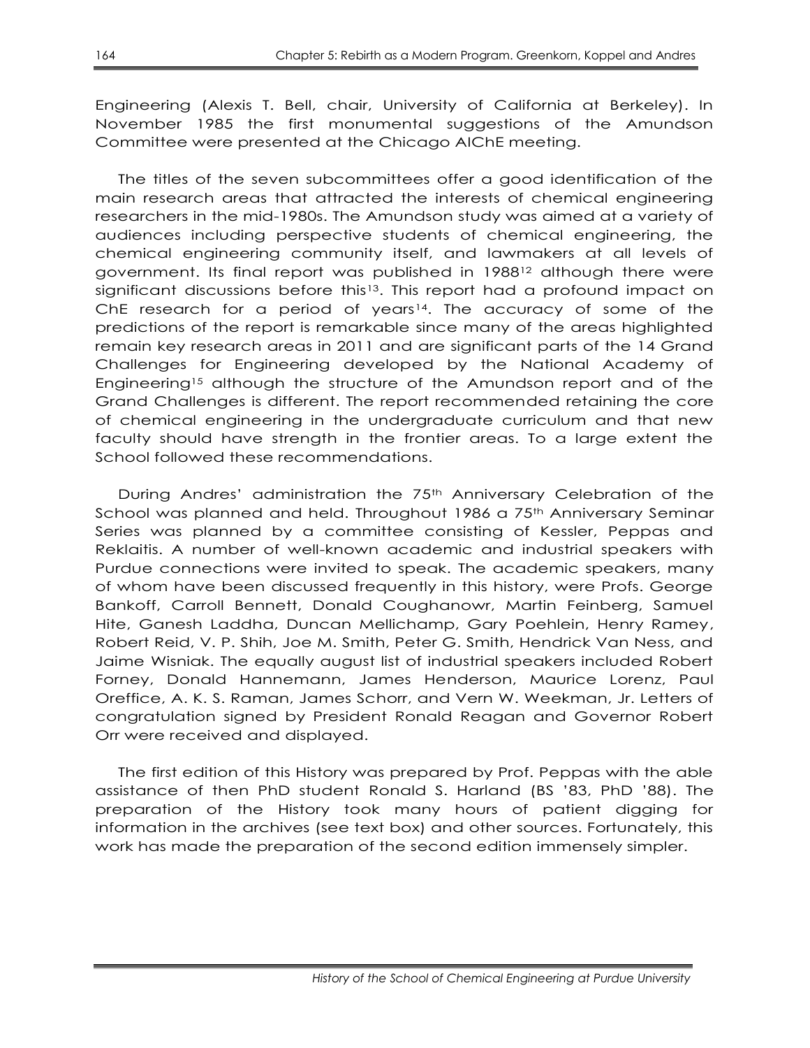Engineering (Alexis T. Bell, chair, University of California at Berkeley). In November 1985 the first monumental suggestions of the Amundson Committee were presented at the Chicago AIChE meeting.

The titles of the seven subcommittees offer a good identification of the main research areas that attracted the interests of chemical engineering researchers in the mid-1980s. The Amundson study was aimed at a variety of audiences including perspective students of chemical engineering, the chemical engineering community itself, and lawmakers at all levels of government. Its final report was published in 1988[12] although there were significant discussions before this[13]. This report had a profound impact on ChE research for a period of years[14]. The accuracy of some of the predictions of the report is remarkable since many of the areas highlighted remain key research areas in 2011 and are significant parts of the 14 Grand Challenges for Engineering developed by the National Academy of Engineering[15] although the structure of the Amundson report and of the Grand Challenges is different. The report recommended retaining the core of chemical engineering in the undergraduate curriculum and that new faculty should have strength in the frontier areas. To a large extent the School followed these recommendations.

During Andres' administration the 75th Anniversary Celebration of the School was planned and held. Throughout 1986 a 75th Anniversary Seminar Series was planned by a committee consisting of Kessler, Peppas and Reklaitis. A number of well-known academic and industrial speakers with Purdue connections were invited to speak. The academic speakers, many of whom have been discussed frequently in this history, were Profs. George Bankoff, Carroll Bennett, Donald Coughanowr, Martin Feinberg, Samuel Hite, Ganesh Laddha, Duncan Mellichamp, Gary Poehlein, Henry Ramey, Robert Reid, V. P. Shih, Joe M. Smith, Peter G. Smith, Hendrick Van Ness, and Jaime Wisniak. The equally august list of industrial speakers included Robert Forney, Donald Hannemann, James Henderson, Maurice Lorenz, Paul Oreffice, A. K. S. Raman, James Schorr, and Vern W. Weekman, Jr. Letters of congratulation signed by President Ronald Reagan and Governor Robert Orr were received and displayed.

The first edition of this History was prepared by Prof. Peppas with the able assistance of then PhD student Ronald S. Harland (BS '83, PhD '88). The preparation of the History took many hours of patient digging for information in the archives (see text box) and other sources. Fortunately, this work has made the preparation of the second edition immensely simpler.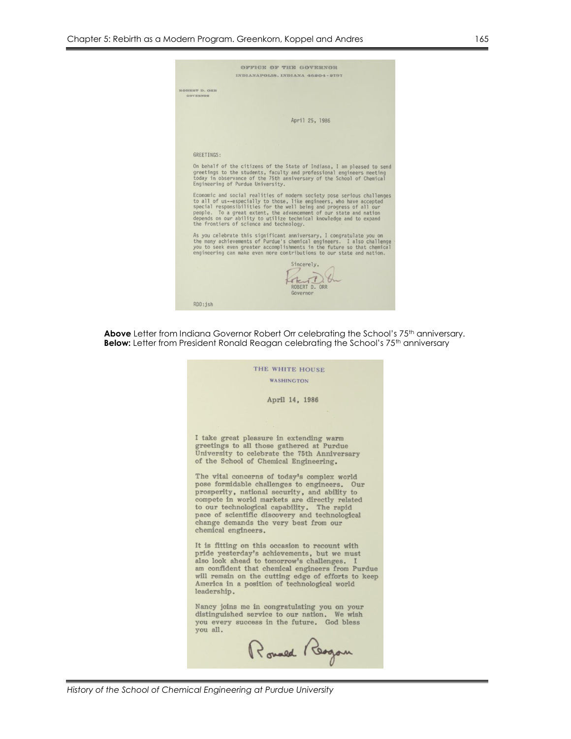OFFICE OF THE GOVERNOR

INDIANAPOLIS, INDIANA 46204-2797

ROBERT D. ORR
GOVERNOR

April 25, 1986

GREETINGS:

On behalf of the citizens of the State of Indiana, I am pleased to send greetings to the students, faculty and professional engineers meeting today in observance of the 75th anniversary of the School of Chemical Engineering of Purdue University.

Economic and social realities of modern society pose serious challenges to all of us--especially to those, like engineers, who have accepted special responsibilities for the well being and progress of all our people. To a great extent, the advancement of our state and nation depends on our ability to utilize technical knowledge and to expand the frontiers of science and technology.

As you celebrate this significant anniversary, I congratulate you on the many achievements of Purdue's chemical engineers. I also challenge you to seek even greater accomplishments in the future so that chemical engineering can make even more contributions to our state and nation.

Sincerely,

ROBERT D. ORR
Governor

RDO:jsh

**Above** Letter from Indiana Governor Robert Orr celebrating the School's 75th anniversary.
**Below:** Letter from President Ronald Reagan celebrating the School's 75th anniversary

THE WHITE HOUSE

WASHINGTON

April 14, 1986

I take great pleasure in extending warm greetings to all those gathered at Purdue University to celebrate the 75th Anniversary of the School of Chemical Engineering.

The vital concerns of today's complex world pose formidable challenges to engineers. Our prosperity, national security, and ability to compete in world markets are directly related to our technological capability. The rapid pace of scientific discovery and technological change demands the very best from our chemical engineers.

It is fitting on this occasion to recount with pride yesterday's achievements, but we must also look ahead to tomorrow's challenges. I am confident that chemical engineers from Purdue will remain on the cutting edge of efforts to keep America in a position of technological world leadership.

Nancy joins me in congratulating you on your distinguished service to our nation. We wish you every success in the future. God bless you all.

Ronald Reagan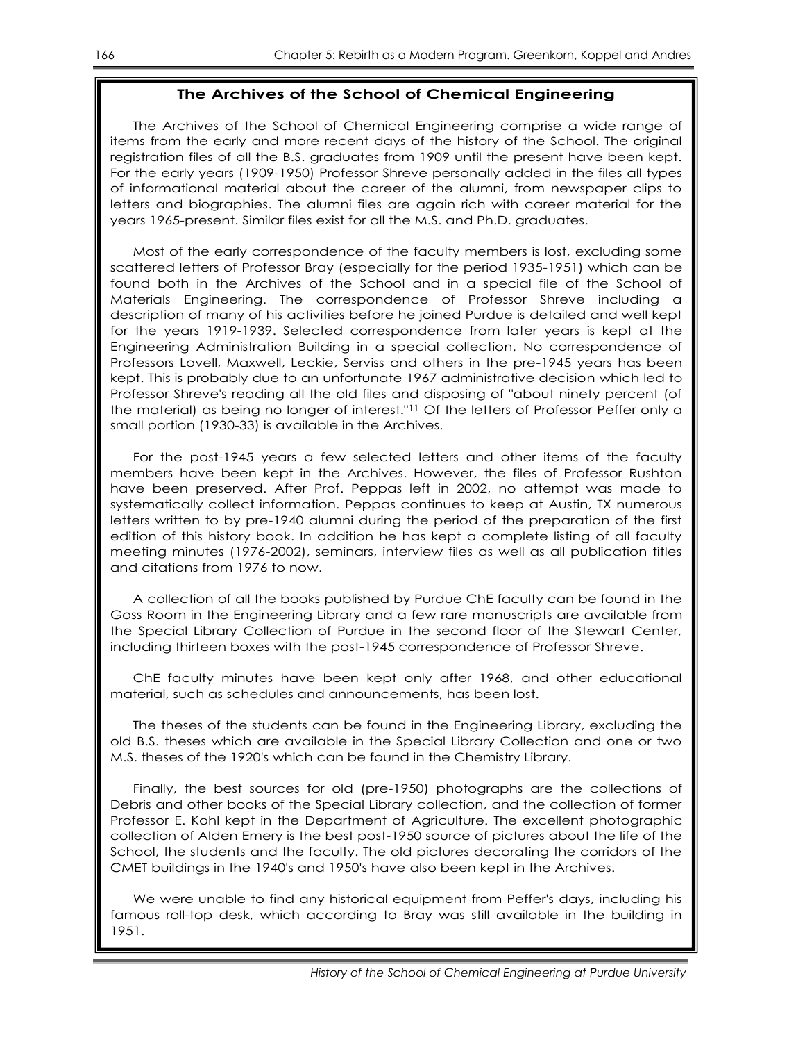## The Archives of the School of Chemical Engineering

The Archives of the School of Chemical Engineering comprise a wide range of items from the early and more recent days of the history of the School. The original registration files of all the B.S. graduates from 1909 until the present have been kept. For the early years (1909-1950) Professor Shreve personally added in the files all types of informational material about the career of the alumni, from newspaper clips to letters and biographies. The alumni files are again rich with career material for the years 1965-present. Similar files exist for all the M.S. and Ph.D. graduates.

Most of the early correspondence of the faculty members is lost, excluding some scattered letters of Professor Bray (especially for the period 1935-1951) which can be found both in the Archives of the School and in a special file of the School of Materials Engineering. The correspondence of Professor Shreve including a description of many of his activities before he joined Purdue is detailed and well kept for the years 1919-1939. Selected correspondence from later years is kept at the Engineering Administration Building in a special collection. No correspondence of Professors Lovell, Maxwell, Leckie, Serviss and others in the pre-1945 years has been kept. This is probably due to an unfortunate 1967 administrative decision which led to Professor Shreve's reading all the old files and disposing of "about ninety percent (of the material) as being no longer of interest."[11] Of the letters of Professor Peffer only a small portion (1930-33) is available in the Archives.

For the post-1945 years a few selected letters and other items of the faculty members have been kept in the Archives. However, the files of Professor Rushton have been preserved. After Prof. Peppas left in 2002, no attempt was made to systematically collect information. Peppas continues to keep at Austin, TX numerous letters written to by pre-1940 alumni during the period of the preparation of the first edition of this history book. In addition he has kept a complete listing of all faculty meeting minutes (1976-2002), seminars, interview files as well as all publication titles and citations from 1976 to now.

A collection of all the books published by Purdue ChE faculty can be found in the Goss Room in the Engineering Library and a few rare manuscripts are available from the Special Library Collection of Purdue in the second floor of the Stewart Center, including thirteen boxes with the post-1945 correspondence of Professor Shreve.

ChE faculty minutes have been kept only after 1968, and other educational material, such as schedules and announcements, has been lost.

The theses of the students can be found in the Engineering Library, excluding the old B.S. theses which are available in the Special Library Collection and one or two M.S. theses of the 1920's which can be found in the Chemistry Library.

Finally, the best sources for old (pre-1950) photographs are the collections of Debris and other books of the Special Library collection, and the collection of former Professor E. Kohl kept in the Department of Agriculture. The excellent photographic collection of Alden Emery is the best post-1950 source of pictures about the life of the School, the students and the faculty. The old pictures decorating the corridors of the CMET buildings in the 1940's and 1950's have also been kept in the Archives.

We were unable to find any historical equipment from Peffer's days, including his famous roll-top desk, which according to Bray was still available in the building in 1951.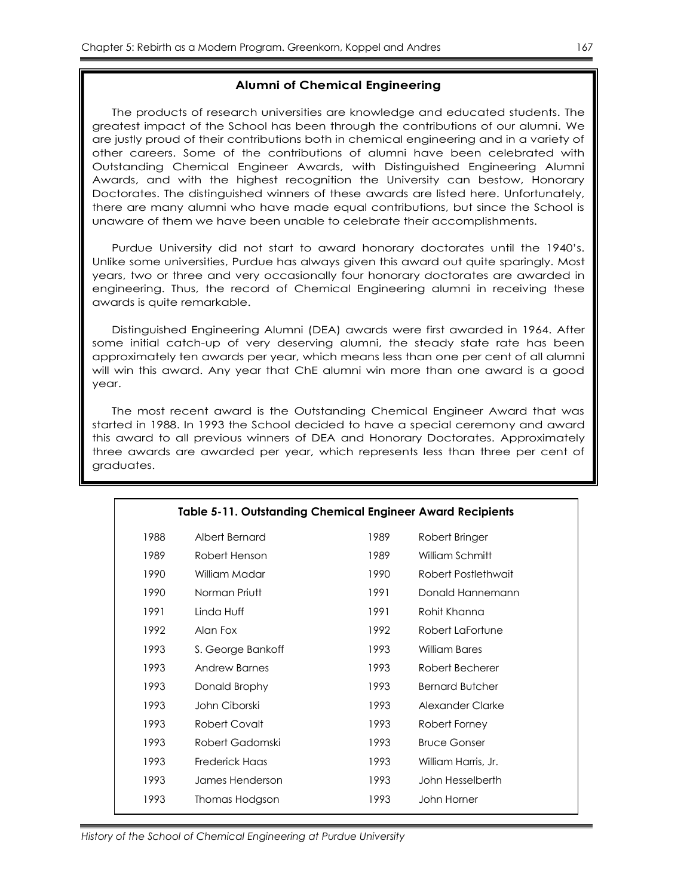## Alumni of Chemical Engineering

The products of research universities are knowledge and educated students. The greatest impact of the School has been through the contributions of our alumni. We are justly proud of their contributions both in chemical engineering and in a variety of other careers. Some of the contributions of alumni have been celebrated with Outstanding Chemical Engineer Awards, with Distinguished Engineering Alumni Awards, and with the highest recognition the University can bestow, Honorary Doctorates. The distinguished winners of these awards are listed here. Unfortunately, there are many alumni who have made equal contributions, but since the School is unaware of them we have been unable to celebrate their accomplishments.

Purdue University did not start to award honorary doctorates until the 1940's. Unlike some universities, Purdue has always given this award out quite sparingly. Most years, two or three and very occasionally four honorary doctorates are awarded in engineering. Thus, the record of Chemical Engineering alumni in receiving these awards is quite remarkable.

Distinguished Engineering Alumni (DEA) awards were first awarded in 1964. After some initial catch-up of very deserving alumni, the steady state rate has been approximately ten awards per year, which means less than one per cent of all alumni will win this award. Any year that ChE alumni win more than one award is a good year.

The most recent award is the Outstanding Chemical Engineer Award that was started in 1988. In 1993 the School decided to have a special ceremony and award this award to all previous winners of DEA and Honorary Doctorates. Approximately three awards are awarded per year, which represents less than three per cent of graduates.

**Table 5-11. Outstanding Chemical Engineer Award Recipients**

| Year | Name | Year | Name |
|---|---|---|---|
| 1988 | Albert Bernard | 1989 | Robert Bringer |
| 1989 | Robert Henson | 1989 | William Schmitt |
| 1990 | William Madar | 1990 | Robert Postlethwait |
| 1990 | Norman Priutt | 1991 | Donald Hannemann |
| 1991 | Linda Huff | 1991 | Rohit Khanna |
| 1992 | Alan Fox | 1992 | Robert LaFortune |
| 1993 | S. George Bankoff | 1993 | William Bares |
| 1993 | Andrew Barnes | 1993 | Robert Becherer |
| 1993 | Donald Brophy | 1993 | Bernard Butcher |
| 1993 | John Ciborski | 1993 | Alexander Clarke |
| 1993 | Robert Covalt | 1993 | Robert Forney |
| 1993 | Robert Gadomski | 1993 | Bruce Gonser |
| 1993 | Frederick Haas | 1993 | William Harris, Jr. |
| 1993 | James Henderson | 1993 | John Hesselberth |
| 1993 | Thomas Hodgson | 1993 | John Horner |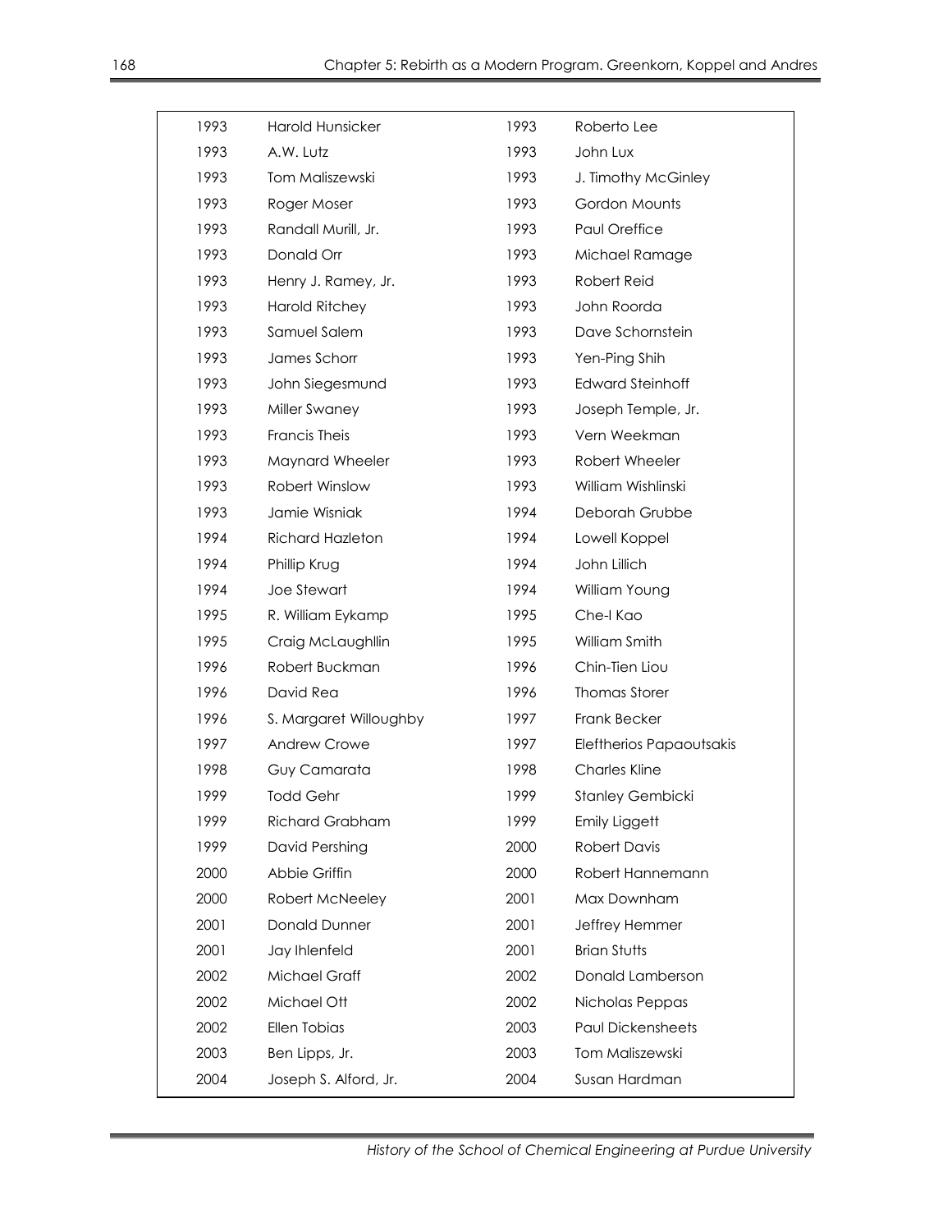| | | | |
|---|---|---|---|
| 1993 | Harold Hunsicker | 1993 | Roberto Lee |
| 1993 | A.W. Lutz | 1993 | John Lux |
| 1993 | Tom Maliszewski | 1993 | J. Timothy McGinley |
| 1993 | Roger Moser | 1993 | Gordon Mounts |
| 1993 | Randall Murill, Jr. | 1993 | Paul Oreffice |
| 1993 | Donald Orr | 1993 | Michael Ramage |
| 1993 | Henry J. Ramey, Jr. | 1993 | Robert Reid |
| 1993 | Harold Ritchey | 1993 | John Roorda |
| 1993 | Samuel Salem | 1993 | Dave Schornstein |
| 1993 | James Schorr | 1993 | Yen-Ping Shih |
| 1993 | John Siegesmund | 1993 | Edward Steinhoff |
| 1993 | Miller Swaney | 1993 | Joseph Temple, Jr. |
| 1993 | Francis Theis | 1993 | Vern Weekman |
| 1993 | Maynard Wheeler | 1993 | Robert Wheeler |
| 1993 | Robert Winslow | 1993 | William Wishlinski |
| 1993 | Jamie Wisniak | 1994 | Deborah Grubbe |
| 1994 | Richard Hazleton | 1994 | Lowell Koppel |
| 1994 | Phillip Krug | 1994 | John Lillich |
| 1994 | Joe Stewart | 1994 | William Young |
| 1995 | R. William Eykamp | 1995 | Che-I Kao |
| 1995 | Craig McLaughllin | 1995 | William Smith |
| 1996 | Robert Buckman | 1996 | Chin-Tien Liou |
| 1996 | David Rea | 1996 | Thomas Storer |
| 1996 | S. Margaret Willoughby | 1997 | Frank Becker |
| 1997 | Andrew Crowe | 1997 | Eleftherios Papaoutsakis |
| 1998 | Guy Camarata | 1998 | Charles Kline |
| 1999 | Todd Gehr | 1999 | Stanley Gembicki |
| 1999 | Richard Grabham | 1999 | Emily Liggett |
| 1999 | David Pershing | 2000 | Robert Davis |
| 2000 | Abbie Griffin | 2000 | Robert Hannemann |
| 2000 | Robert McNeeley | 2001 | Max Downham |
| 2001 | Donald Dunner | 2001 | Jeffrey Hemmer |
| 2001 | Jay Ihlenfeld | 2001 | Brian Stutts |
| 2002 | Michael Graff | 2002 | Donald Lamberson |
| 2002 | Michael Ott | 2002 | Nicholas Peppas |
| 2002 | Ellen Tobias | 2003 | Paul Dickensheets |
| 2003 | Ben Lipps, Jr. | 2003 | Tom Maliszewski |
| 2004 | Joseph S. Alford, Jr. | 2004 | Susan Hardman |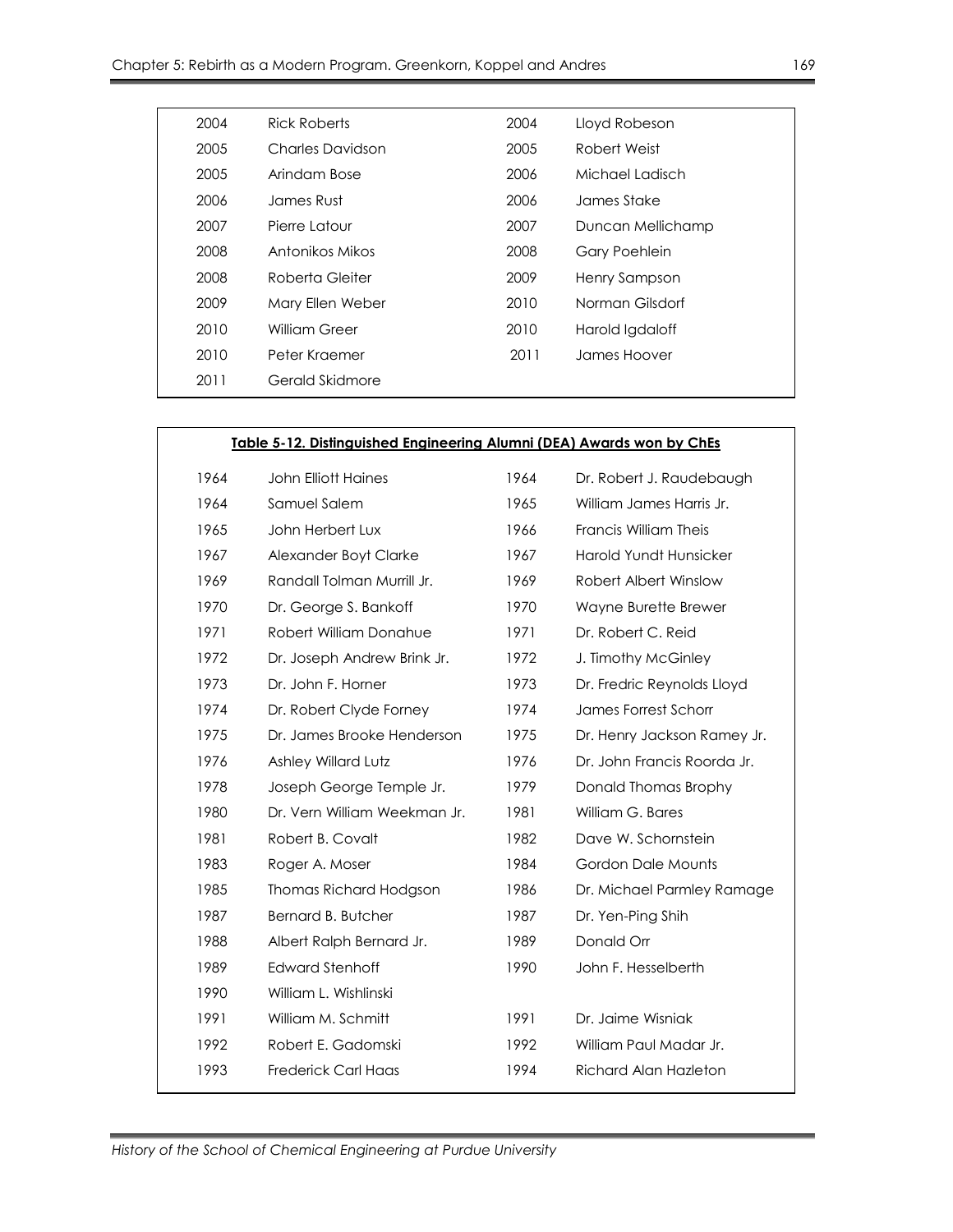| | | | |
|---|---|---|---|
| 2004 | Rick Roberts | 2004 | Lloyd Robeson |
| 2005 | Charles Davidson | 2005 | Robert Weist |
| 2005 | Arindam Bose | 2006 | Michael Ladisch |
| 2006 | James Rust | 2006 | James Stake |
| 2007 | Pierre Latour | 2007 | Duncan Mellichamp |
| 2008 | Antonikos Mikos | 2008 | Gary Poehlein |
| 2008 | Roberta Gleiter | 2009 | Henry Sampson |
| 2009 | Mary Ellen Weber | 2010 | Norman Gilsdorf |
| 2010 | William Greer | 2010 | Harold Igdaloff |
| 2010 | Peter Kraemer | 2011 | James Hoover |
| 2011 | Gerald Skidmore | | |

**Table 5-12. Distinguished Engineering Alumni (DEA) Awards won by ChEs**

| | | | |
|---|---|---|---|
| 1964 | John Elliott Haines | 1964 | Dr. Robert J. Raudebaugh |
| 1964 | Samuel Salem | 1965 | William James Harris Jr. |
| 1965 | John Herbert Lux | 1966 | Francis William Theis |
| 1967 | Alexander Boyt Clarke | 1967 | Harold Yundt Hunsicker |
| 1969 | Randall Tolman Murrill Jr. | 1969 | Robert Albert Winslow |
| 1970 | Dr. George S. Bankoff | 1970 | Wayne Burette Brewer |
| 1971 | Robert William Donahue | 1971 | Dr. Robert C. Reid |
| 1972 | Dr. Joseph Andrew Brink Jr. | 1972 | J. Timothy McGinley |
| 1973 | Dr. John F. Horner | 1973 | Dr. Fredric Reynolds Lloyd |
| 1974 | Dr. Robert Clyde Forney | 1974 | James Forrest Schorr |
| 1975 | Dr. James Brooke Henderson | 1975 | Dr. Henry Jackson Ramey Jr. |
| 1976 | Ashley Willard Lutz | 1976 | Dr. John Francis Roorda Jr. |
| 1978 | Joseph George Temple Jr. | 1979 | Donald Thomas Brophy |
| 1980 | Dr. Vern William Weekman Jr. | 1981 | William G. Bares |
| 1981 | Robert B. Covalt | 1982 | Dave W. Schornstein |
| 1983 | Roger A. Moser | 1984 | Gordon Dale Mounts |
| 1985 | Thomas Richard Hodgson | 1986 | Dr. Michael Parmley Ramage |
| 1987 | Bernard B. Butcher | 1987 | Dr. Yen-Ping Shih |
| 1988 | Albert Ralph Bernard Jr. | 1989 | Donald Orr |
| 1989 | Edward Stenhoff | 1990 | John F. Hesselberth |
| 1990 | William L. Wishlinski | | |
| 1991 | William M. Schmitt | 1991 | Dr. Jaime Wisniak |
| 1992 | Robert E. Gadomski | 1992 | William Paul Madar Jr. |
| 1993 | Frederick Carl Haas | 1994 | Richard Alan Hazleton |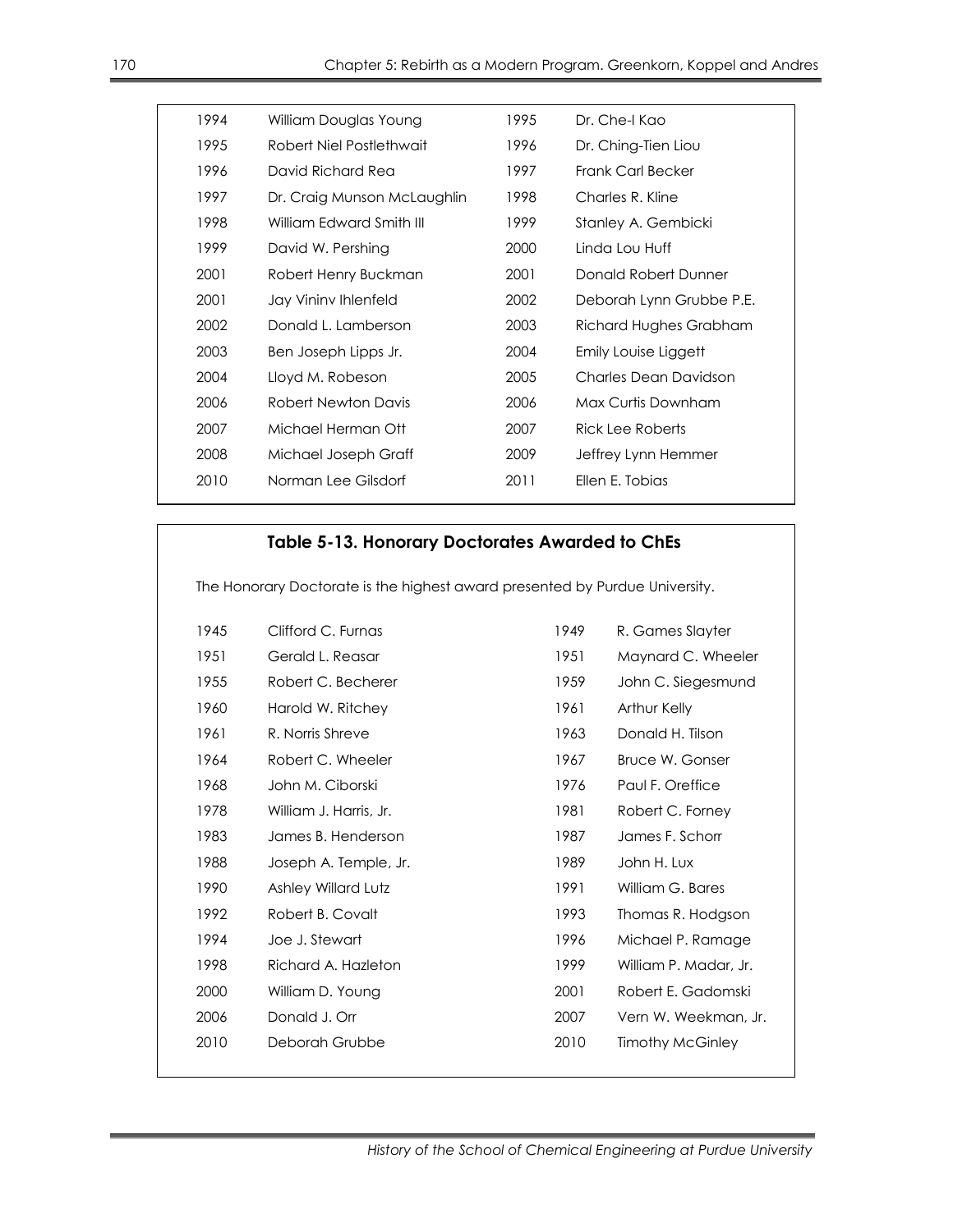| | | | |
|---|---|---|---|
| 1994 | William Douglas Young | 1995 | Dr. Che-I Kao |
| 1995 | Robert Niel Postlethwait | 1996 | Dr. Ching-Tien Liou |
| 1996 | David Richard Rea | 1997 | Frank Carl Becker |
| 1997 | Dr. Craig Munson McLaughlin | 1998 | Charles R. Kline |
| 1998 | William Edward Smith III | 1999 | Stanley A. Gembicki |
| 1999 | David W. Pershing | 2000 | Linda Lou Huff |
| 2001 | Robert Henry Buckman | 2001 | Donald Robert Dunner |
| 2001 | Jay Vininv Ihlenfeld | 2002 | Deborah Lynn Grubbe P.E. |
| 2002 | Donald L. Lamberson | 2003 | Richard Hughes Grabham |
| 2003 | Ben Joseph Lipps Jr. | 2004 | Emily Louise Liggett |
| 2004 | Lloyd M. Robeson | 2005 | Charles Dean Davidson |
| 2006 | Robert Newton Davis | 2006 | Max Curtis Downham |
| 2007 | Michael Herman Ott | 2007 | Rick Lee Roberts |
| 2008 | Michael Joseph Graff | 2009 | Jeffrey Lynn Hemmer |
| 2010 | Norman Lee Gilsdorf | 2011 | Ellen E. Tobias |

## Table 5-13. Honorary Doctorates Awarded to ChEs

The Honorary Doctorate is the highest award presented by Purdue University.

| | | | |
|---|---|---|---|
| 1945 | Clifford C. Furnas | 1949 | R. Games Slayter |
| 1951 | Gerald L. Reasar | 1951 | Maynard C. Wheeler |
| 1955 | Robert C. Becherer | 1959 | John C. Siegesmund |
| 1960 | Harold W. Ritchey | 1961 | Arthur Kelly |
| 1961 | R. Norris Shreve | 1963 | Donald H. Tilson |
| 1964 | Robert C. Wheeler | 1967 | Bruce W. Gonser |
| 1968 | John M. Ciborski | 1976 | Paul F. Oreffice |
| 1978 | William J. Harris, Jr. | 1981 | Robert C. Forney |
| 1983 | James B. Henderson | 1987 | James F. Schorr |
| 1988 | Joseph A. Temple, Jr. | 1989 | John H. Lux |
| 1990 | Ashley Willard Lutz | 1991 | William G. Bares |
| 1992 | Robert B. Covalt | 1993 | Thomas R. Hodgson |
| 1994 | Joe J. Stewart | 1996 | Michael P. Ramage |
| 1998 | Richard A. Hazleton | 1999 | William P. Madar, Jr. |
| 2000 | William D. Young | 2001 | Robert E. Gadomski |
| 2006 | Donald J. Orr | 2007 | Vern W. Weekman, Jr. |
| 2010 | Deborah Grubbe | 2010 | Timothy McGinley |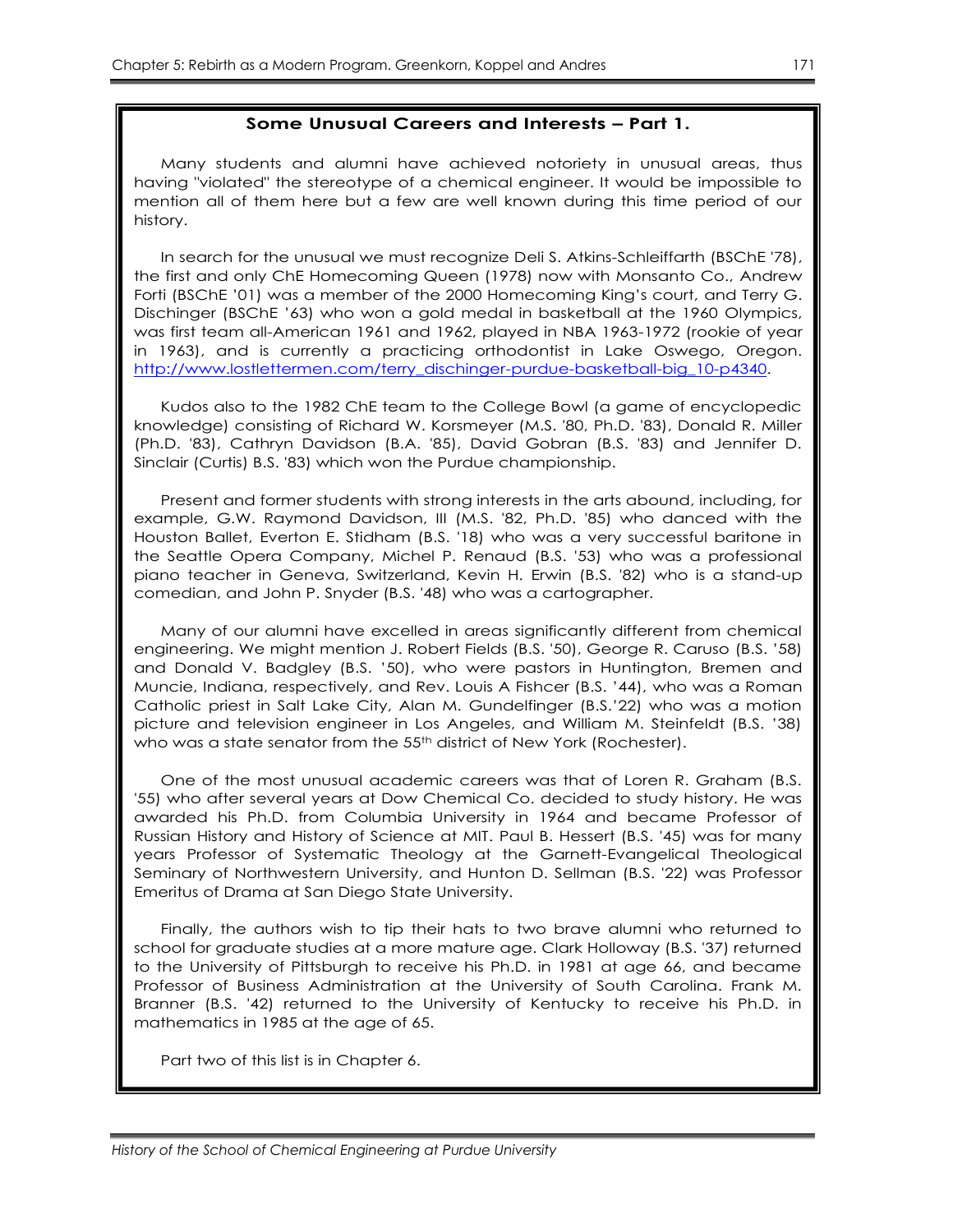## Some Unusual Careers and Interests – Part 1.

Many students and alumni have achieved notoriety in unusual areas, thus having "violated" the stereotype of a chemical engineer. It would be impossible to mention all of them here but a few are well known during this time period of our history.

In search for the unusual we must recognize Deli S. Atkins-Schleiffarth (BSChE '78), the first and only ChE Homecoming Queen (1978) now with Monsanto Co., Andrew Forti (BSChE '01) was a member of the 2000 Homecoming King's court, and Terry G. Dischinger (BSChE '63) who won a gold medal in basketball at the 1960 Olympics, was first team all-American 1961 and 1962, played in NBA 1963-1972 (rookie of year in 1963), and is currently a practicing orthodontist in Lake Oswego, Oregon. http://www.lostlettermen.com/terry_dischinger-purdue-basketball-big_10-p4340.

Kudos also to the 1982 ChE team to the College Bowl (a game of encyclopedic knowledge) consisting of Richard W. Korsmeyer (M.S. '80, Ph.D. '83), Donald R. Miller (Ph.D. '83), Cathryn Davidson (B.A. '85), David Gobran (B.S. '83) and Jennifer D. Sinclair (Curtis) B.S. '83) which won the Purdue championship.

Present and former students with strong interests in the arts abound, including, for example, G.W. Raymond Davidson, III (M.S. '82, Ph.D. '85) who danced with the Houston Ballet, Everton E. Stidham (B.S. '18) who was a very successful baritone in the Seattle Opera Company, Michel P. Renaud (B.S. '53) who was a professional piano teacher in Geneva, Switzerland, Kevin H. Erwin (B.S. '82) who is a stand-up comedian, and John P. Snyder (B.S. '48) who was a cartographer.

Many of our alumni have excelled in areas significantly different from chemical engineering. We might mention J. Robert Fields (B.S. '50), George R. Caruso (B.S. '58) and Donald V. Badgley (B.S. '50), who were pastors in Huntington, Bremen and Muncie, Indiana, respectively, and Rev. Louis A Fishcer (B.S. '44), who was a Roman Catholic priest in Salt Lake City, Alan M. Gundelfinger (B.S.'22) who was a motion picture and television engineer in Los Angeles, and William M. Steinfeldt (B.S. '38) who was a state senator from the 55th district of New York (Rochester).

One of the most unusual academic careers was that of Loren R. Graham (B.S. '55) who after several years at Dow Chemical Co. decided to study history. He was awarded his Ph.D. from Columbia University in 1964 and became Professor of Russian History and History of Science at MIT. Paul B. Hessert (B.S. '45) was for many years Professor of Systematic Theology at the Garnett-Evangelical Theological Seminary of Northwestern University, and Hunton D. Sellman (B.S. '22) was Professor Emeritus of Drama at San Diego State University.

Finally, the authors wish to tip their hats to two brave alumni who returned to school for graduate studies at a more mature age. Clark Holloway (B.S. '37) returned to the University of Pittsburgh to receive his Ph.D. in 1981 at age 66, and became Professor of Business Administration at the University of South Carolina. Frank M. Branner (B.S. '42) returned to the University of Kentucky to receive his Ph.D. in mathematics in 1985 at the age of 65.

Part two of this list is in Chapter 6.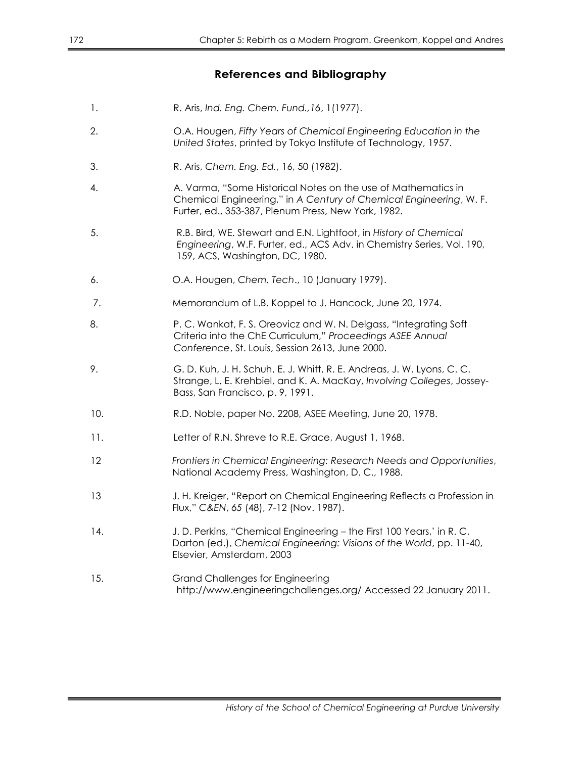## References and Bibliography

1. R. Aris, *Ind. Eng. Chem. Fund.,16*, 1(1977).
2. O.A. Hougen, *Fifty Years of Chemical Engineering Education in the United States*, printed by Tokyo Institute of Technology, 1957.
3. R. Aris, *Chem. Eng. Ed.*, 16, 50 (1982).
4. A. Varma, "Some Historical Notes on the use of Mathematics in Chemical Engineering," in *A Century of Chemical Engineering*, W. F. Furter, ed., 353-387, Plenum Press, New York, 1982.
5. R.B. Bird, WE. Stewart and E.N. Lightfoot, in *History of Chemical Engineering*, W.F. Furter, ed., ACS Adv. in Chemistry Series, Vol. 190, 159, ACS, Washington, DC, 1980.
6. O.A. Hougen, *Chem. Tech*., 10 (January 1979).
7. Memorandum of L.B. Koppel to J. Hancock, June 20, 1974.
8. P. C. Wankat, F. S. Oreovicz and W. N. Delgass, "Integrating Soft Criteria into the ChE Curriculum," *Proceedings ASEE Annual Conference*, St. Louis, Session 2613, June 2000.
9. G. D. Kuh, J. H. Schuh, E. J. Whitt, R. E. Andreas, J. W. Lyons, C. C. Strange, L. E. Krehbiel, and K. A. MacKay, *Involving Colleges*, Jossey-Bass, San Francisco, p. 9, 1991.
10. R.D. Noble, paper No. 2208, ASEE Meeting, June 20, 1978.
11. Letter of R.N. Shreve to R.E. Grace, August 1, 1968.
12. *Frontiers in Chemical Engineering: Research Needs and Opportunities*, National Academy Press, Washington, D. C., 1988.
13. J. H. Kreiger, "Report on Chemical Engineering Reflects a Profession in Flux," *C&EN*, *65* (48), 7-12 (Nov. 1987).
14. J. D. Perkins, "Chemical Engineering – the First 100 Years,' in R. C. Darton (ed.), *Chemical Engineering: Visions of the World*, pp. 11-40, Elsevier, Amsterdam, 2003
15. Grand Challenges for Engineering http://www.engineeringchallenges.org/ Accessed 22 January 2011.